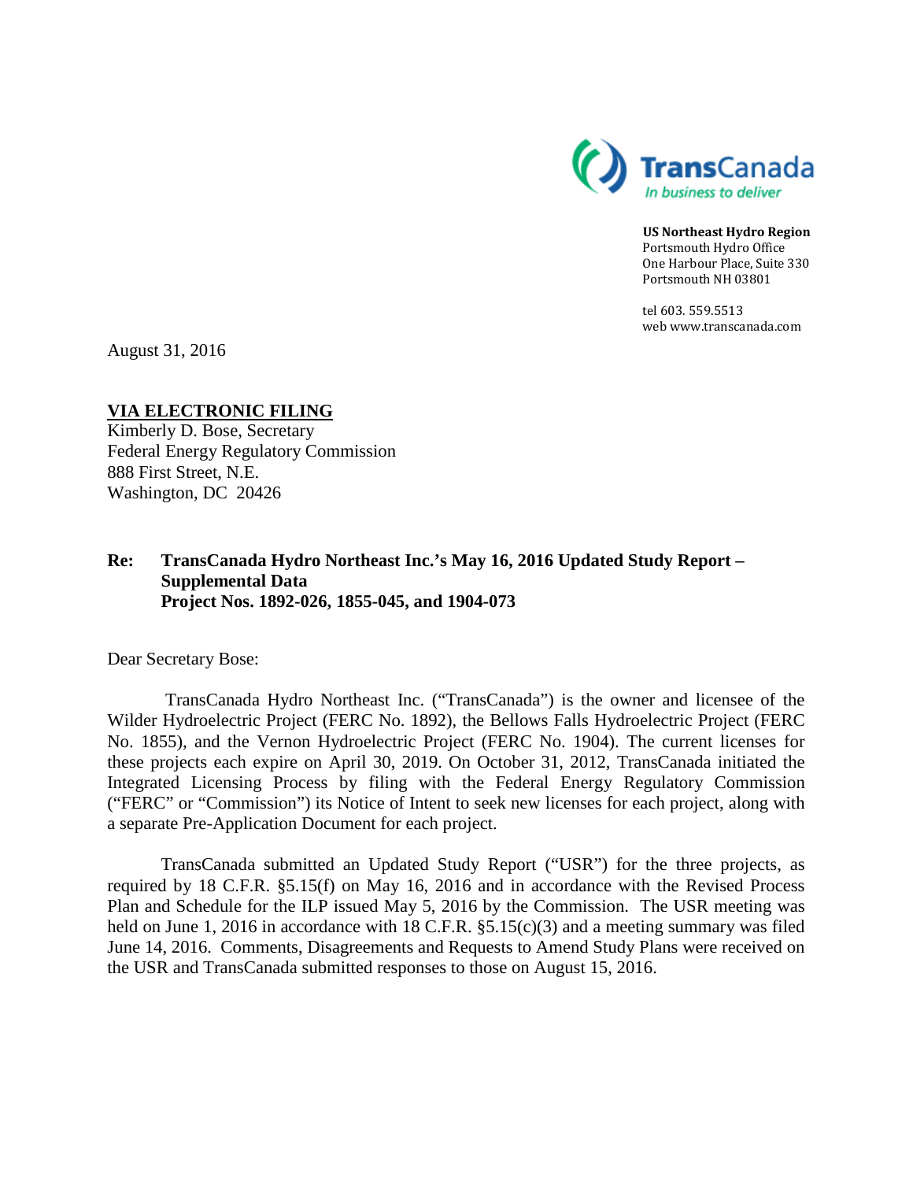TransCanada
*In business to deliver*

**US Northeast Hydro Region**
Portsmouth Hydro Office
One Harbour Place, Suite 330
Portsmouth NH 03801

tel 603. 559.5513
web www.transcanada.com

August 31, 2016

**VIA ELECTRONIC FILING**
Kimberly D. Bose, Secretary
Federal Energy Regulatory Commission
888 First Street, N.E.
Washington, DC 20426

**Re: TransCanada Hydro Northeast Inc.'s May 16, 2016 Updated Study Report – Supplemental Data**
**Project Nos. 1892-026, 1855-045, and 1904-073**

Dear Secretary Bose:

TransCanada Hydro Northeast Inc. ("TransCanada") is the owner and licensee of the Wilder Hydroelectric Project (FERC No. 1892), the Bellows Falls Hydroelectric Project (FERC No. 1855), and the Vernon Hydroelectric Project (FERC No. 1904). The current licenses for these projects each expire on April 30, 2019. On October 31, 2012, TransCanada initiated the Integrated Licensing Process by filing with the Federal Energy Regulatory Commission ("FERC" or "Commission") its Notice of Intent to seek new licenses for each project, along with a separate Pre-Application Document for each project.

TransCanada submitted an Updated Study Report ("USR") for the three projects, as required by 18 C.F.R. §5.15(f) on May 16, 2016 and in accordance with the Revised Process Plan and Schedule for the ILP issued May 5, 2016 by the Commission. The USR meeting was held on June 1, 2016 in accordance with 18 C.F.R. §5.15(c)(3) and a meeting summary was filed June 14, 2016. Comments, Disagreements and Requests to Amend Study Plans were received on the USR and TransCanada submitted responses to those on August 15, 2016.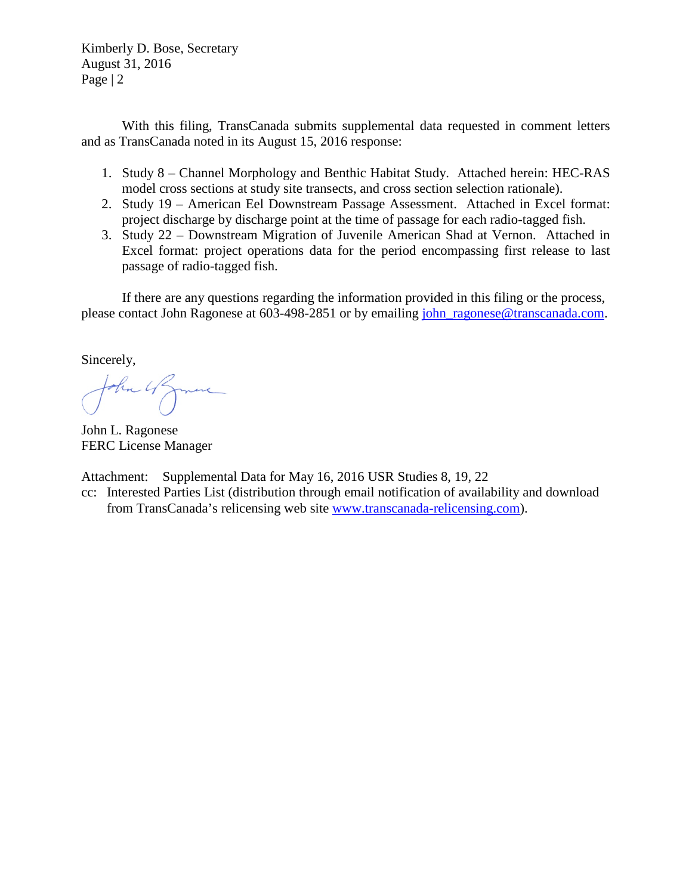With this filing, TransCanada submits supplemental data requested in comment letters and as TransCanada noted in its August 15, 2016 response:

1. Study 8 – Channel Morphology and Benthic Habitat Study. Attached herein: HEC-RAS model cross sections at study site transects, and cross section selection rationale).
2. Study 19 – American Eel Downstream Passage Assessment. Attached in Excel format: project discharge by discharge point at the time of passage for each radio-tagged fish.
3. Study 22 – Downstream Migration of Juvenile American Shad at Vernon. Attached in Excel format: project operations data for the period encompassing first release to last passage of radio-tagged fish.

If there are any questions regarding the information provided in this filing or the process, please contact John Ragonese at 603-498-2851 or by emailing john_ragonese@transcanada.com.

Sincerely,

John L. Ragonese
FERC License Manager

Attachment: Supplemental Data for May 16, 2016 USR Studies 8, 19, 22

cc: Interested Parties List (distribution through email notification of availability and download from TransCanada's relicensing web site www.transcanada-relicensing.com).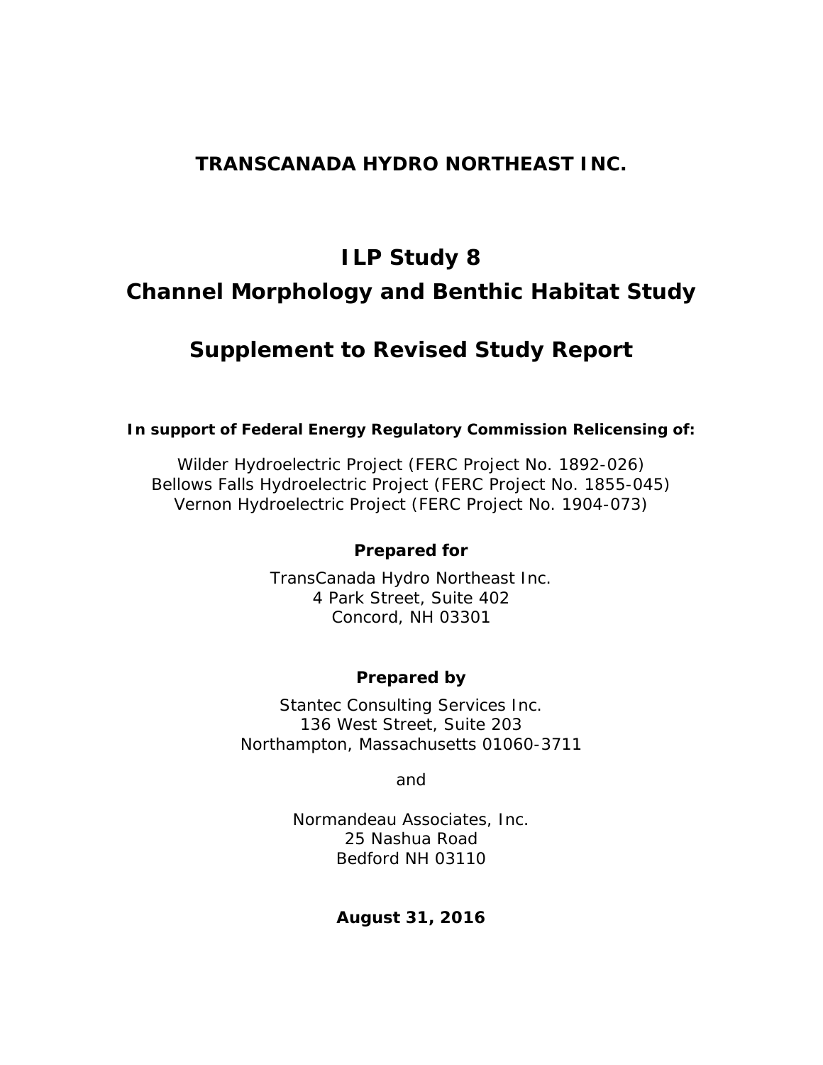**TRANSCANADA HYDRO NORTHEAST INC.**

# ILP Study 8
# Channel Morphology and Benthic Habitat Study

## Supplement to Revised Study Report

**In support of Federal Energy Regulatory Commission Relicensing of:**

Wilder Hydroelectric Project (FERC Project No. 1892-026)
Bellows Falls Hydroelectric Project (FERC Project No. 1855-045)
Vernon Hydroelectric Project (FERC Project No. 1904-073)

**Prepared for**

TransCanada Hydro Northeast Inc.
4 Park Street, Suite 402
Concord, NH 03301

**Prepared by**

Stantec Consulting Services Inc.
136 West Street, Suite 203
Northampton, Massachusetts 01060-3711

and

Normandeau Associates, Inc.
25 Nashua Road
Bedford NH 03110

**August 31, 2016**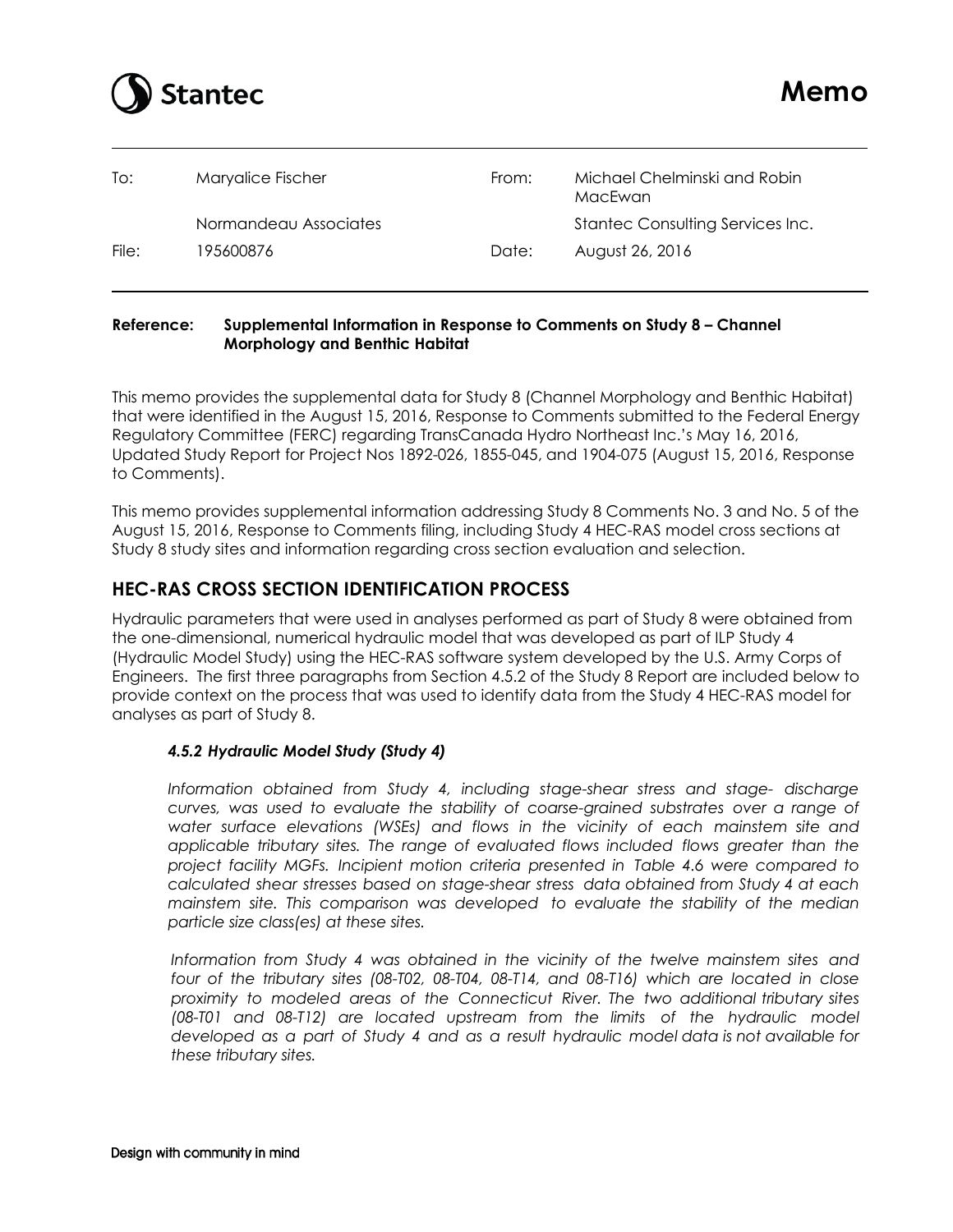# Memo

| To: | Maryalice Fischer | From: | Michael Chelminski and Robin MacEwan |
|---|---|---|---|
| | Normandeau Associates | | Stantec Consulting Services Inc. |
| File: | 195600876 | Date: | August 26, 2016 |

**Reference: Supplemental Information in Response to Comments on Study 8 – Channel Morphology and Benthic Habitat**

This memo provides the supplemental data for Study 8 (Channel Morphology and Benthic Habitat) that were identified in the August 15, 2016, Response to Comments submitted to the Federal Energy Regulatory Committee (FERC) regarding TransCanada Hydro Northeast Inc.'s May 16, 2016, Updated Study Report for Project Nos 1892-026, 1855-045, and 1904-075 (August 15, 2016, Response to Comments).

This memo provides supplemental information addressing Study 8 Comments No. 3 and No. 5 of the August 15, 2016, Response to Comments filing, including Study 4 HEC-RAS model cross sections at Study 8 study sites and information regarding cross section evaluation and selection.

## HEC-RAS CROSS SECTION IDENTIFICATION PROCESS

Hydraulic parameters that were used in analyses performed as part of Study 8 were obtained from the one-dimensional, numerical hydraulic model that was developed as part of ILP Study 4 (Hydraulic Model Study) using the HEC-RAS software system developed by the U.S. Army Corps of Engineers. The first three paragraphs from Section 4.5.2 of the Study 8 Report are included below to provide context on the process that was used to identify data from the Study 4 HEC-RAS model for analyses as part of Study 8.

### *4.5.2 Hydraulic Model Study (Study 4)*

*Information obtained from Study 4, including stage-shear stress and stage- discharge curves, was used to evaluate the stability of coarse-grained substrates over a range of water surface elevations (WSEs) and flows in the vicinity of each mainstem site and applicable tributary sites. The range of evaluated flows included flows greater than the project facility MGFs. Incipient motion criteria presented in Table 4.6 were compared to calculated shear stresses based on stage-shear stress data obtained from Study 4 at each mainstem site. This comparison was developed to evaluate the stability of the median particle size class(es) at these sites.*

*Information from Study 4 was obtained in the vicinity of the twelve mainstem sites and four of the tributary sites (08-T02, 08-T04, 08-T14, and 08-T16) which are located in close proximity to modeled areas of the Connecticut River. The two additional tributary sites (08-T01 and 08-T12) are located upstream from the limits of the hydraulic model developed as a part of Study 4 and as a result hydraulic model data is not available for these tributary sites.*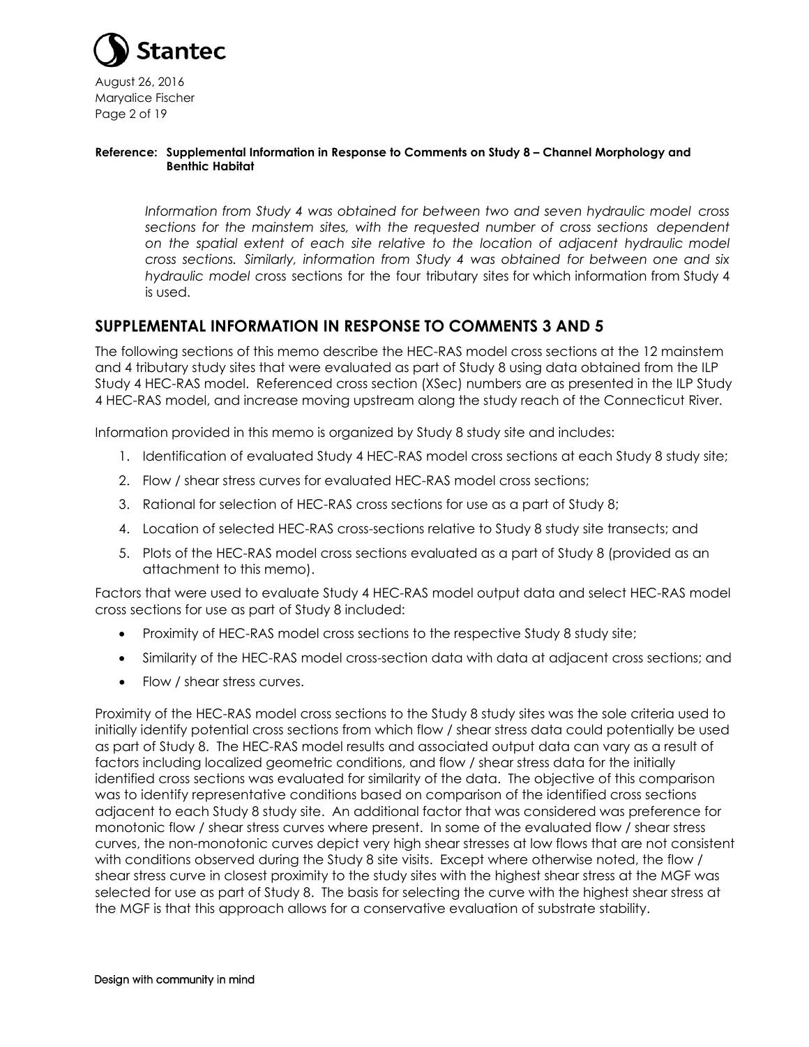**Reference: Supplemental Information in Response to Comments on Study 8 – Channel Morphology and Benthic Habitat**

> *Information from Study 4 was obtained for between two and seven hydraulic model cross sections for the mainstem sites, with the requested number of cross sections dependent on the spatial extent of each site relative to the location of adjacent hydraulic model cross sections. Similarly, information from Study 4 was obtained for between one and six hydraulic model* cross sections for the four tributary sites for which information from Study 4 is used.

## SUPPLEMENTAL INFORMATION IN RESPONSE TO COMMENTS 3 AND 5

The following sections of this memo describe the HEC-RAS model cross sections at the 12 mainstem and 4 tributary study sites that were evaluated as part of Study 8 using data obtained from the ILP Study 4 HEC-RAS model. Referenced cross section (XSec) numbers are as presented in the ILP Study 4 HEC-RAS model, and increase moving upstream along the study reach of the Connecticut River.

Information provided in this memo is organized by Study 8 study site and includes:

1. Identification of evaluated Study 4 HEC-RAS model cross sections at each Study 8 study site;
2. Flow / shear stress curves for evaluated HEC-RAS model cross sections;
3. Rational for selection of HEC-RAS cross sections for use as a part of Study 8;
4. Location of selected HEC-RAS cross-sections relative to Study 8 study site transects; and
5. Plots of the HEC-RAS model cross sections evaluated as a part of Study 8 (provided as an attachment to this memo).

Factors that were used to evaluate Study 4 HEC-RAS model output data and select HEC-RAS model cross sections for use as part of Study 8 included:

- Proximity of HEC-RAS model cross sections to the respective Study 8 study site;
- Similarity of the HEC-RAS model cross-section data with data at adjacent cross sections; and
- Flow / shear stress curves.

Proximity of the HEC-RAS model cross sections to the Study 8 study sites was the sole criteria used to initially identify potential cross sections from which flow / shear stress data could potentially be used as part of Study 8. The HEC-RAS model results and associated output data can vary as a result of factors including localized geometric conditions, and flow / shear stress data for the initially identified cross sections was evaluated for similarity of the data. The objective of this comparison was to identify representative conditions based on comparison of the identified cross sections adjacent to each Study 8 study site. An additional factor that was considered was preference for monotonic flow / shear stress curves where present. In some of the evaluated flow / shear stress curves, the non-monotonic curves depict very high shear stresses at low flows that are not consistent with conditions observed during the Study 8 site visits. Except where otherwise noted, the flow / shear stress curve in closest proximity to the study sites with the highest shear stress at the MGF was selected for use as part of Study 8. The basis for selecting the curve with the highest shear stress at the MGF is that this approach allows for a conservative evaluation of substrate stability.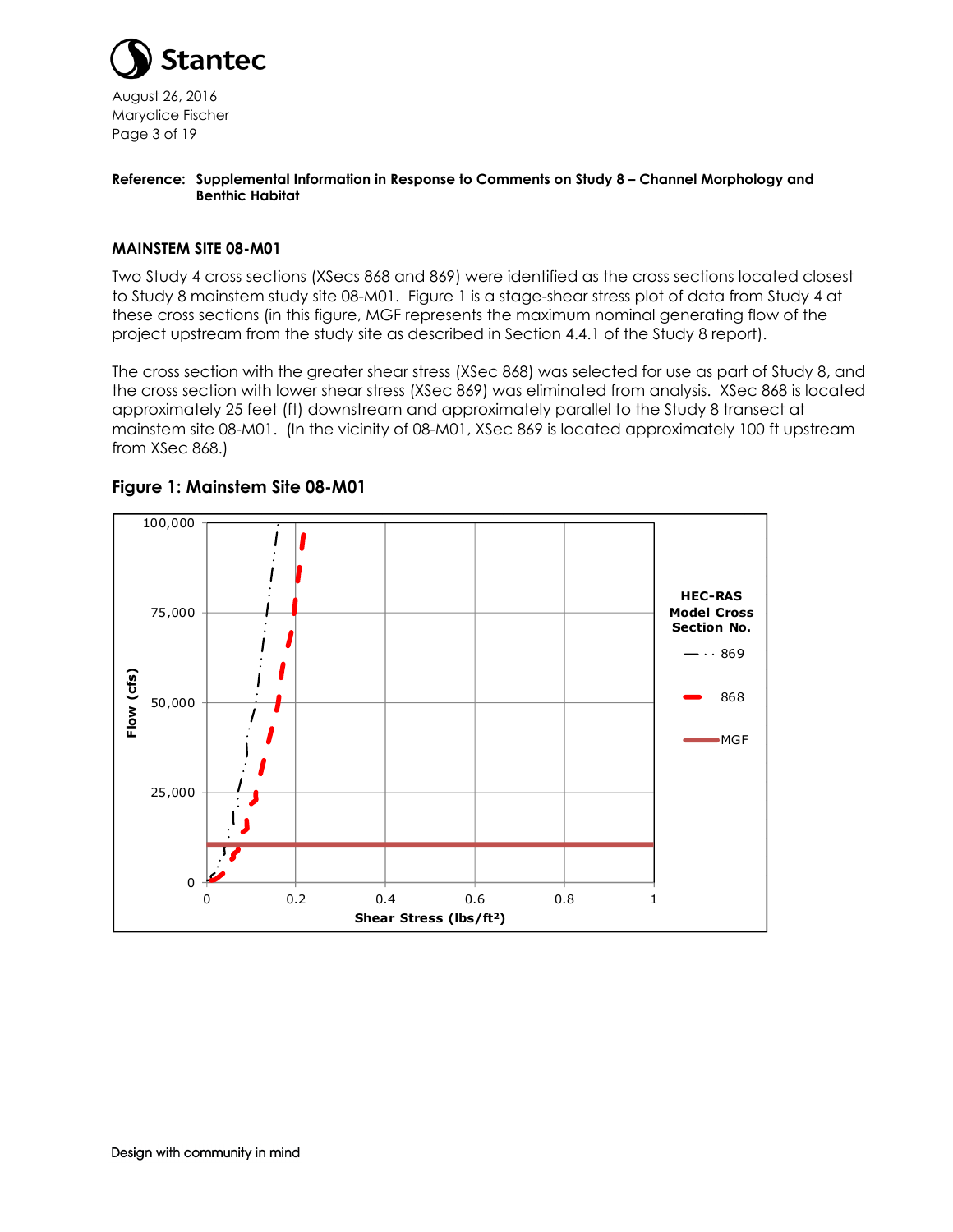August 26, 2016
Maryalice Fischer

**Reference: Supplemental Information in Response to Comments on Study 8 – Channel Morphology and Benthic Habitat**

## MAINSTEM SITE 08-M01

Two Study 4 cross sections (XSecs 868 and 869) were identified as the cross sections located closest to Study 8 mainstem study site 08-M01. Figure 1 is a stage-shear stress plot of data from Study 4 at these cross sections (in this figure, MGF represents the maximum nominal generating flow of the project upstream from the study site as described in Section 4.4.1 of the Study 8 report).

The cross section with the greater shear stress (XSec 868) was selected for use as part of Study 8, and the cross section with lower shear stress (XSec 869) was eliminated from analysis. XSec 868 is located approximately 25 feet (ft) downstream and approximately parallel to the Study 8 transect at mainstem site 08-M01. (In the vicinity of 08-M01, XSec 869 is located approximately 100 ft upstream from XSec 868.)

### Figure 1: Mainstem Site 08-M01

Flow (cfs): 0, 25,000, 50,000, 75,000, 100,000

Shear Stress (lbs/ft²): 0, 0.2, 0.4, 0.6, 0.8, 1

HEC-RAS Model Cross Section No.
- 869
- 868
- MGF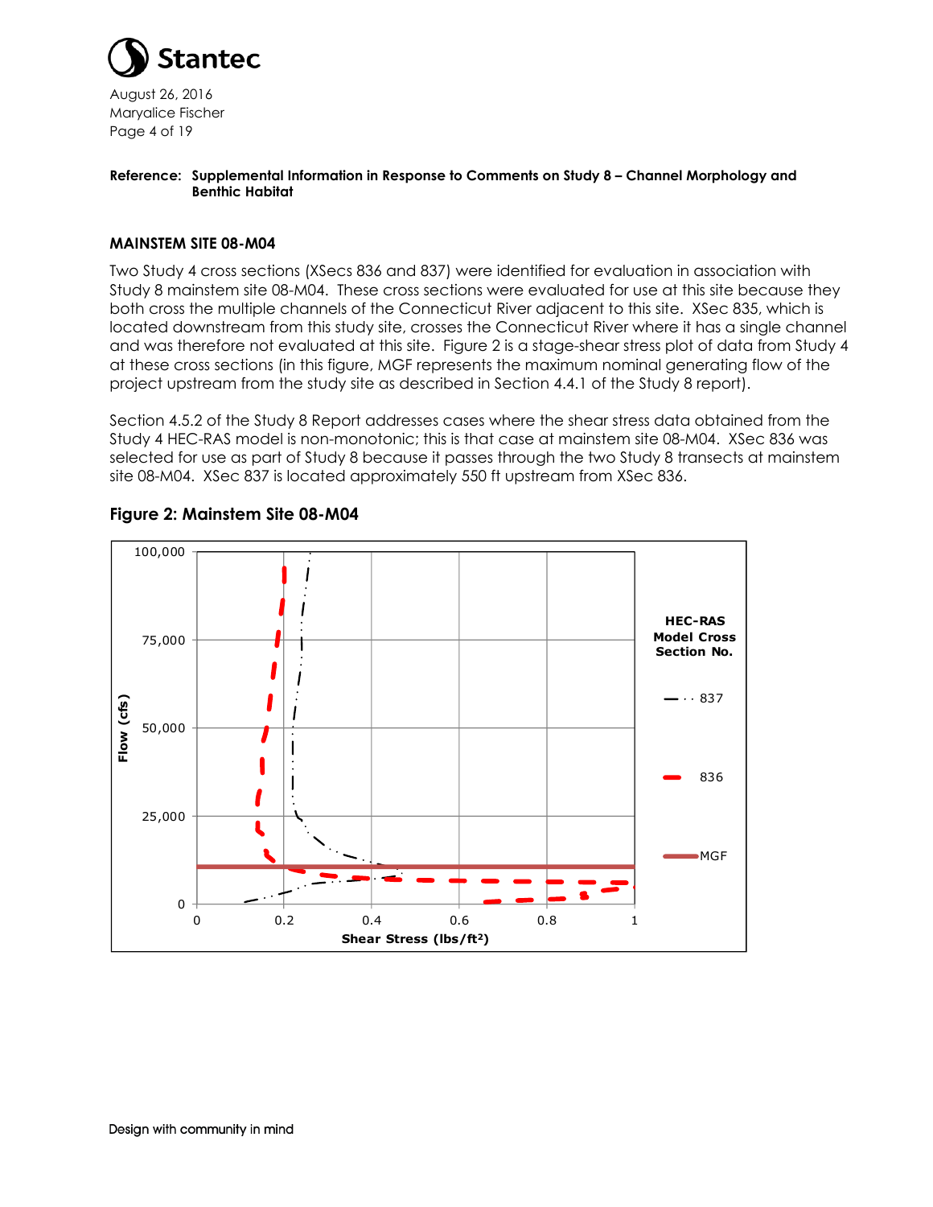August 26, 2016
Maryalice Fischer

**Reference: Supplemental Information in Response to Comments on Study 8 – Channel Morphology and Benthic Habitat**

## MAINSTEM SITE 08-M04

Two Study 4 cross sections (XSecs 836 and 837) were identified for evaluation in association with Study 8 mainstem site 08-M04. These cross sections were evaluated for use at this site because they both cross the multiple channels of the Connecticut River adjacent to this site. XSec 835, which is located downstream from this study site, crosses the Connecticut River where it has a single channel and was therefore not evaluated at this site. Figure 2 is a stage-shear stress plot of data from Study 4 at these cross sections (in this figure, MGF represents the maximum nominal generating flow of the project upstream from the study site as described in Section 4.4.1 of the Study 8 report).

Section 4.5.2 of the Study 8 Report addresses cases where the shear stress data obtained from the Study 4 HEC-RAS model is non-monotonic; this is that case at mainstem site 08-M04. XSec 836 was selected for use as part of Study 8 because it passes through the two Study 8 transects at mainstem site 08-M04. XSec 837 is located approximately 550 ft upstream from XSec 836.

### Figure 2: Mainstem Site 08-M04

Design with community in mind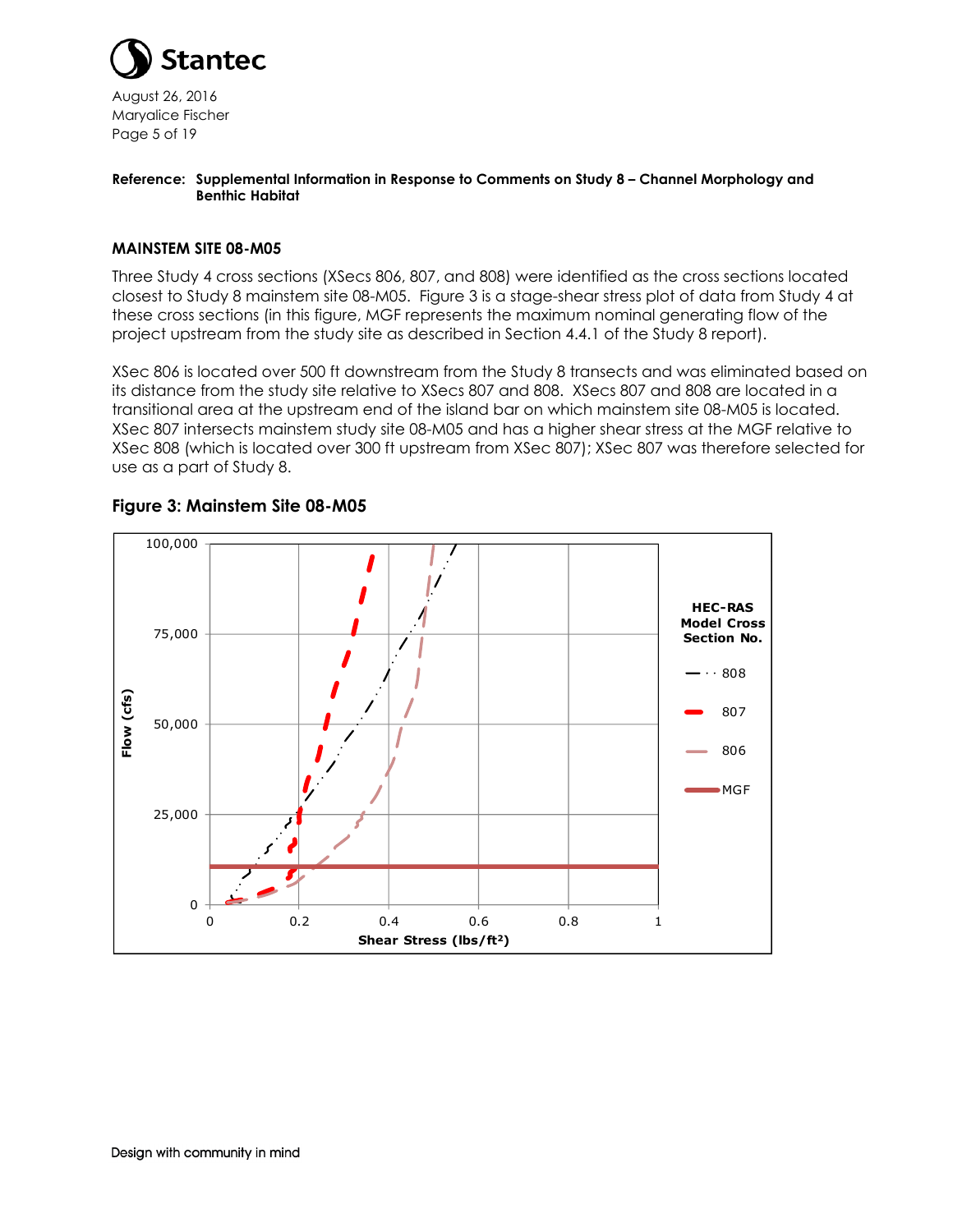**Reference: Supplemental Information in Response to Comments on Study 8 – Channel Morphology and Benthic Habitat**

**MAINSTEM SITE 08-M05**

Three Study 4 cross sections (XSecs 806, 807, and 808) were identified as the cross sections located closest to Study 8 mainstem site 08-M05. Figure 3 is a stage-shear stress plot of data from Study 4 at these cross sections (in this figure, MGF represents the maximum nominal generating flow of the project upstream from the study site as described in Section 4.4.1 of the Study 8 report).

XSec 806 is located over 500 ft downstream from the Study 8 transects and was eliminated based on its distance from the study site relative to XSecs 807 and 808. XSecs 807 and 808 are located in a transitional area at the upstream end of the island bar on which mainstem site 08-M05 is located. XSec 807 intersects mainstem study site 08-M05 and has a higher shear stress at the MGF relative to XSec 808 (which is located over 300 ft upstream from XSec 807); XSec 807 was therefore selected for use as a part of Study 8.

**Figure 3: Mainstem Site 08-M05**

**HEC-RAS Model Cross Section No.**

- 808
- 807
- 806
- MGF

Flow (cfs): 0, 25,000, 50,000, 75,000, 100,000

Shear Stress (lbs/ft²): 0, 0.2, 0.4, 0.6, 0.8, 1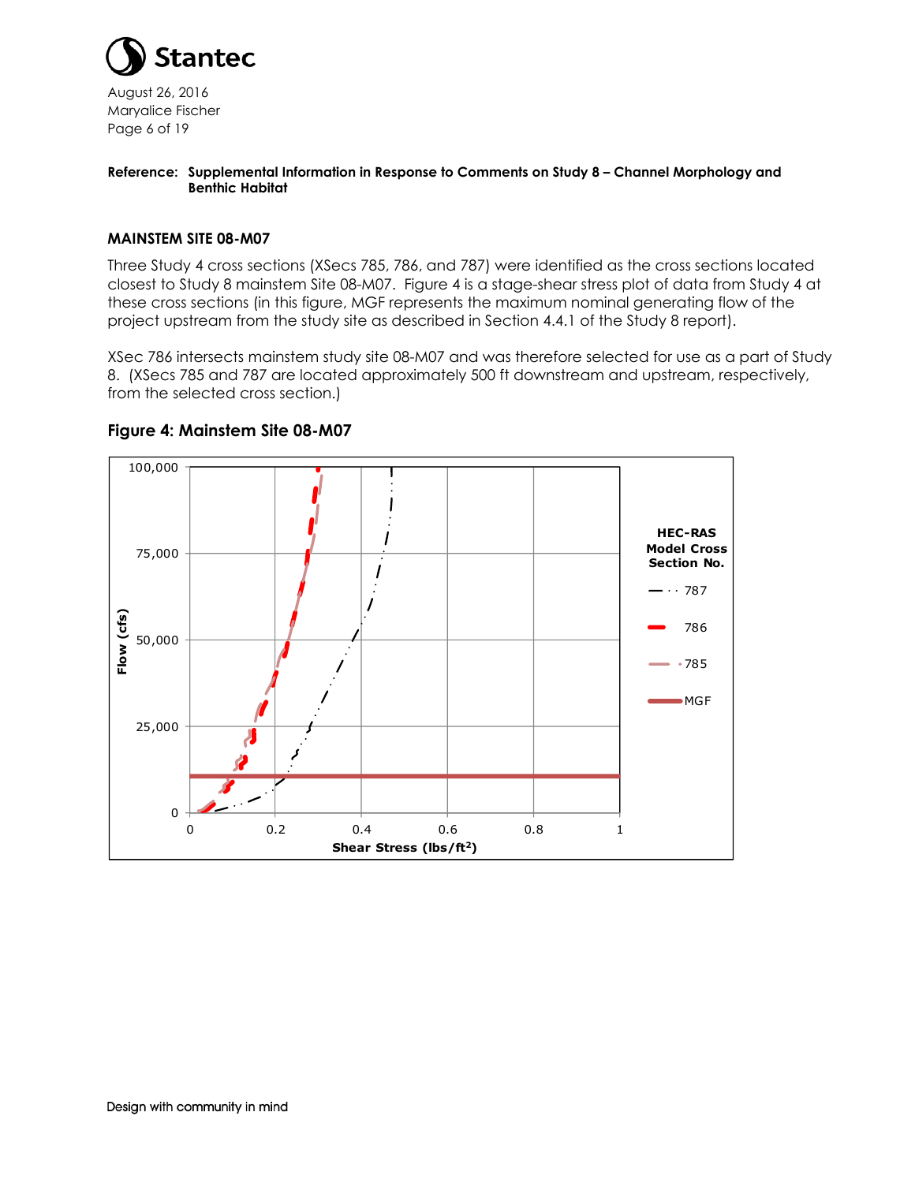**Reference: Supplemental Information in Response to Comments on Study 8 – Channel Morphology and Benthic Habitat**

### MAINSTEM SITE 08-M07

Three Study 4 cross sections (XSecs 785, 786, and 787) were identified as the cross sections located closest to Study 8 mainstem Site 08-M07. Figure 4 is a stage-shear stress plot of data from Study 4 at these cross sections (in this figure, MGF represents the maximum nominal generating flow of the project upstream from the study site as described in Section 4.4.1 of the Study 8 report).

XSec 786 intersects mainstem study site 08-M07 and was therefore selected for use as a part of Study 8. (XSecs 785 and 787 are located approximately 500 ft downstream and upstream, respectively, from the selected cross section.)

### Figure 4: Mainstem Site 08-M07

HEC-RAS Model Cross Section No.: 787, 786, 785, MGF

Flow (cfs) vs. Shear Stress ($lbs/ft^2$)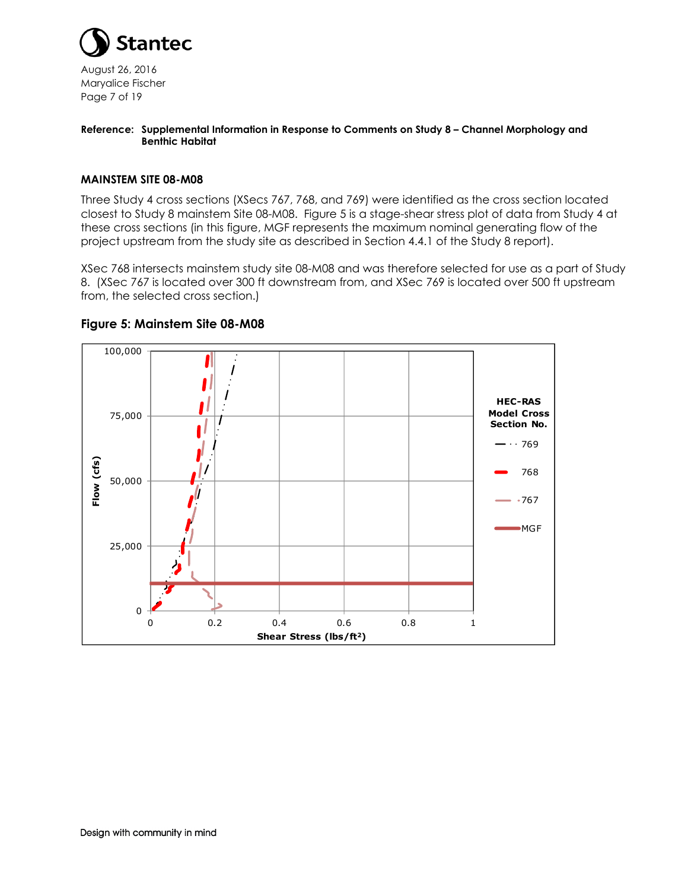**Reference: Supplemental Information in Response to Comments on Study 8 – Channel Morphology and Benthic Habitat**

## MAINSTEM SITE 08-M08

Three Study 4 cross sections (XSecs 767, 768, and 769) were identified as the cross section located closest to Study 8 mainstem Site 08-M08. Figure 5 is a stage-shear stress plot of data from Study 4 at these cross sections (in this figure, MGF represents the maximum nominal generating flow of the project upstream from the study site as described in Section 4.4.1 of the Study 8 report).

XSec 768 intersects mainstem study site 08-M08 and was therefore selected for use as a part of Study 8. (XSec 767 is located over 300 ft downstream from, and XSec 769 is located over 500 ft upstream from, the selected cross section.)

### Figure 5: Mainstem Site 08-M08

HEC-RAS Model Cross Section No.

- 769
- 768
- 767
- MGF

Flow (cfs): 0, 25,000, 50,000, 75,000, 100,000

Shear Stress (lbs/ft²): 0, 0.2, 0.4, 0.6, 0.8, 1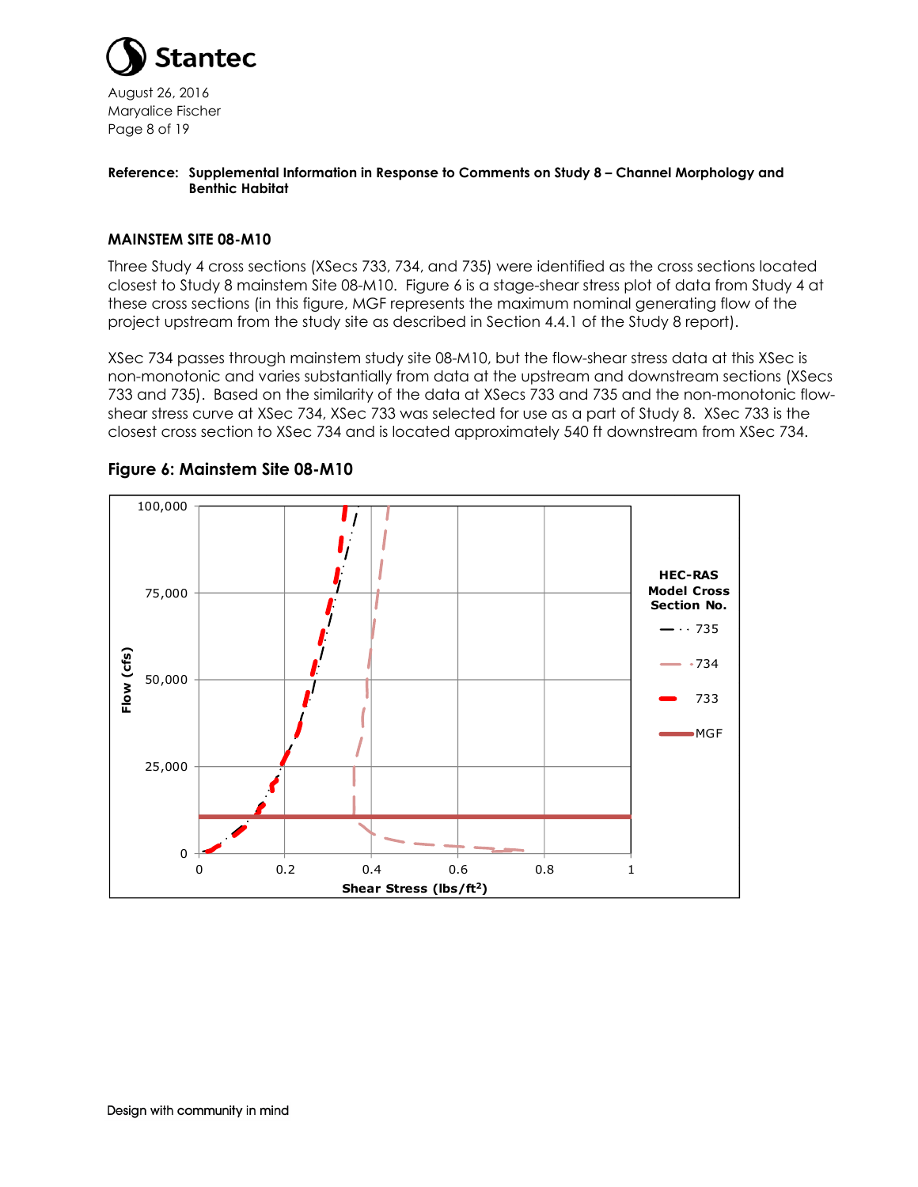**Reference: Supplemental Information in Response to Comments on Study 8 – Channel Morphology and Benthic Habitat**

## MAINSTEM SITE 08-M10

Three Study 4 cross sections (XSecs 733, 734, and 735) were identified as the cross sections located closest to Study 8 mainstem Site 08-M10. Figure 6 is a stage-shear stress plot of data from Study 4 at these cross sections (in this figure, MGF represents the maximum nominal generating flow of the project upstream from the study site as described in Section 4.4.1 of the Study 8 report).

XSec 734 passes through mainstem study site 08-M10, but the flow-shear stress data at this XSec is non-monotonic and varies substantially from data at the upstream and downstream sections (XSecs 733 and 735). Based on the similarity of the data at XSecs 733 and 735 and the non-monotonic flow-shear stress curve at XSec 734, XSec 733 was selected for use as a part of Study 8. XSec 733 is the closest cross section to XSec 734 and is located approximately 540 ft downstream from XSec 734.

### Figure 6: Mainstem Site 08-M10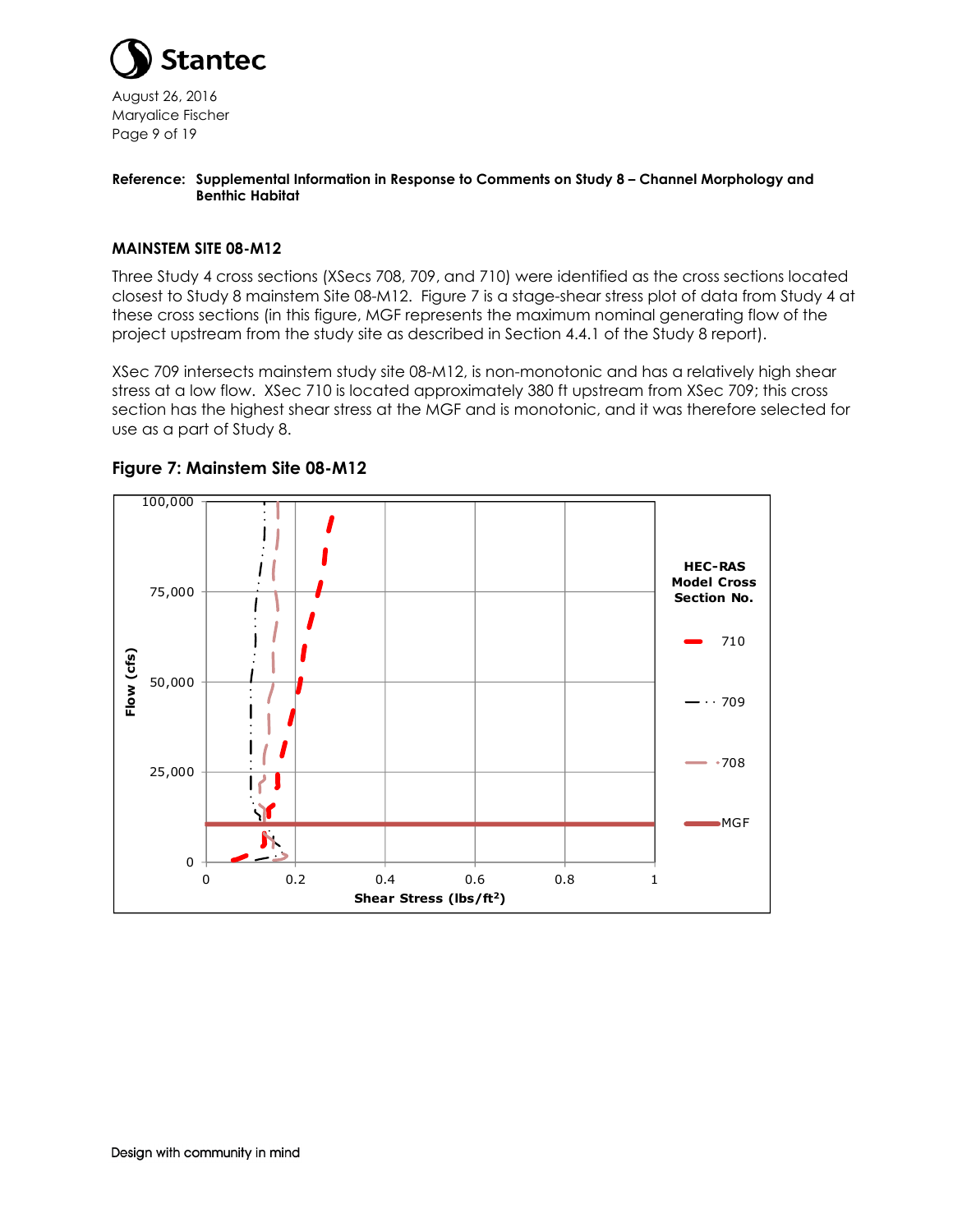**Reference: Supplemental Information in Response to Comments on Study 8 – Channel Morphology and Benthic Habitat**

### MAINSTEM SITE 08-M12

Three Study 4 cross sections (XSecs 708, 709, and 710) were identified as the cross sections located closest to Study 8 mainstem Site 08-M12. Figure 7 is a stage-shear stress plot of data from Study 4 at these cross sections (in this figure, MGF represents the maximum nominal generating flow of the project upstream from the study site as described in Section 4.4.1 of the Study 8 report).

XSec 709 intersects mainstem study site 08-M12, is non-monotonic and has a relatively high shear stress at a low flow. XSec 710 is located approximately 380 ft upstream from XSec 709; this cross section has the highest shear stress at the MGF and is monotonic, and it was therefore selected for use as a part of Study 8.

### Figure 7: Mainstem Site 08-M12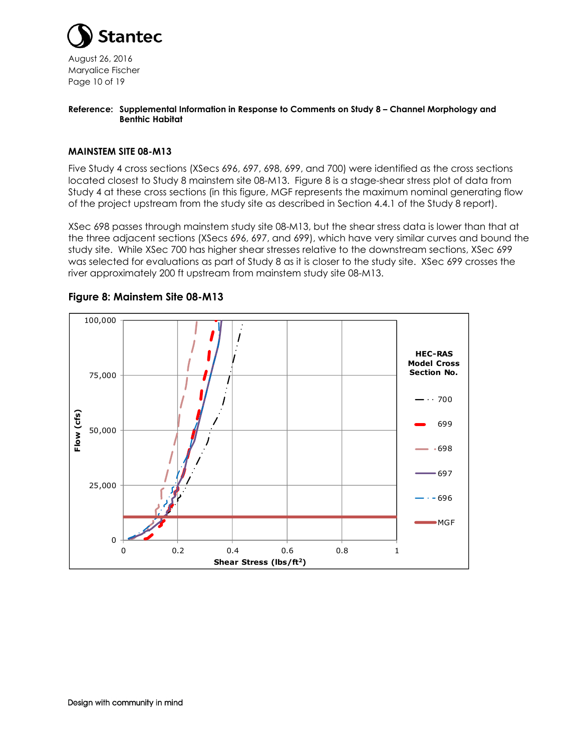**Reference: Supplemental Information in Response to Comments on Study 8 – Channel Morphology and Benthic Habitat**

### MAINSTEM SITE 08-M13

Five Study 4 cross sections (XSecs 696, 697, 698, 699, and 700) were identified as the cross sections located closest to Study 8 mainstem site 08-M13. Figure 8 is a stage-shear stress plot of data from Study 4 at these cross sections (in this figure, MGF represents the maximum nominal generating flow of the project upstream from the study site as described in Section 4.4.1 of the Study 8 report).

XSec 698 passes through mainstem study site 08-M13, but the shear stress data is lower than that at the three adjacent sections (XSecs 696, 697, and 699), which have very similar curves and bound the study site. While XSec 700 has higher shear stresses relative to the downstream sections, XSec 699 was selected for evaluations as part of Study 8 as it is closer to the study site. XSec 699 crosses the river approximately 200 ft upstream from mainstem study site 08-M13.

### Figure 8: Mainstem Site 08-M13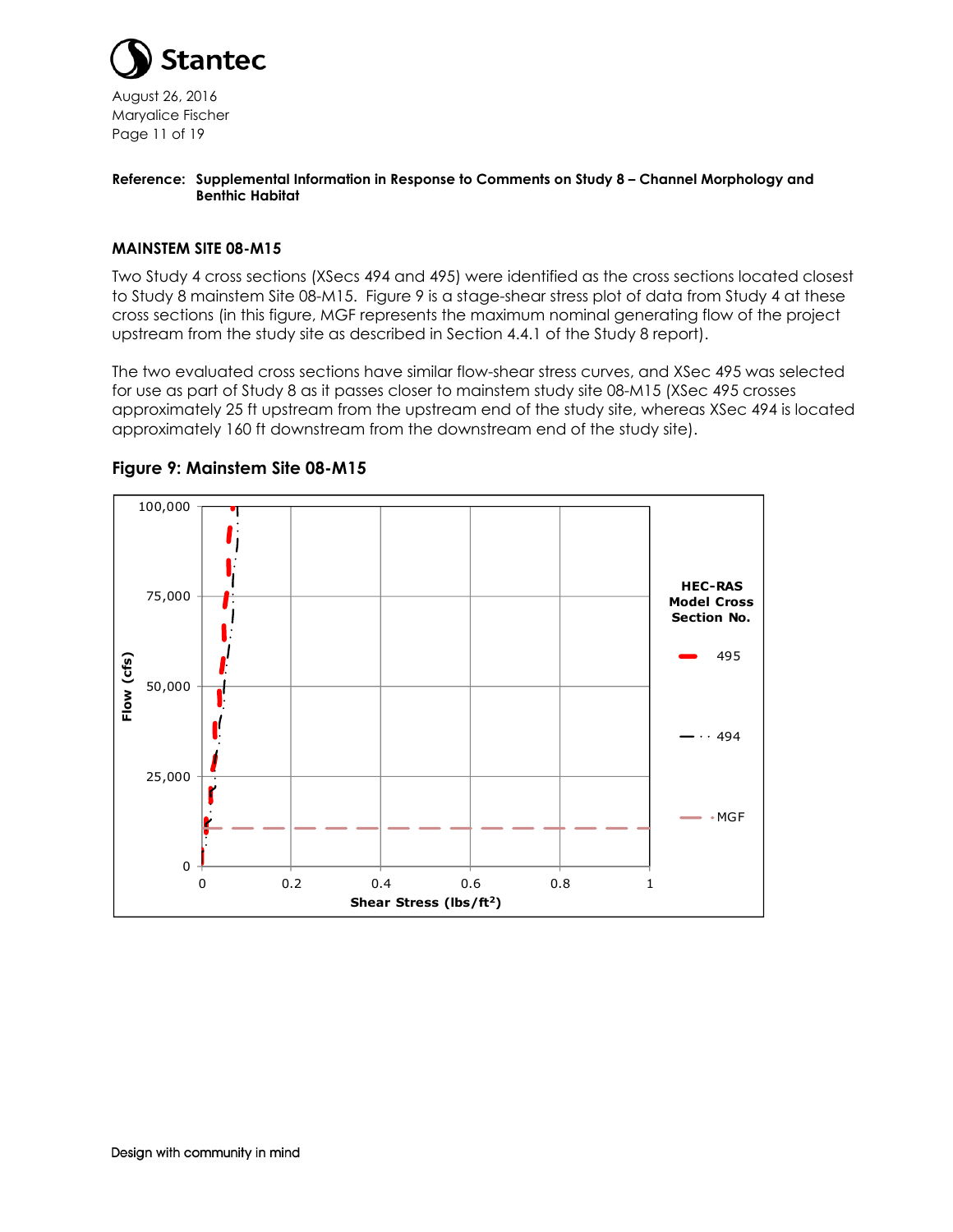August 26, 2016
Maryalice Fischer

**Reference: Supplemental Information in Response to Comments on Study 8 – Channel Morphology and Benthic Habitat**

### MAINSTEM SITE 08-M15

Two Study 4 cross sections (XSecs 494 and 495) were identified as the cross sections located closest to Study 8 mainstem Site 08-M15. Figure 9 is a stage-shear stress plot of data from Study 4 at these cross sections (in this figure, MGF represents the maximum nominal generating flow of the project upstream from the study site as described in Section 4.4.1 of the Study 8 report).

The two evaluated cross sections have similar flow-shear stress curves, and XSec 495 was selected for use as part of Study 8 as it passes closer to mainstem study site 08-M15 (XSec 495 crosses approximately 25 ft upstream from the upstream end of the study site, whereas XSec 494 is located approximately 160 ft downstream from the downstream end of the study site).

**Figure 9: Mainstem Site 08-M15**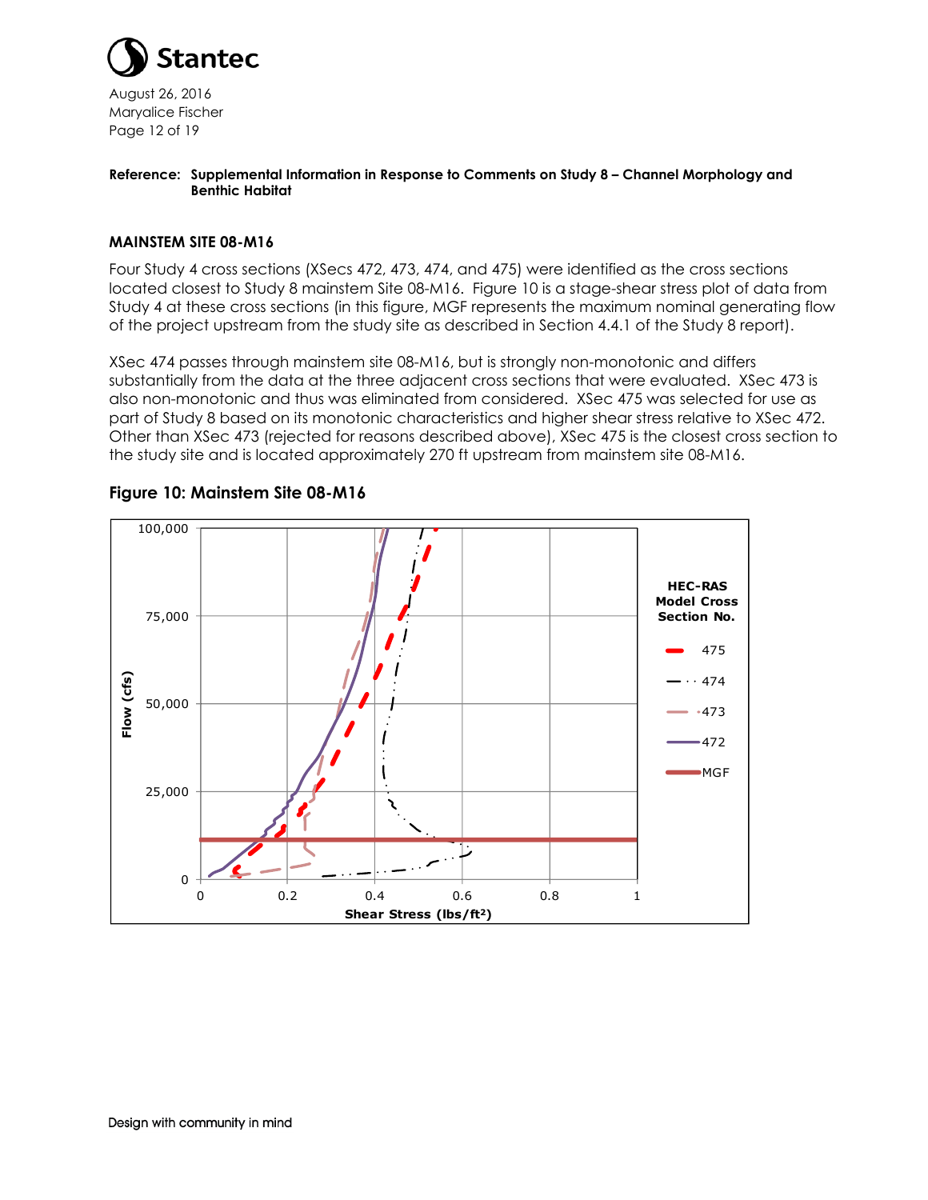**Reference: Supplemental Information in Response to Comments on Study 8 – Channel Morphology and Benthic Habitat**

### MAINSTEM SITE 08-M16

Four Study 4 cross sections (XSecs 472, 473, 474, and 475) were identified as the cross sections located closest to Study 8 mainstem Site 08-M16. Figure 10 is a stage-shear stress plot of data from Study 4 at these cross sections (in this figure, MGF represents the maximum nominal generating flow of the project upstream from the study site as described in Section 4.4.1 of the Study 8 report).

XSec 474 passes through mainstem site 08-M16, but is strongly non-monotonic and differs substantially from the data at the three adjacent cross sections that were evaluated. XSec 473 is also non-monotonic and thus was eliminated from considered. XSec 475 was selected for use as part of Study 8 based on its monotonic characteristics and higher shear stress relative to XSec 472. Other than XSec 473 (rejected for reasons described above), XSec 475 is the closest cross section to the study site and is located approximately 270 ft upstream from mainstem site 08-M16.

**Figure 10: Mainstem Site 08-M16**

HEC-RAS Model Cross Section No.: 475, 474, 473, 472, MGF

Flow (cfs): 0, 25,000, 50,000, 75,000, 100,000

Shear Stress (lbs/ft²): 0, 0.2, 0.4, 0.6, 0.8, 1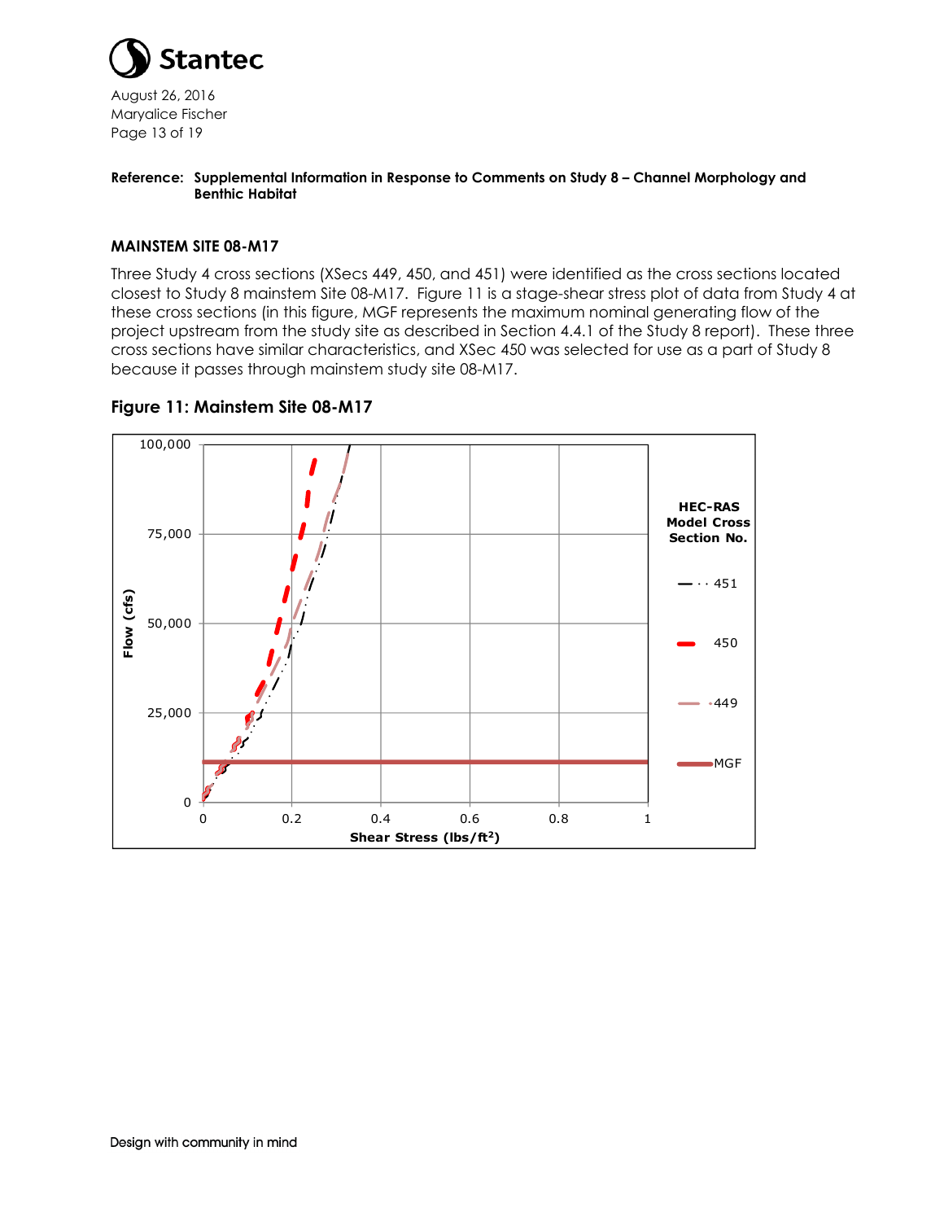**Reference: Supplemental Information in Response to Comments on Study 8 – Channel Morphology and Benthic Habitat**

### MAINSTEM SITE 08-M17

Three Study 4 cross sections (XSecs 449, 450, and 451) were identified as the cross sections located closest to Study 8 mainstem Site 08-M17. Figure 11 is a stage-shear stress plot of data from Study 4 at these cross sections (in this figure, MGF represents the maximum nominal generating flow of the project upstream from the study site as described in Section 4.4.1 of the Study 8 report). These three cross sections have similar characteristics, and XSec 450 was selected for use as a part of Study 8 because it passes through mainstem study site 08-M17.

### Figure 11: Mainstem Site 08-M17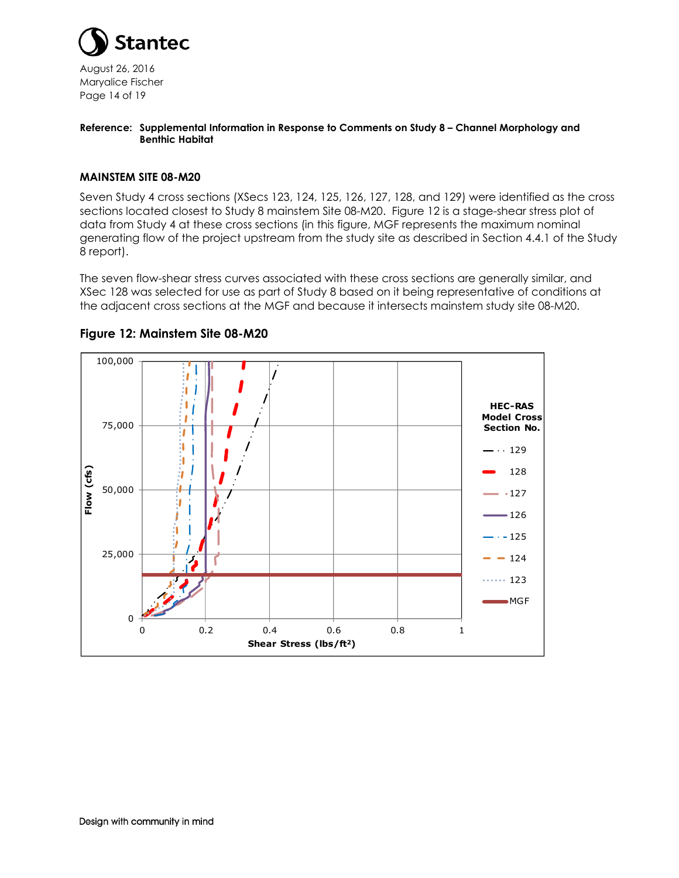**Reference: Supplemental Information in Response to Comments on Study 8 – Channel Morphology and Benthic Habitat**

### MAINSTEM SITE 08-M20

Seven Study 4 cross sections (XSecs 123, 124, 125, 126, 127, 128, and 129) were identified as the cross sections located closest to Study 8 mainstem Site 08-M20. Figure 12 is a stage-shear stress plot of data from Study 4 at these cross sections (in this figure, MGF represents the maximum nominal generating flow of the project upstream from the study site as described in Section 4.4.1 of the Study 8 report).

The seven flow-shear stress curves associated with these cross sections are generally similar, and XSec 128 was selected for use as part of Study 8 based on it being representative of conditions at the adjacent cross sections at the MGF and because it intersects mainstem study site 08-M20.

**Figure 12: Mainstem Site 08-M20**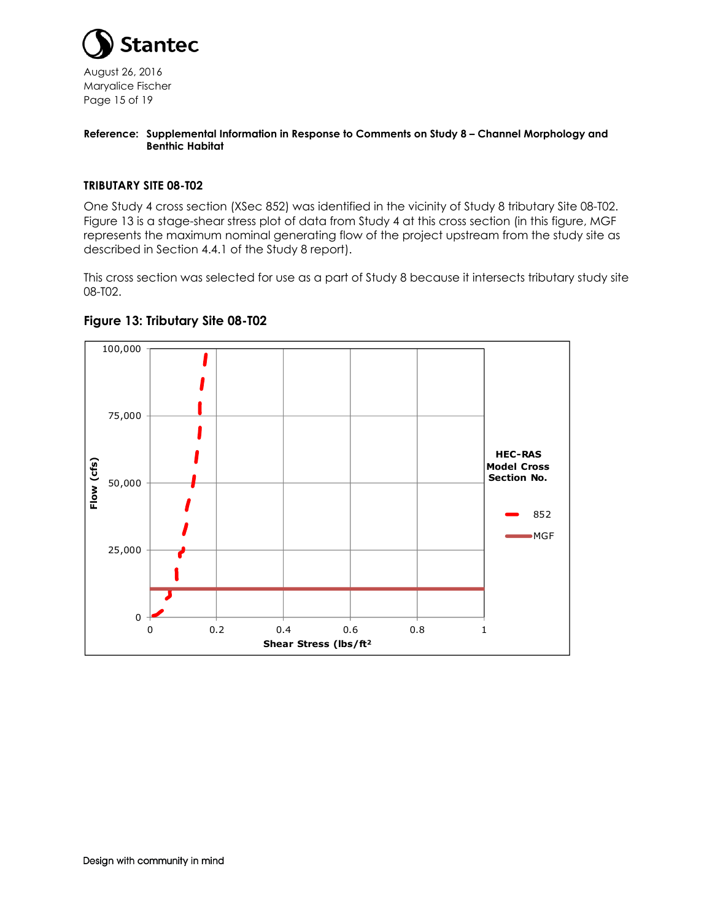**Reference: Supplemental Information in Response to Comments on Study 8 – Channel Morphology and Benthic Habitat**

### TRIBUTARY SITE 08-T02

One Study 4 cross section (XSec 852) was identified in the vicinity of Study 8 tributary Site 08-T02. Figure 13 is a stage-shear stress plot of data from Study 4 at this cross section (in this figure, MGF represents the maximum nominal generating flow of the project upstream from the study site as described in Section 4.4.1 of the Study 8 report).

This cross section was selected for use as a part of Study 8 because it intersects tributary study site 08-T02.

### Figure 13: Tributary Site 08-T02

Flow (cfs): 0, 25,000, 50,000, 75,000, 100,000

Shear Stress (lbs/ft²): 0, 0.2, 0.4, 0.6, 0.8, 1

HEC-RAS Model Cross Section No.

- 852
- MGF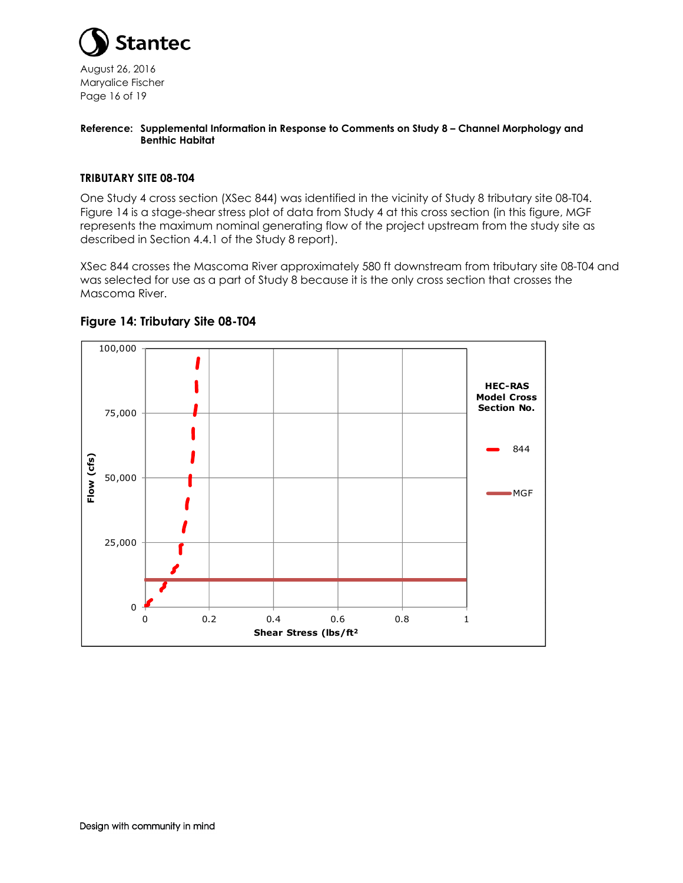**Reference: Supplemental Information in Response to Comments on Study 8 – Channel Morphology and Benthic Habitat**

### TRIBUTARY SITE 08-T04

One Study 4 cross section (XSec 844) was identified in the vicinity of Study 8 tributary site 08-T04. Figure 14 is a stage-shear stress plot of data from Study 4 at this cross section (in this figure, MGF represents the maximum nominal generating flow of the project upstream from the study site as described in Section 4.4.1 of the Study 8 report).

XSec 844 crosses the Mascoma River approximately 580 ft downstream from tributary site 08-T04 and was selected for use as a part of Study 8 because it is the only cross section that crosses the Mascoma River.

### Figure 14: Tributary Site 08-T04

HEC-RAS Model Cross Section No.

- 844
- MGF

Flow (cfs): 0, 25,000, 50,000, 75,000, 100,000

Shear Stress (lbs/ft²): 0, 0.2, 0.4, 0.6, 0.8, 1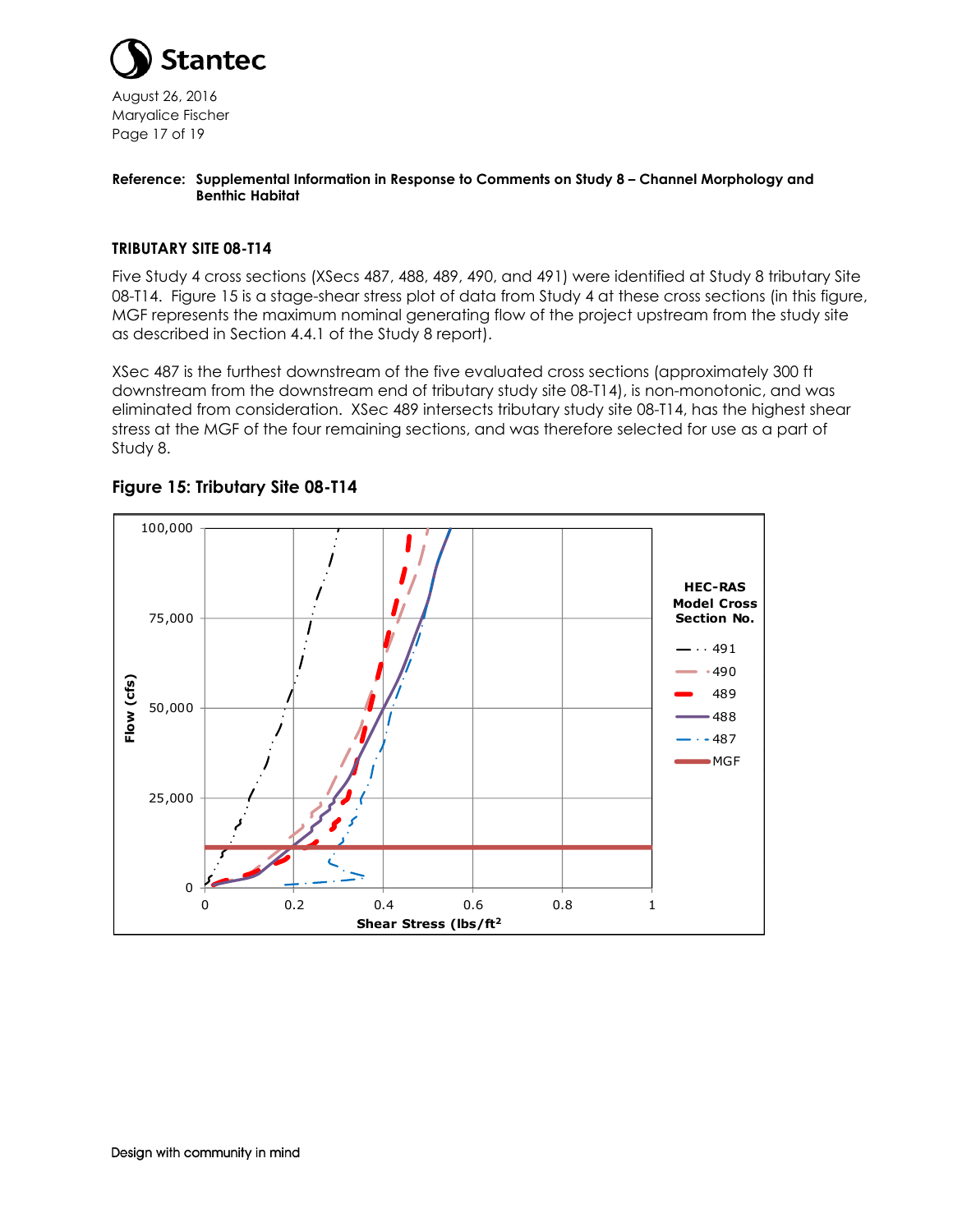**Reference: Supplemental Information in Response to Comments on Study 8 – Channel Morphology and Benthic Habitat**

## TRIBUTARY SITE 08-T14

Five Study 4 cross sections (XSecs 487, 488, 489, 490, and 491) were identified at Study 8 tributary Site 08-T14. Figure 15 is a stage-shear stress plot of data from Study 4 at these cross sections (in this figure, MGF represents the maximum nominal generating flow of the project upstream from the study site as described in Section 4.4.1 of the Study 8 report).

XSec 487 is the furthest downstream of the five evaluated cross sections (approximately 300 ft downstream from the downstream end of tributary study site 08-T14), is non-monotonic, and was eliminated from consideration. XSec 489 intersects tributary study site 08-T14, has the highest shear stress at the MGF of the four remaining sections, and was therefore selected for use as a part of Study 8.

**Figure 15: Tributary Site 08-T14**

Flow (cfs) vs. Shear Stress (lbs/ft²)

HEC-RAS Model Cross Section No.: 491, 490, 489, 488, 487, MGF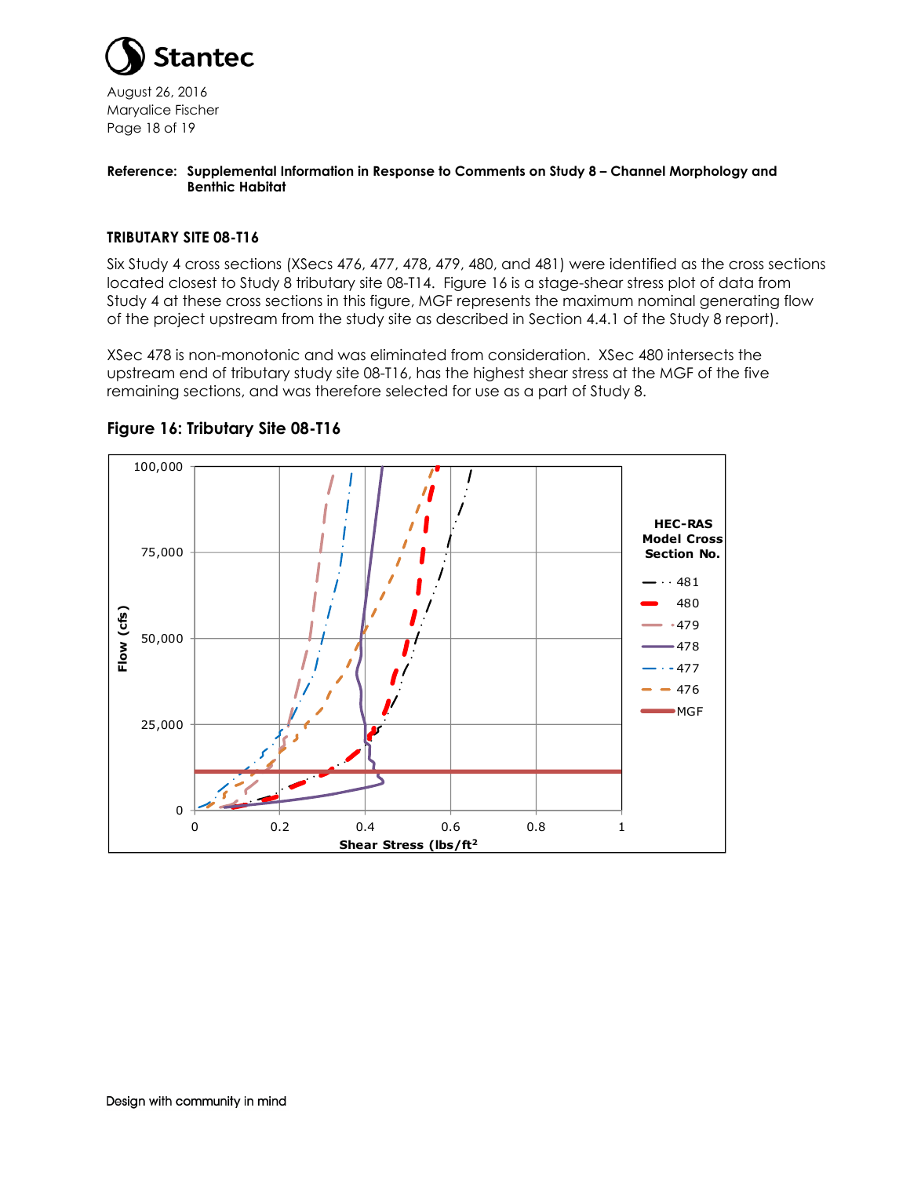Reference: **Supplemental Information in Response to Comments on Study 8 – Channel Morphology and Benthic Habitat**

### TRIBUTARY SITE 08-T16

Six Study 4 cross sections (XSecs 476, 477, 478, 479, 480, and 481) were identified as the cross sections located closest to Study 8 tributary site 08-T14. Figure 16 is a stage-shear stress plot of data from Study 4 at these cross sections in this figure, MGF represents the maximum nominal generating flow of the project upstream from the study site as described in Section 4.4.1 of the Study 8 report).

XSec 478 is non-monotonic and was eliminated from consideration. XSec 480 intersects the upstream end of tributary study site 08-T16, has the highest shear stress at the MGF of the five remaining sections, and was therefore selected for use as a part of Study 8.

### Figure 16: Tributary Site 08-T16

Design with community in mind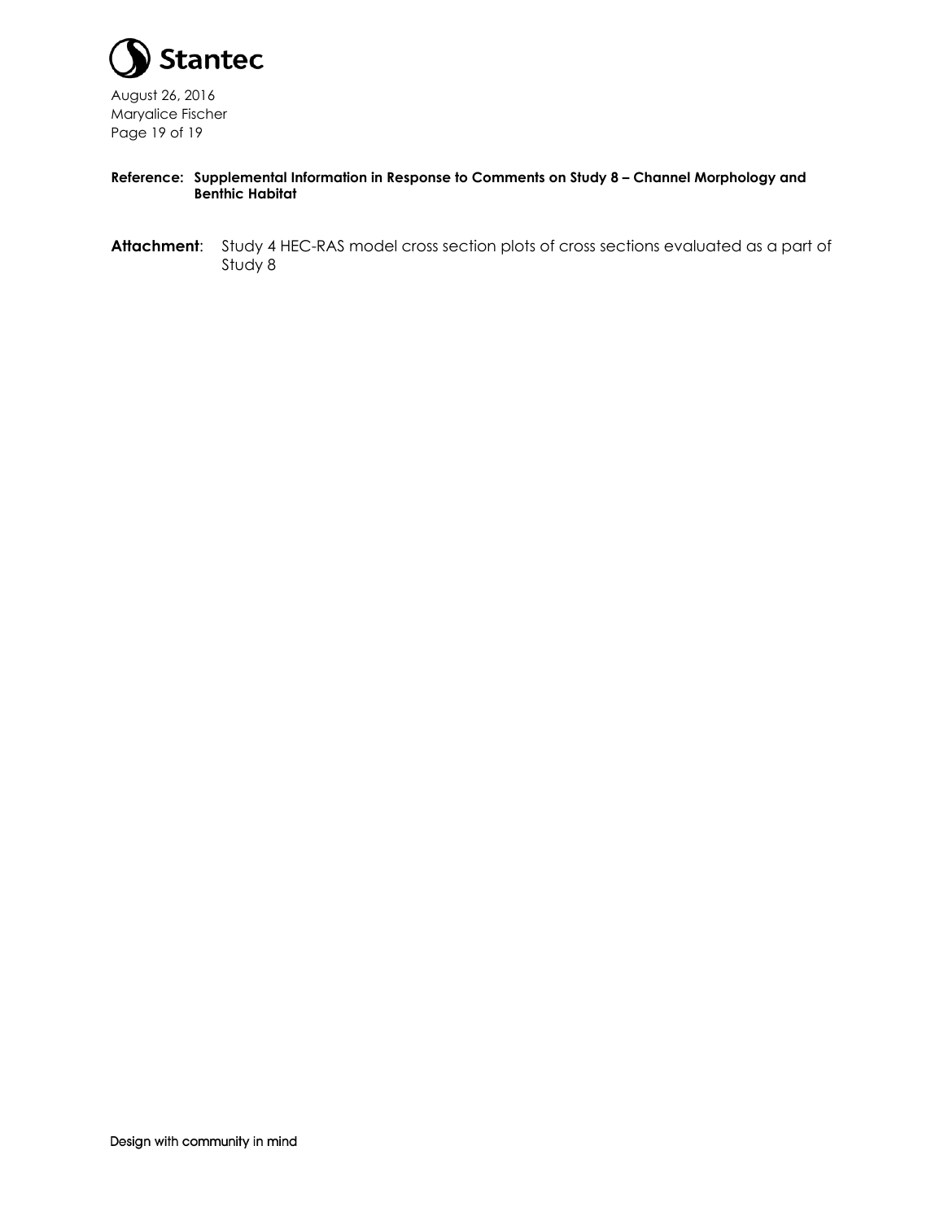**Reference: Supplemental Information in Response to Comments on Study 8 – Channel Morphology and Benthic Habitat**

**Attachment**: Study 4 HEC-RAS model cross section plots of cross sections evaluated as a part of Study 8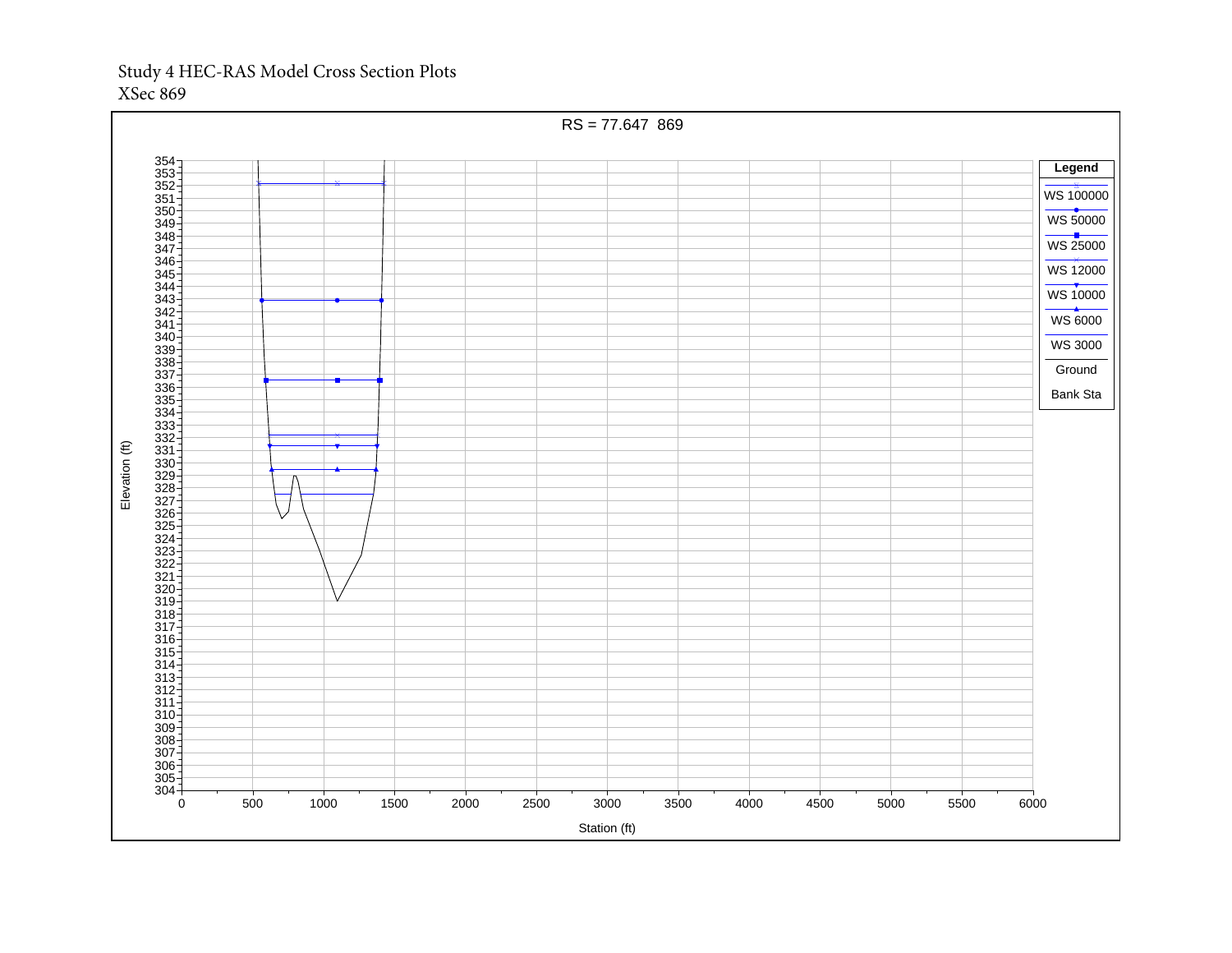Study 4 HEC-RAS Model Cross Section Plots

XSec 869

RS = 77.647 869

Legend

- WS 100000
- WS 50000
- WS 25000
- WS 12000
- WS 10000
- WS 6000
- WS 3000
- Ground
- Bank Sta

Elevation (ft)

Station (ft)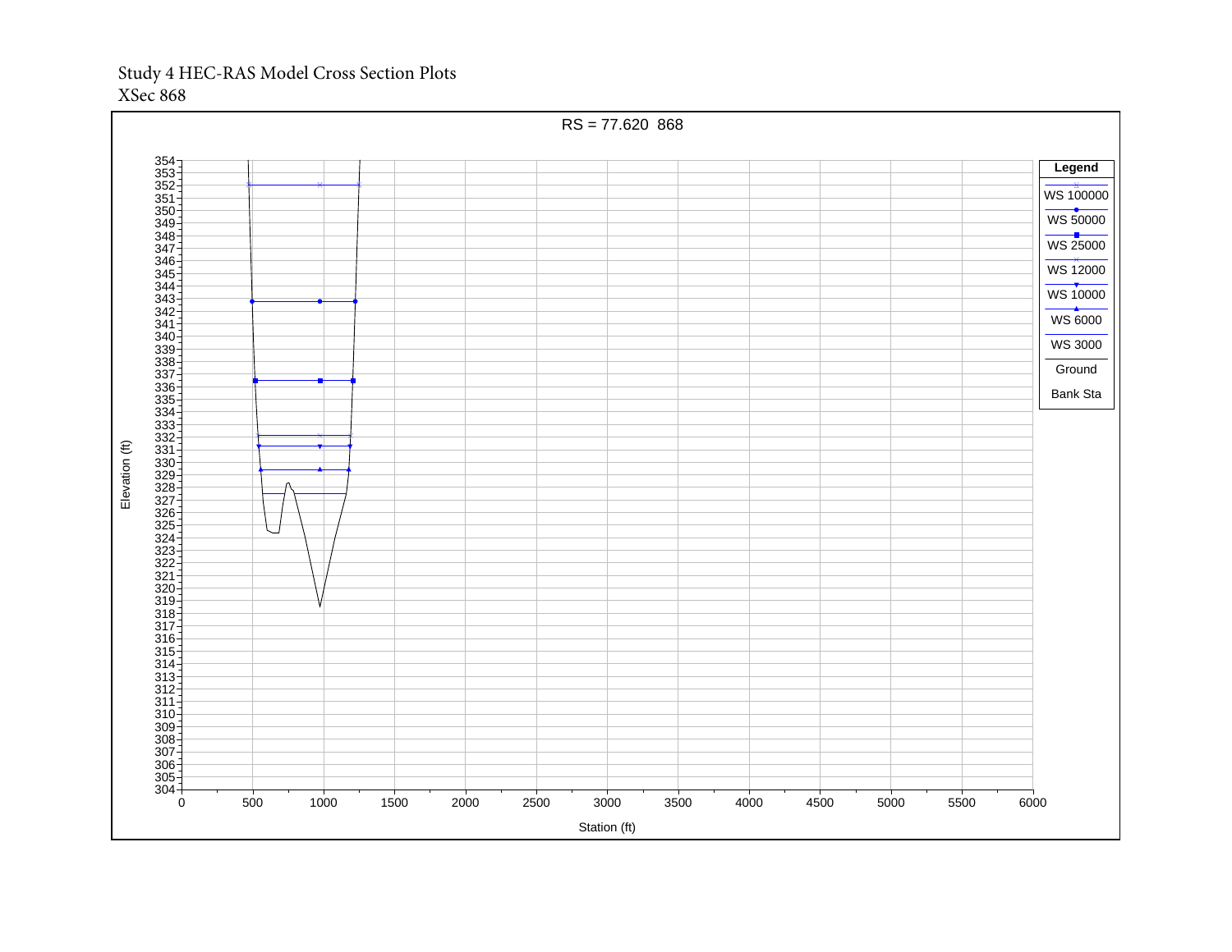Study 4 HEC-RAS Model Cross Section Plots
XSec 868

RS = 77.620 868

Legend

- WS 100000
- WS 50000
- WS 25000
- WS 12000
- WS 10000
- WS 6000
- WS 3000
- Ground
- Bank Sta

Elevation (ft)

Station (ft)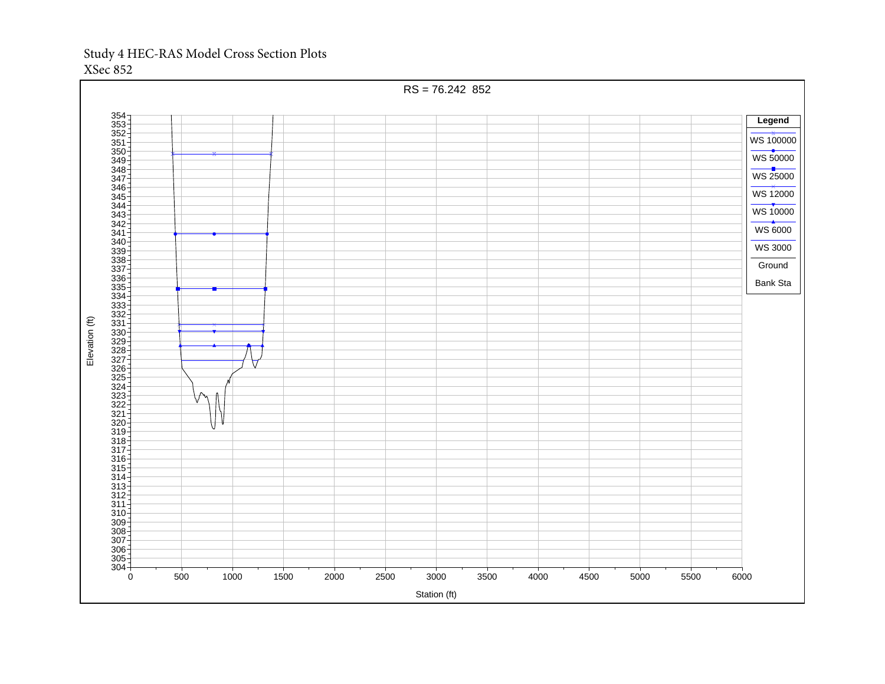Study 4 HEC-RAS Model Cross Section Plots
XSec 852

RS = 76.242 852

Legend: WS 100000, WS 50000, WS 25000, WS 12000, WS 10000, WS 6000, WS 3000, Ground, Bank Sta

Elevation (ft)

Station (ft)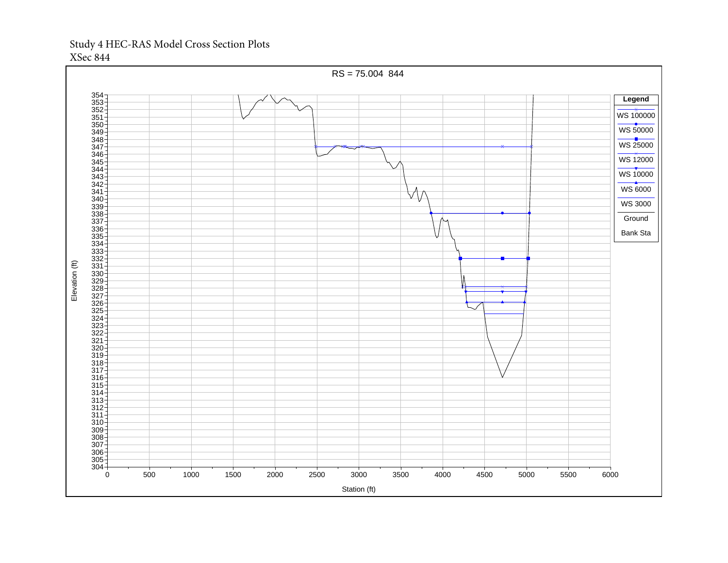Study 4 HEC-RAS Model Cross Section Plots

XSec 844

RS = 75.004 844

Legend

- WS 100000
- WS 50000
- WS 25000
- WS 12000
- WS 10000
- WS 6000
- WS 3000
- Ground
- Bank Sta

Elevation (ft)

Station (ft)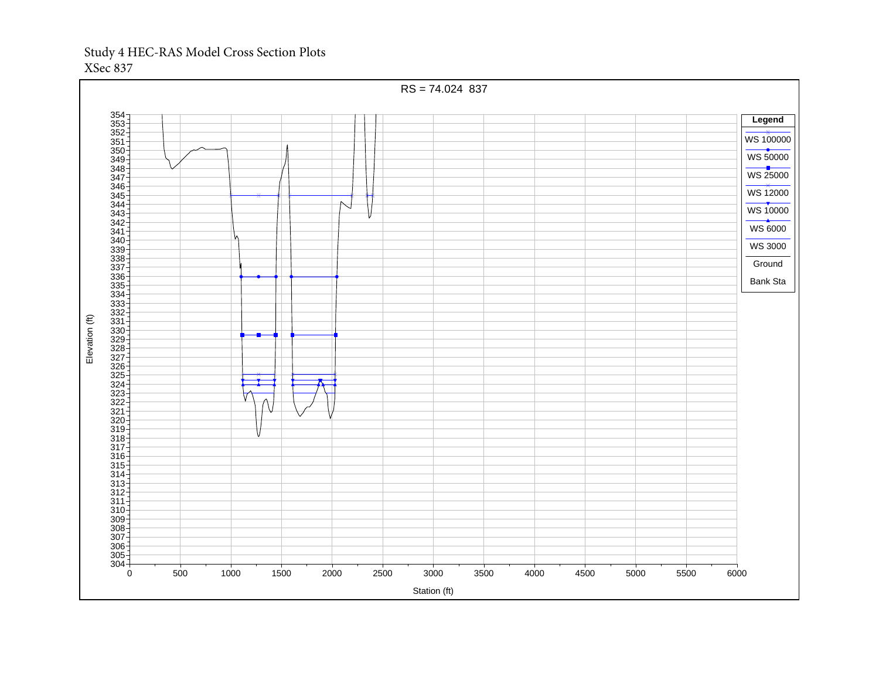Study 4 HEC-RAS Model Cross Section Plots
XSec 837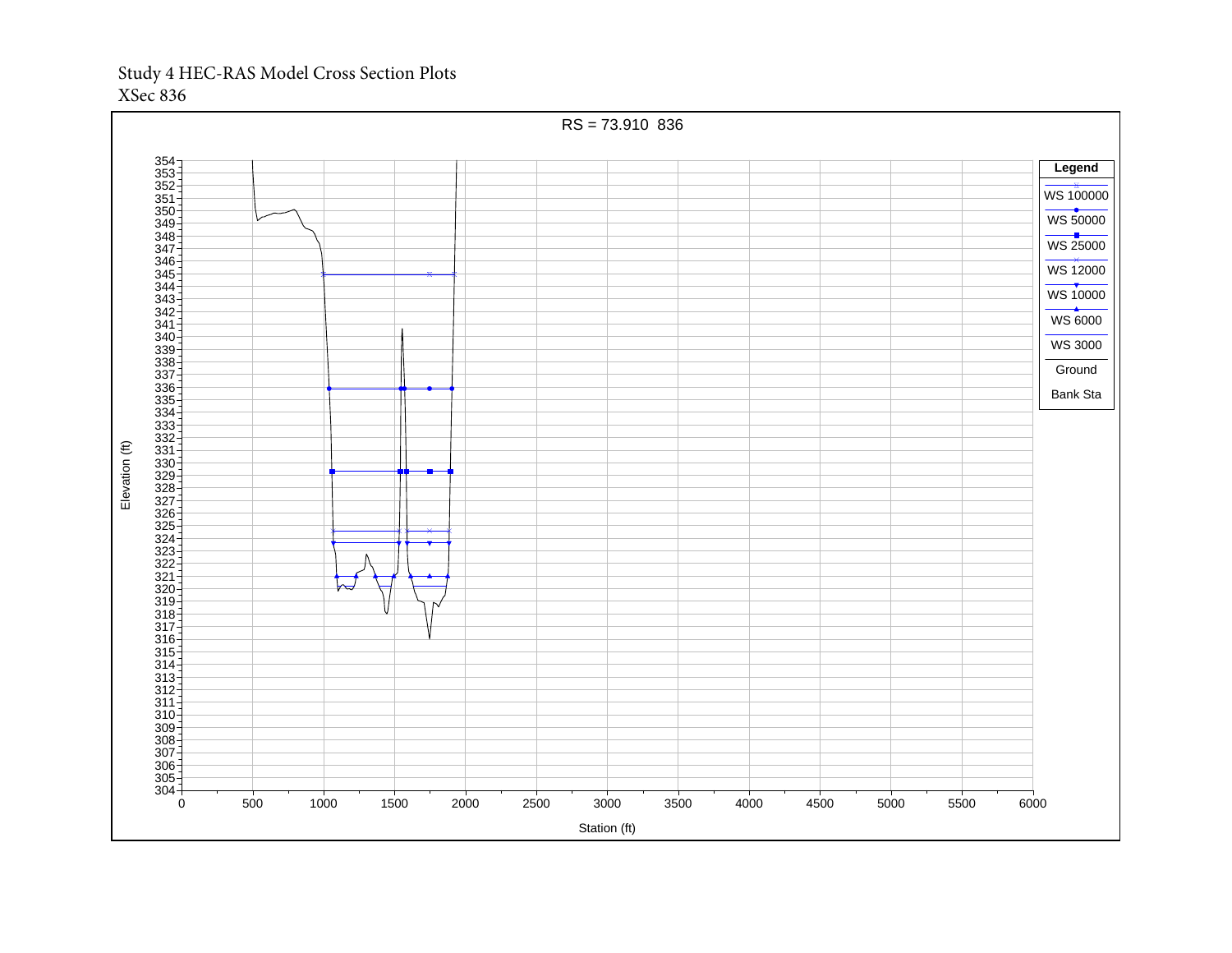Study 4 HEC-RAS Model Cross Section Plots
XSec 836

RS = 73.910 836

Legend

- WS 100000
- WS 50000
- WS 25000
- WS 12000
- WS 10000
- WS 6000
- WS 3000
- Ground
- Bank Sta

Elevation (ft)

Station (ft)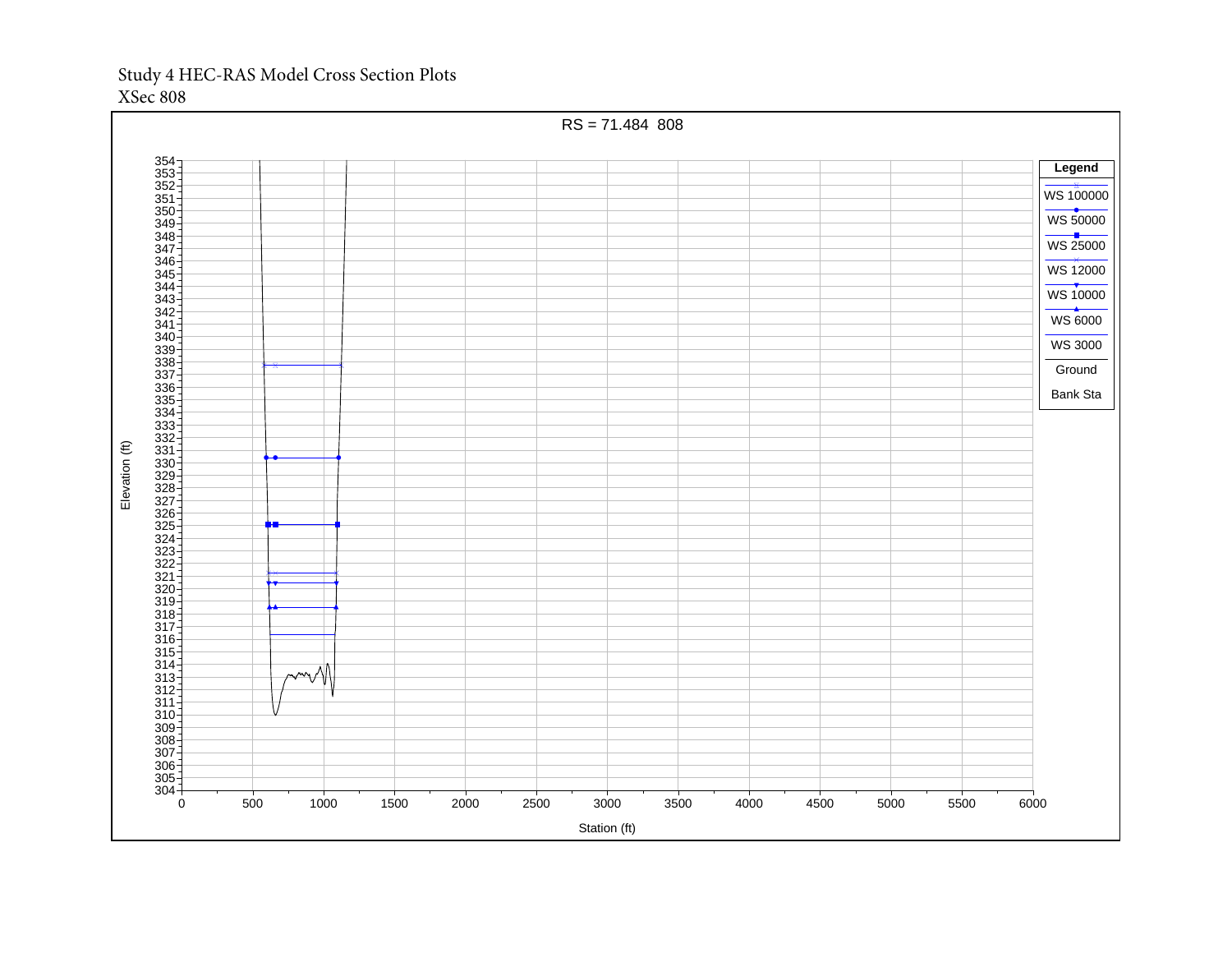Study 4 HEC-RAS Model Cross Section Plots
XSec 808

RS = 71.484 808

Legend

- WS 100000
- WS 50000
- WS 25000
- WS 12000
- WS 10000
- WS 6000
- WS 3000
- Ground
- Bank Sta

Elevation (ft)

Station (ft)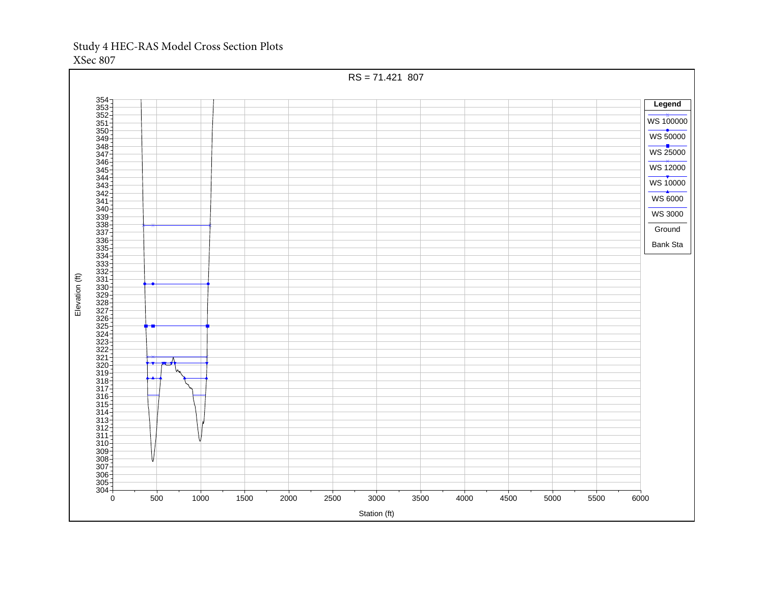Study 4 HEC-RAS Model Cross Section Plots

XSec 807

RS = 71.421 807

Legend

- WS 100000
- WS 50000
- WS 25000
- WS 12000
- WS 10000
- WS 6000
- WS 3000
- Ground
- Bank Sta

Elevation (ft)

Station (ft)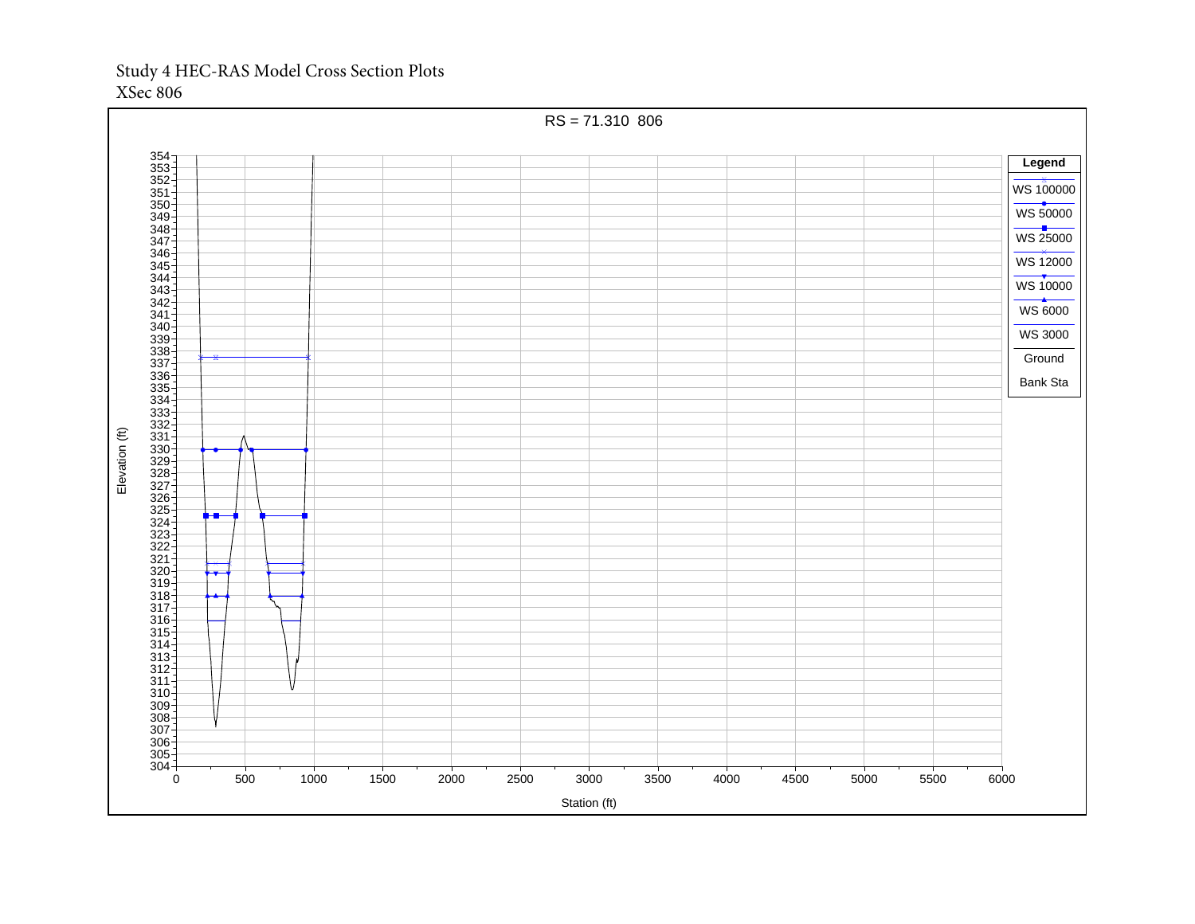Study 4 HEC-RAS Model Cross Section Plots
XSec 806

RS = 71.310 806

Legend: WS 100000, WS 50000, WS 25000, WS 12000, WS 10000, WS 6000, WS 3000, Ground, Bank Sta

Elevation (ft)

Station (ft)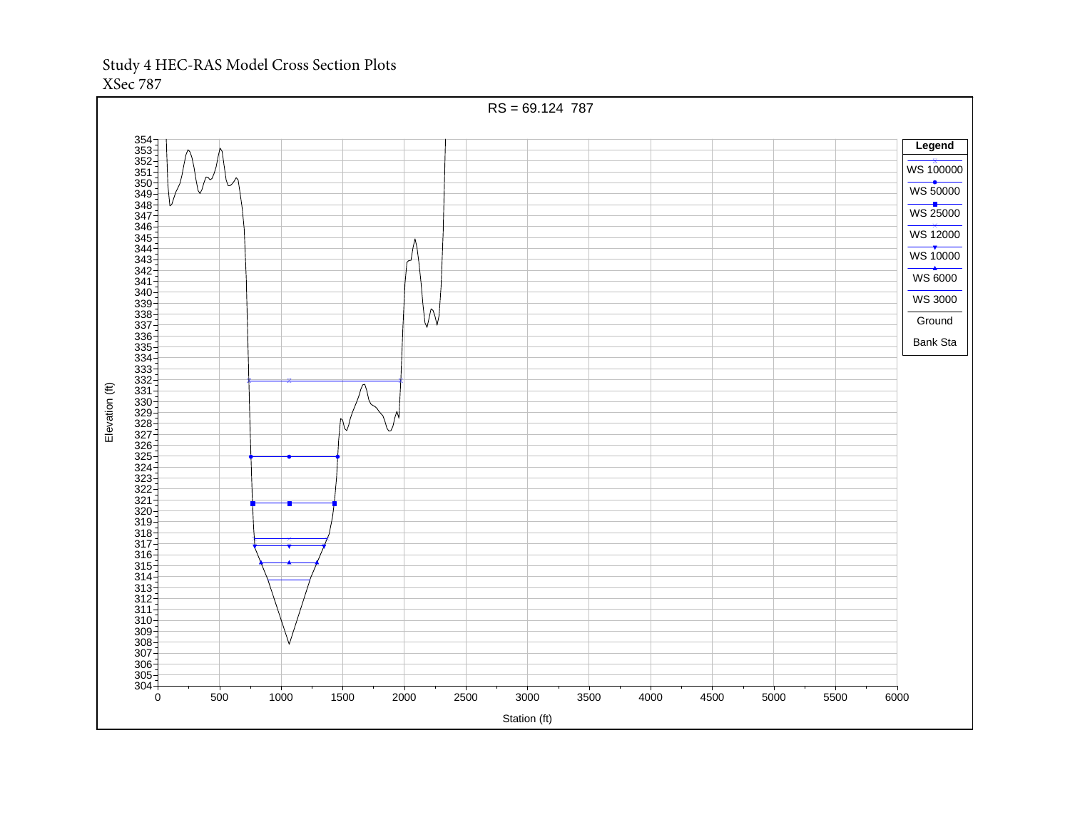Study 4 HEC-RAS Model Cross Section Plots
XSec 787

RS = 69.124 787

Elevation (ft)

Station (ft)

Legend
- WS 100000
- WS 50000
- WS 25000
- WS 12000
- WS 10000
- WS 6000
- WS 3000
- Ground
- Bank Sta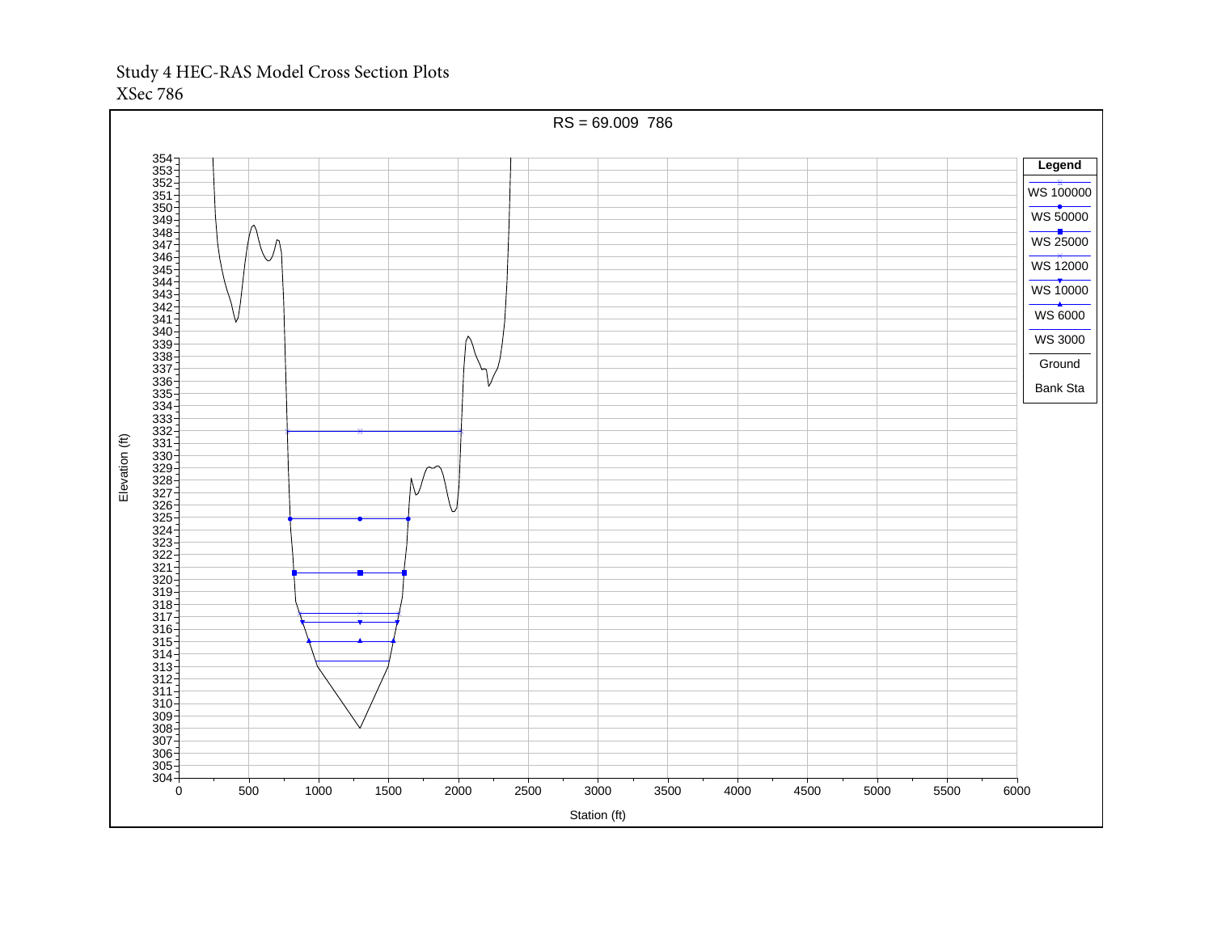Study 4 HEC-RAS Model Cross Section Plots
XSec 786

RS = 69.009 786

Legend

- WS 100000
- WS 50000
- WS 25000
- WS 12000
- WS 10000
- WS 6000
- WS 3000
- Ground
- Bank Sta

Elevation (ft)

Station (ft)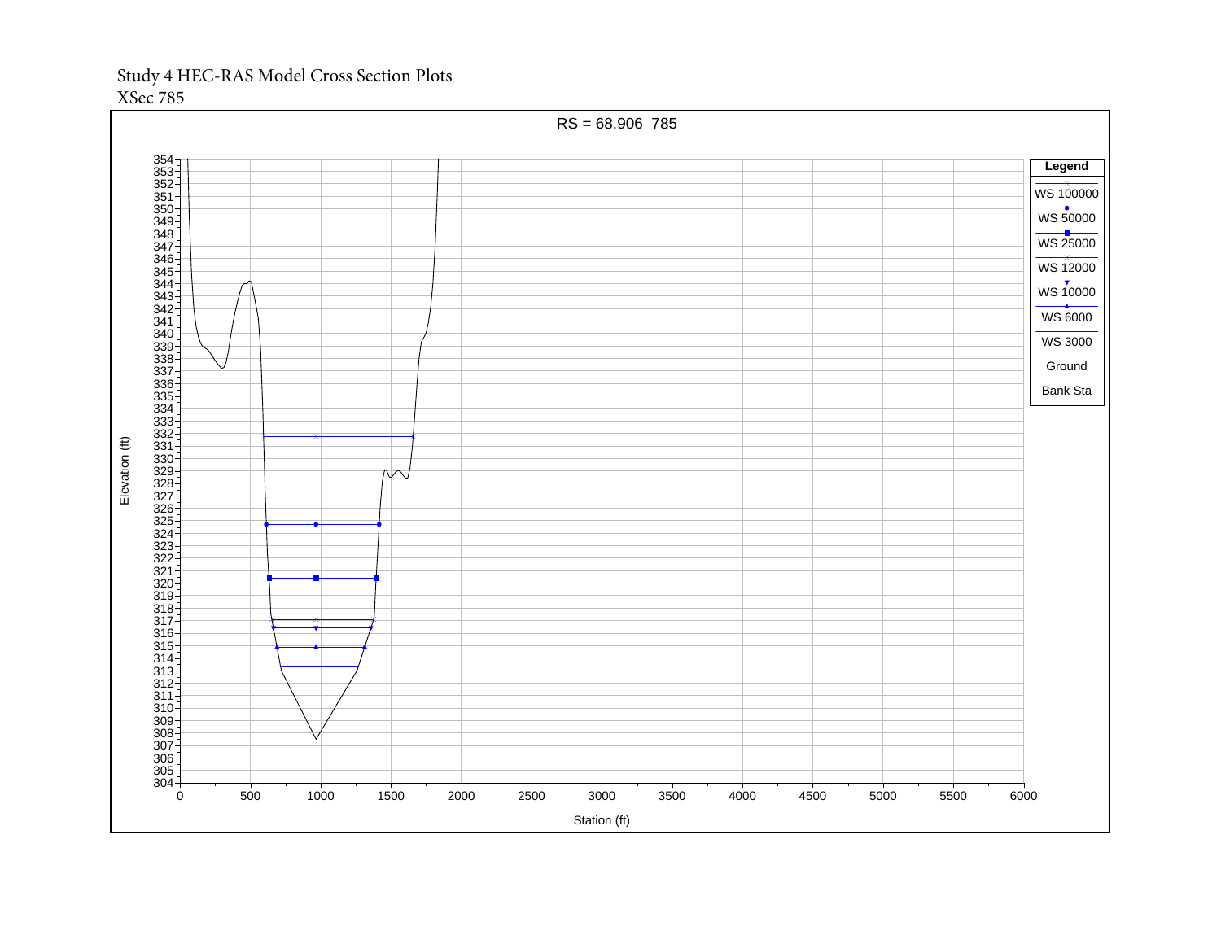Study 4 HEC-RAS Model Cross Section Plots

XSec 785

RS = 68.906 785

Legend

- WS 100000
- WS 50000
- WS 25000
- WS 12000
- WS 10000
- WS 6000
- WS 3000
- Ground
- Bank Sta

Elevation (ft)

Station (ft)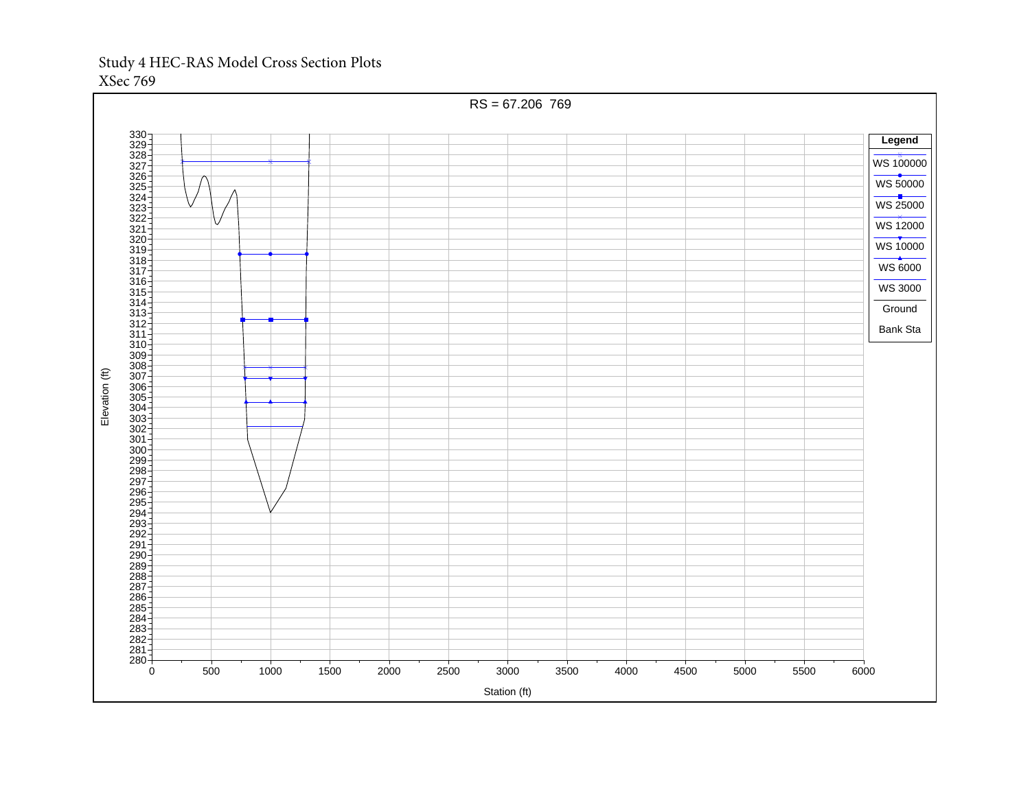Study 4 HEC-RAS Model Cross Section Plots
XSec 769

RS = 67.206 769

Legend

- WS 100000
- WS 50000
- WS 25000
- WS 12000
- WS 10000
- WS 6000
- WS 3000
- Ground
- Bank Sta

Elevation (ft)

Station (ft)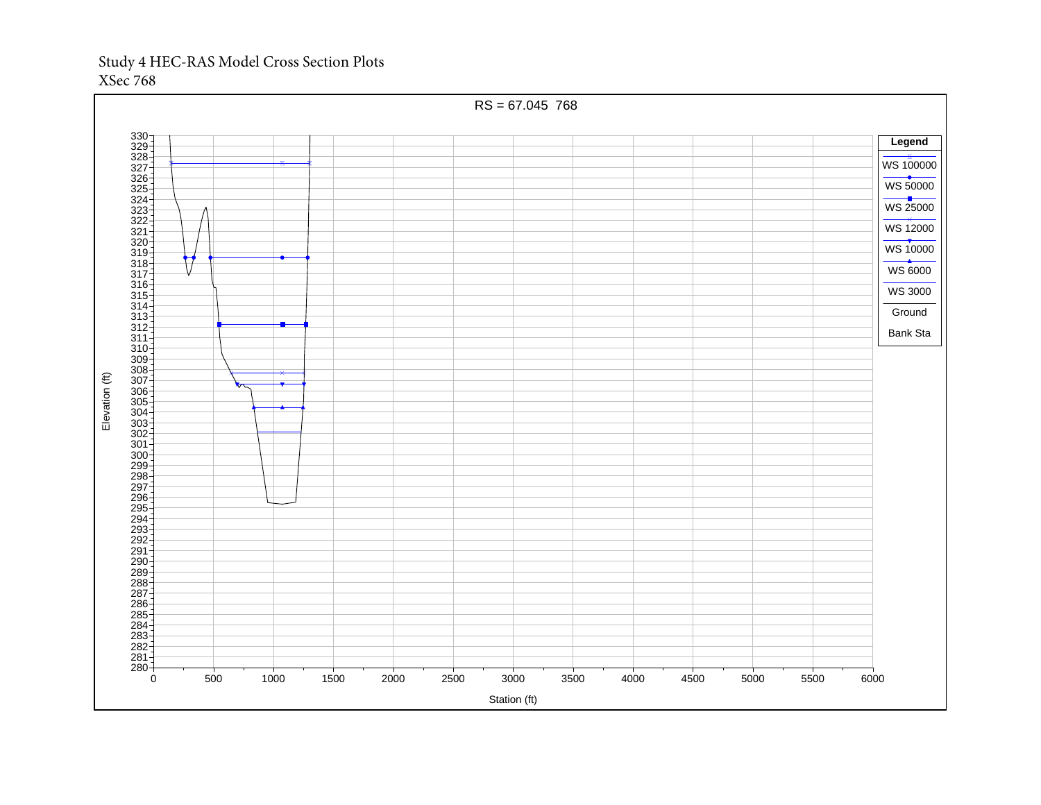Study 4 HEC-RAS Model Cross Section Plots
XSec 768

RS = 67.045 768

Legend

- WS 100000
- WS 50000
- WS 25000
- WS 12000
- WS 10000
- WS 6000
- WS 3000
- Ground
- Bank Sta

Elevation (ft)

Station (ft)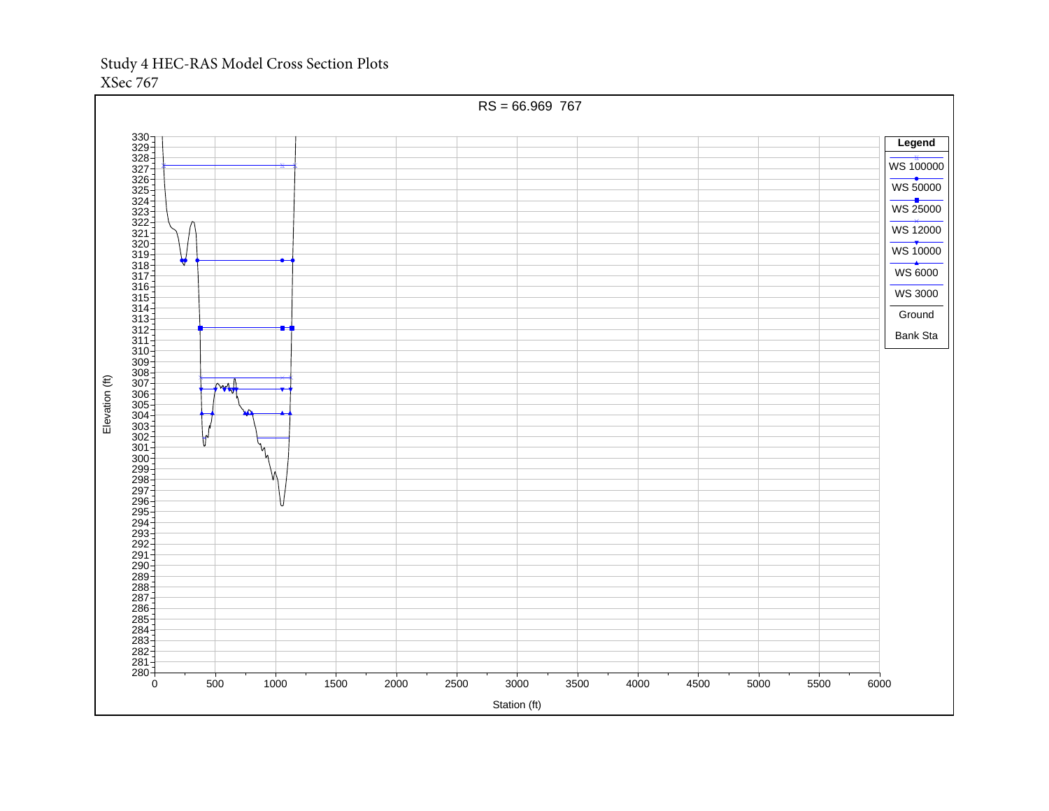Study 4 HEC-RAS Model Cross Section Plots

XSec 767

RS = 66.969 767

Legend

- WS 100000
- WS 50000
- WS 25000
- WS 12000
- WS 10000
- WS 6000
- WS 3000
- Ground
- Bank Sta

Elevation (ft)

Station (ft)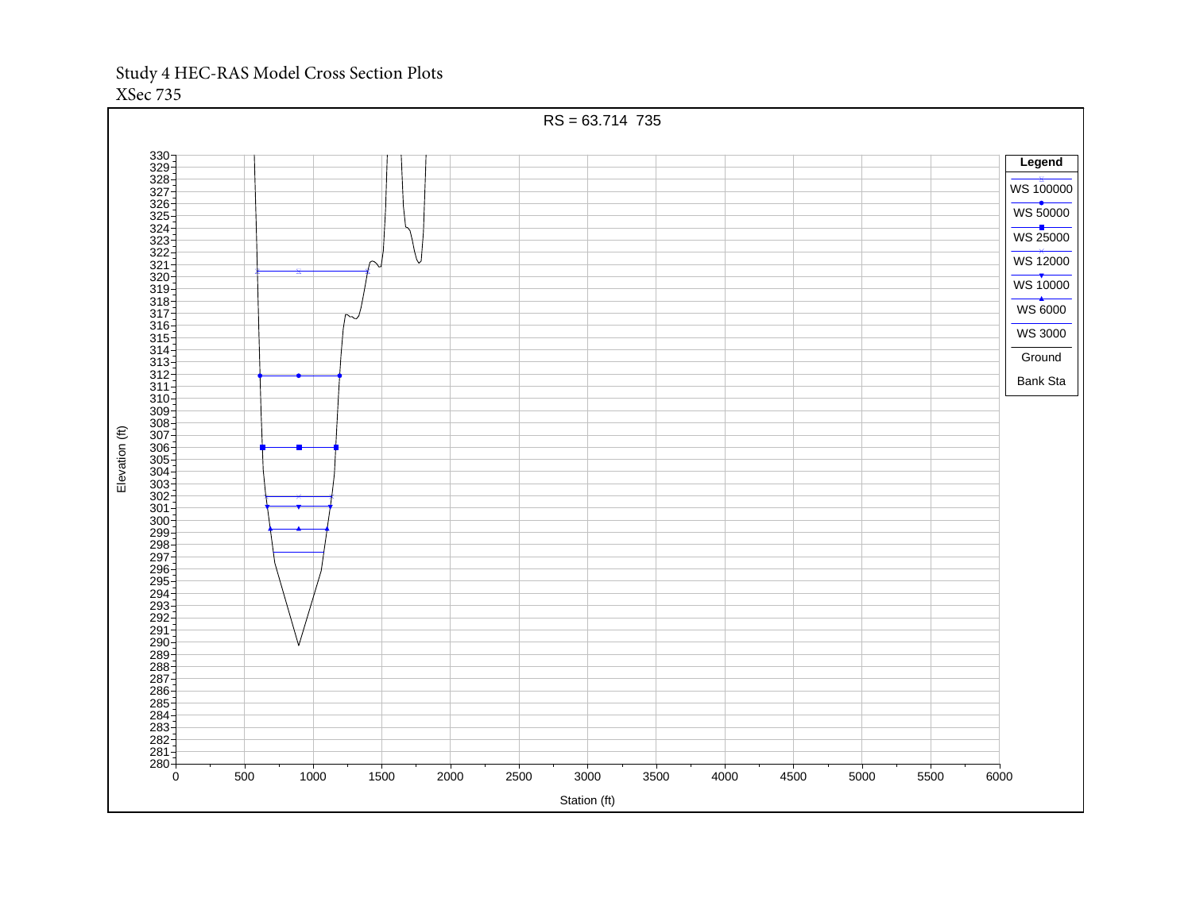Study 4 HEC-RAS Model Cross Section Plots

XSec 735

RS = 63.714 735

Legend

- WS 100000
- WS 50000
- WS 25000
- WS 12000
- WS 10000
- WS 6000
- WS 3000
- Ground
- Bank Sta

Elevation (ft)

Station (ft)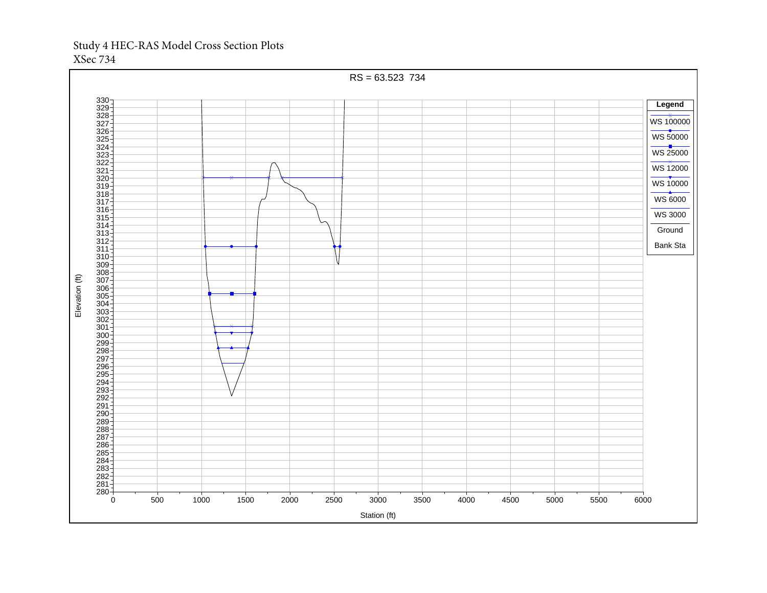Study 4 HEC-RAS Model Cross Section Plots
XSec 734

RS = 63.523 734

Legend

- WS 100000
- WS 50000
- WS 25000
- WS 12000
- WS 10000
- WS 6000
- WS 3000
- Ground
- Bank Sta

Elevation (ft)

Station (ft)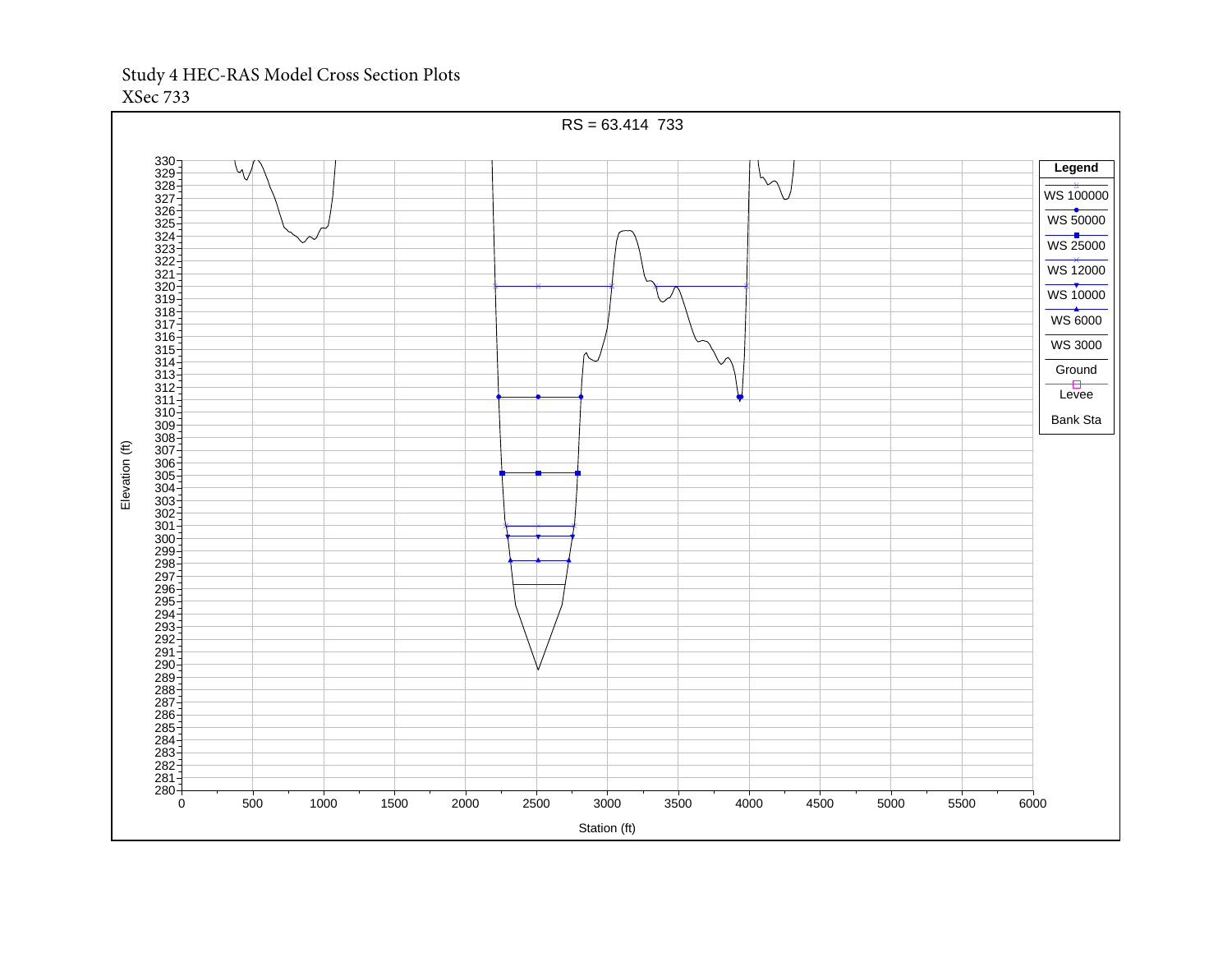Study 4 HEC-RAS Model Cross Section Plots

XSec 733

RS = 63.414 733

Legend

- WS 100000
- WS 50000
- WS 25000
- WS 12000
- WS 10000
- WS 6000
- WS 3000
- Ground
- Levee
- Bank Sta

Elevation (ft)

Station (ft)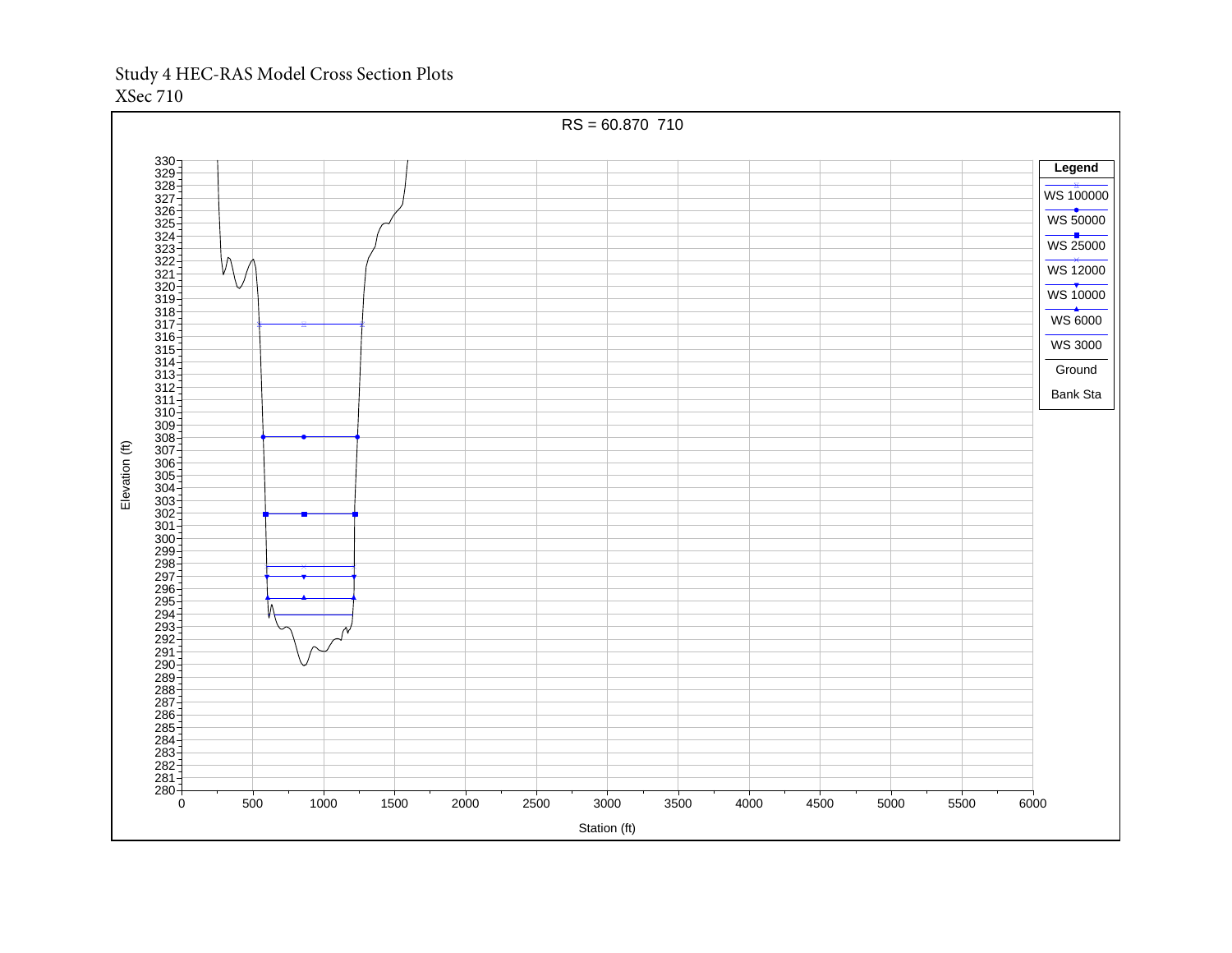Study 4 HEC-RAS Model Cross Section Plots

XSec 710

RS = 60.870 710

Legend

- WS 100000
- WS 50000
- WS 25000
- WS 12000
- WS 10000
- WS 6000
- WS 3000
- Ground
- Bank Sta

Elevation (ft)

Station (ft)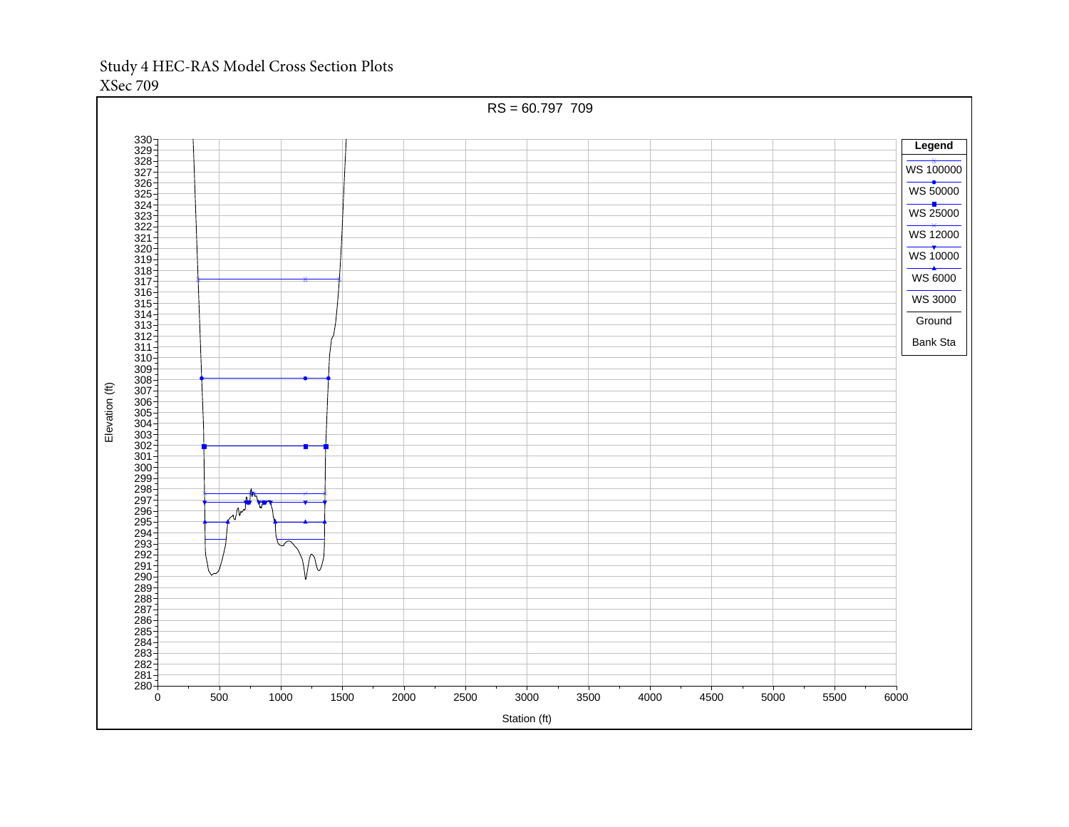Study 4 HEC-RAS Model Cross Section Plots

XSec 709

RS = 60.797 709

Legend: WS 100000, WS 50000, WS 25000, WS 12000, WS 10000, WS 6000, WS 3000, Ground, Bank Sta

Elevation (ft)

Station (ft)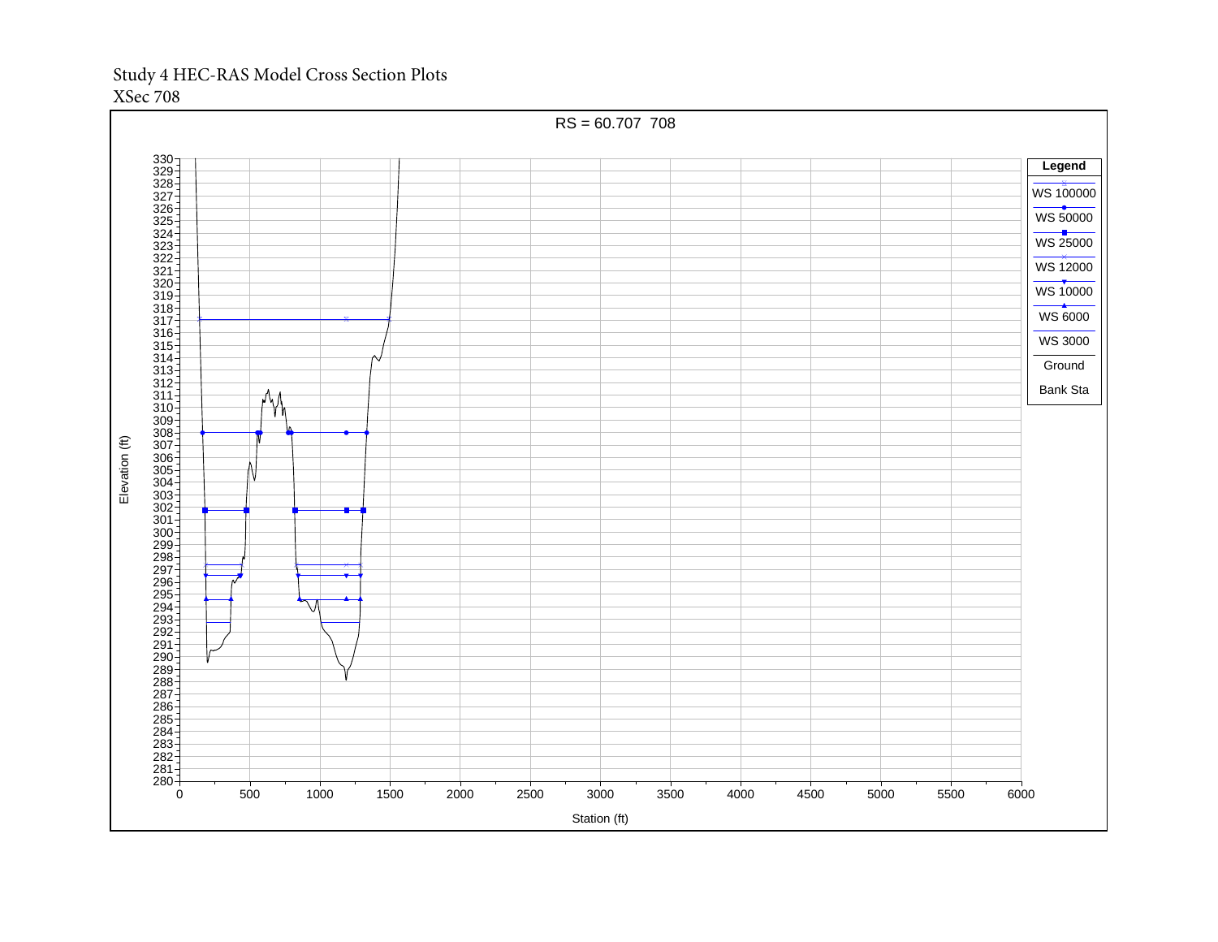Study 4 HEC-RAS Model Cross Section Plots

XSec 708

RS = 60.707 708

Legend

- WS 100000
- WS 50000
- WS 25000
- WS 12000
- WS 10000
- WS 6000
- WS 3000
- Ground
- Bank Sta

Elevation (ft)

Station (ft)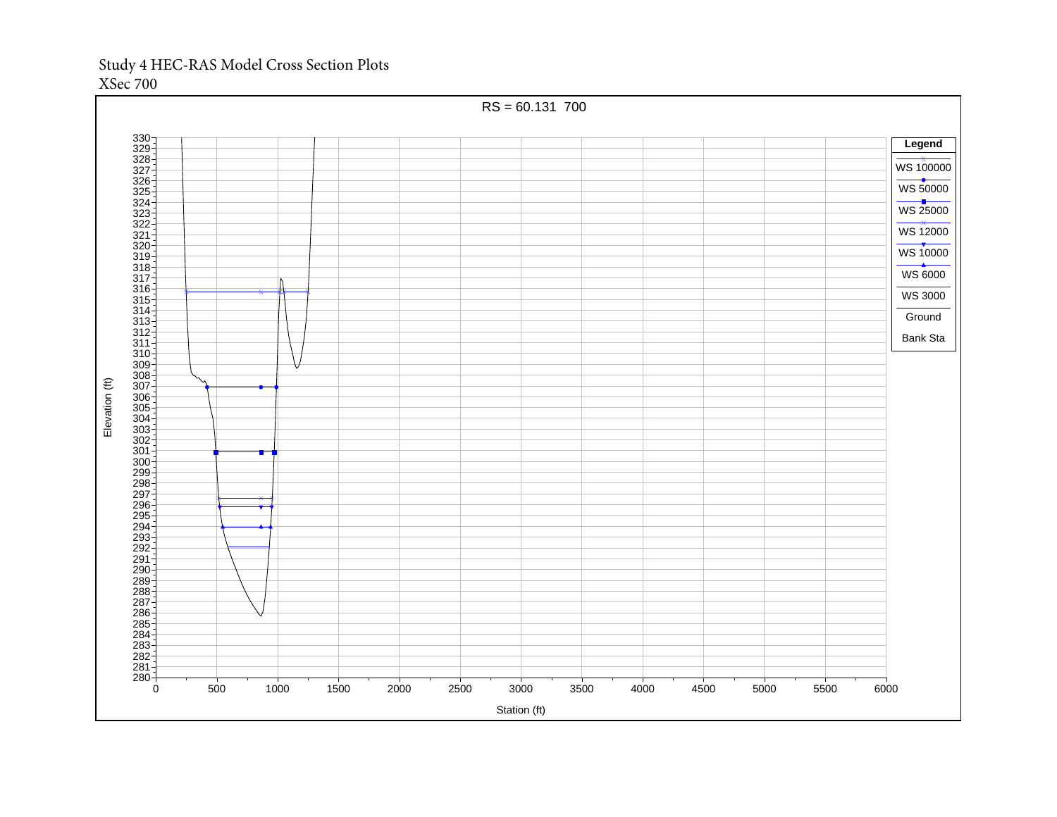Study 4 HEC-RAS Model Cross Section Plots
XSec 700

RS = 60.131 700

Legend

- WS 100000
- WS 50000
- WS 25000
- WS 12000
- WS 10000
- WS 6000
- WS 3000
- Ground
- Bank Sta

Elevation (ft)

Station (ft)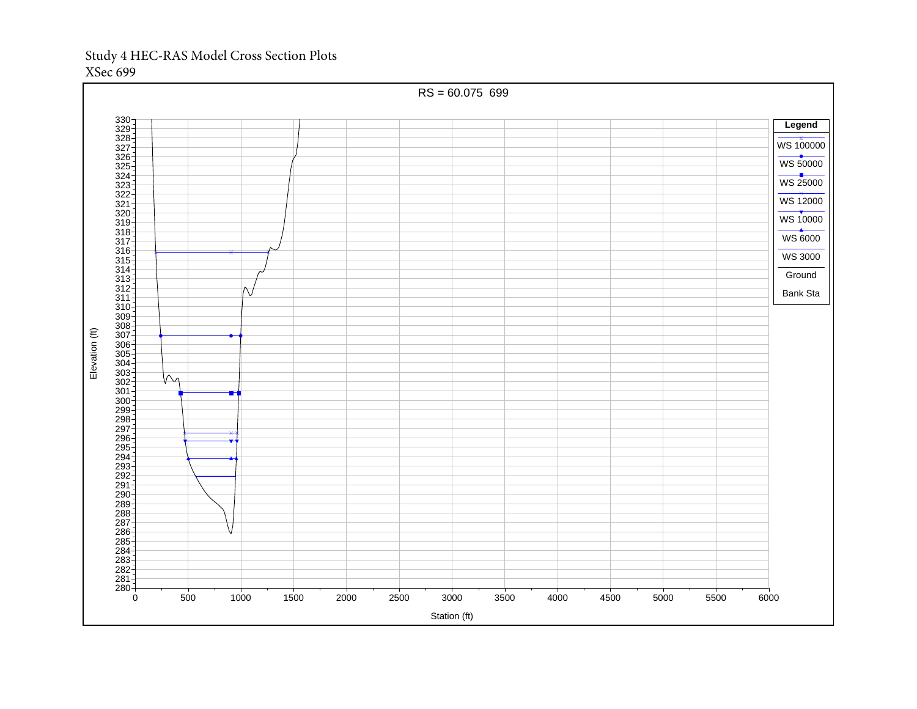Study 4 HEC-RAS Model Cross Section Plots

XSec 699

RS = 60.075 699

Legend

- WS 100000
- WS 50000
- WS 25000
- WS 12000
- WS 10000
- WS 6000
- WS 3000
- Ground
- Bank Sta

Elevation (ft)

Station (ft)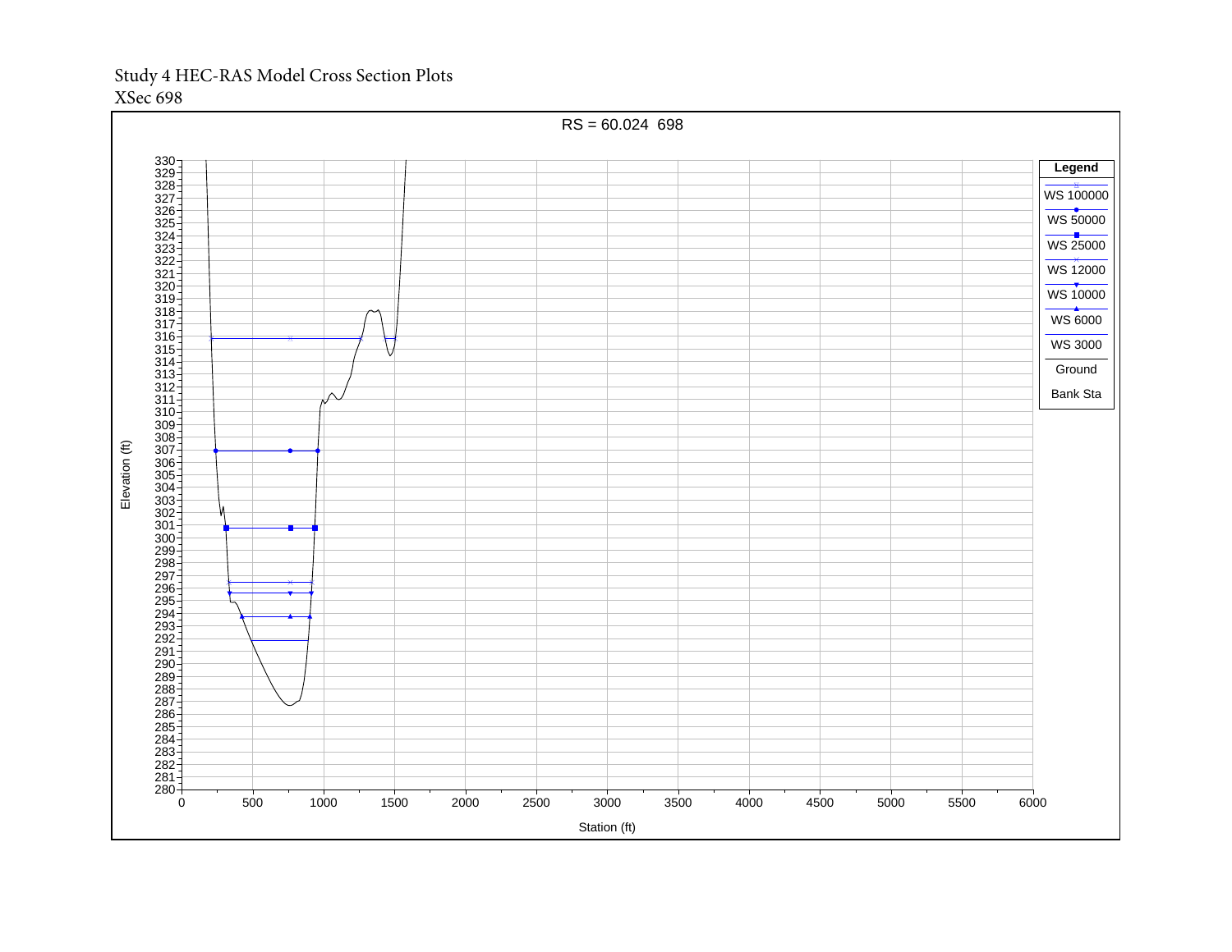Study 4 HEC-RAS Model Cross Section Plots
XSec 698

RS = 60.024 698

Legend

- WS 100000
- WS 50000
- WS 25000
- WS 12000
- WS 10000
- WS 6000
- WS 3000
- Ground
- Bank Sta

Elevation (ft)

Station (ft)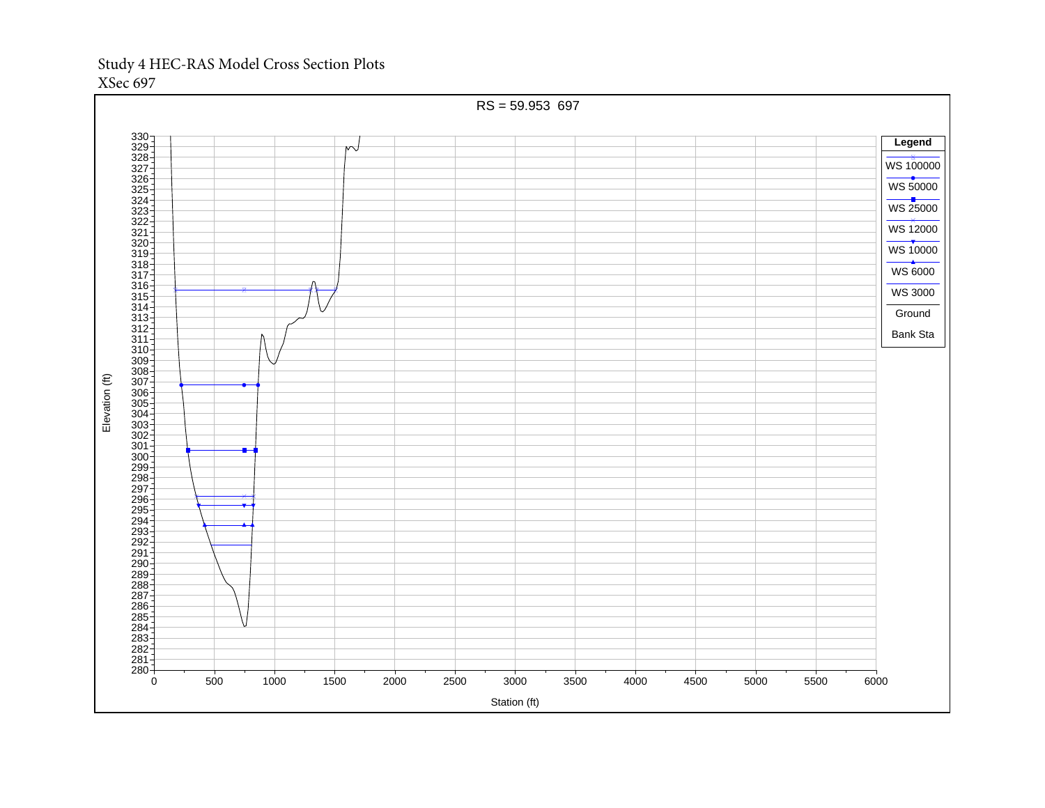Study 4 HEC-RAS Model Cross Section Plots

XSec 697

RS = 59.953 697

Legend

- WS 100000
- WS 50000
- WS 25000
- WS 12000
- WS 10000
- WS 6000
- WS 3000
- Ground
- Bank Sta

Elevation (ft)

Station (ft)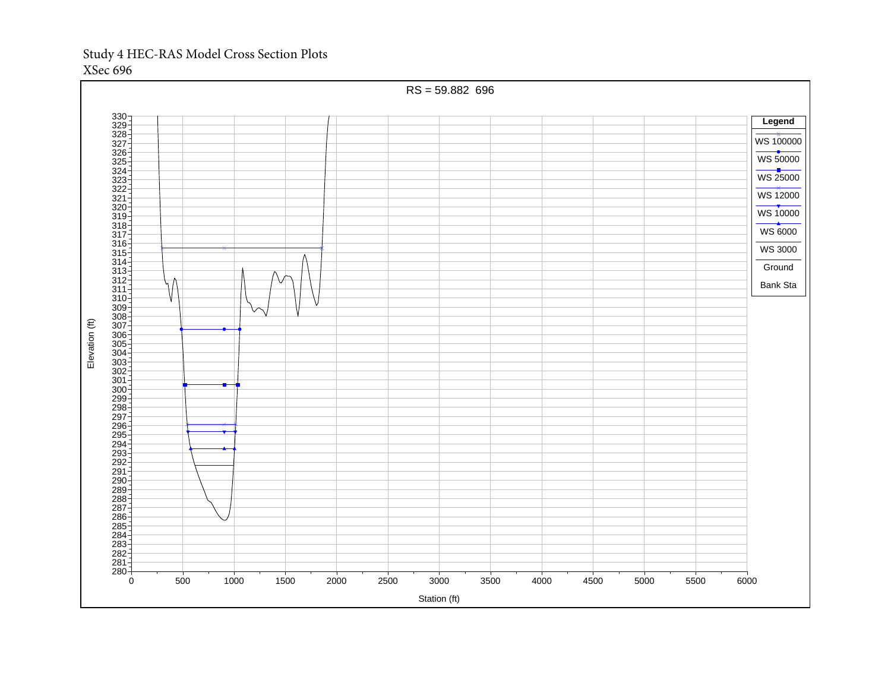Study 4 HEC-RAS Model Cross Section Plots
XSec 696

RS = 59.882 696

Legend

- WS 100000
- WS 50000
- WS 25000
- WS 12000
- WS 10000
- WS 6000
- WS 3000
- Ground
- Bank Sta

Elevation (ft)

Station (ft)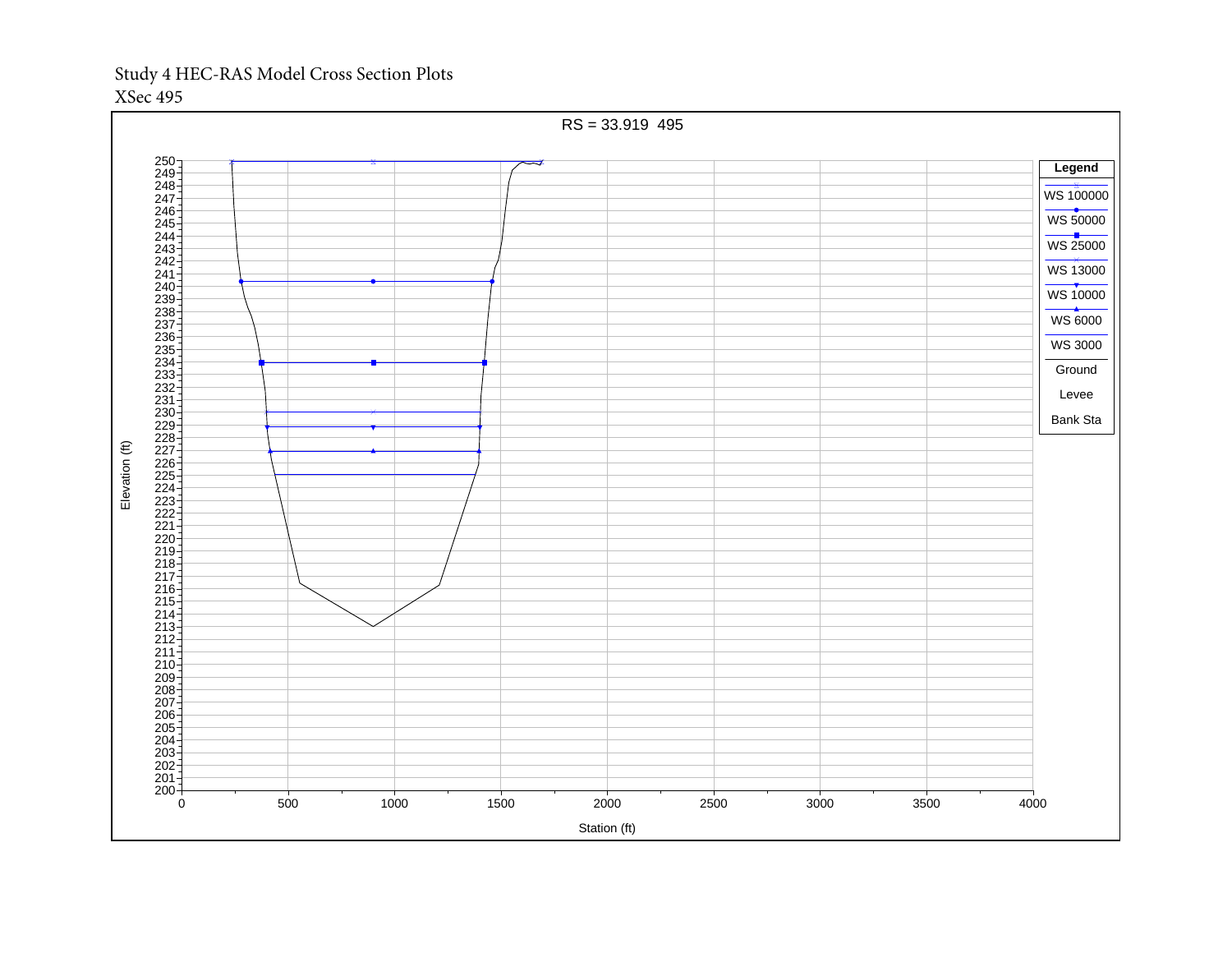Study 4 HEC-RAS Model Cross Section Plots
XSec 495

RS = 33.919 495

Legend

- WS 100000
- WS 50000
- WS 25000
- WS 13000
- WS 10000
- WS 6000
- WS 3000
- Ground
- Levee
- Bank Sta

Elevation (ft)

Station (ft)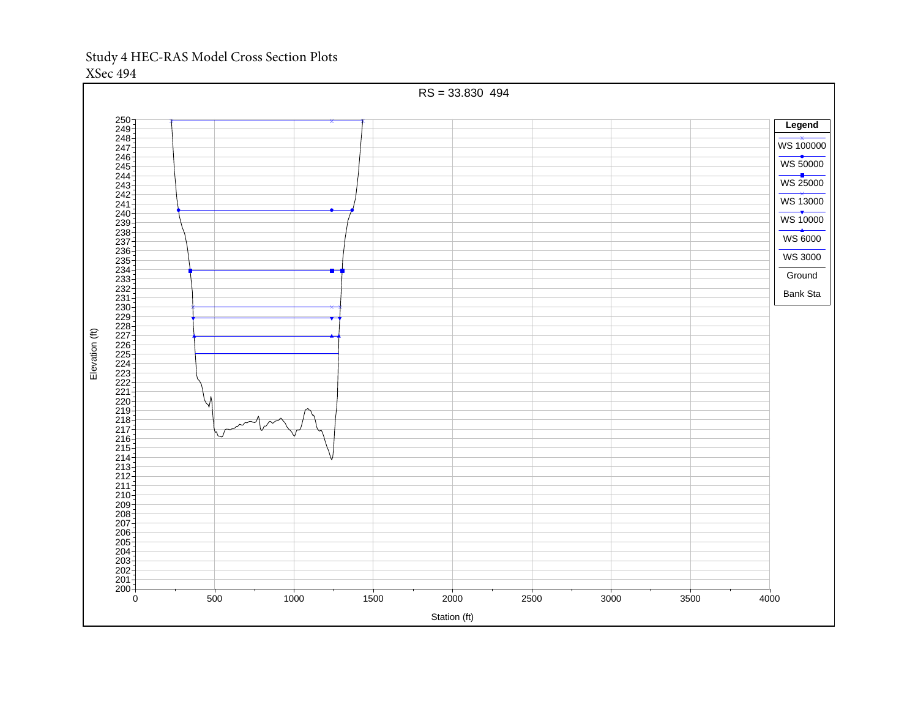Study 4 HEC-RAS Model Cross Section Plots

XSec 494

RS = 33.830 494

Legend

WS 100000

WS 50000

WS 25000

WS 13000

WS 10000

WS 6000

WS 3000

Ground

Bank Sta

Elevation (ft)

Station (ft)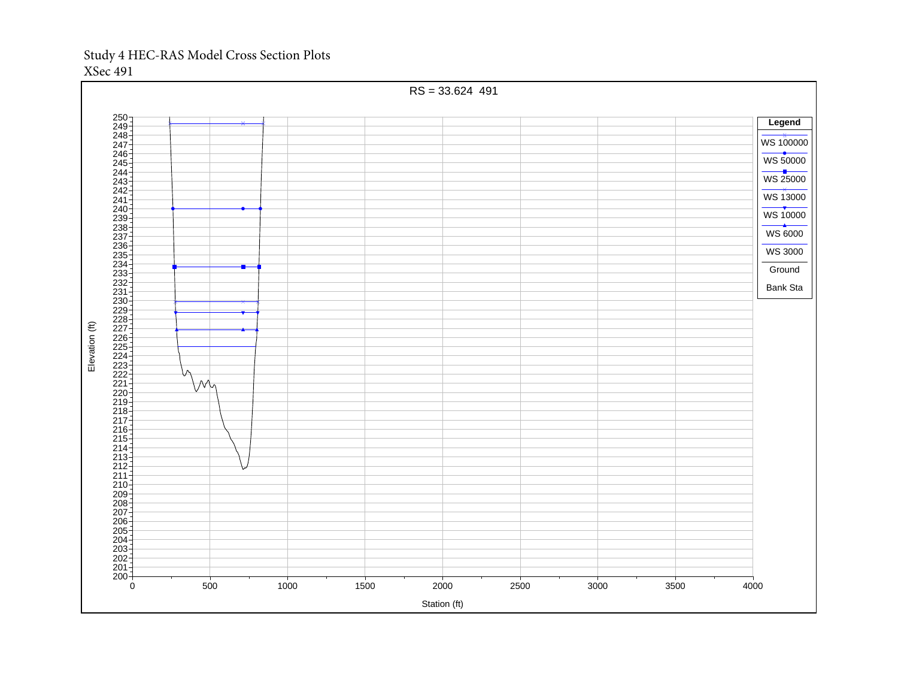Study 4 HEC-RAS Model Cross Section Plots

XSec 491

RS = 33.624 491

Legend

- WS 100000
- WS 50000
- WS 25000
- WS 13000
- WS 10000
- WS 6000
- WS 3000
- Ground
- Bank Sta

Elevation (ft)

Station (ft)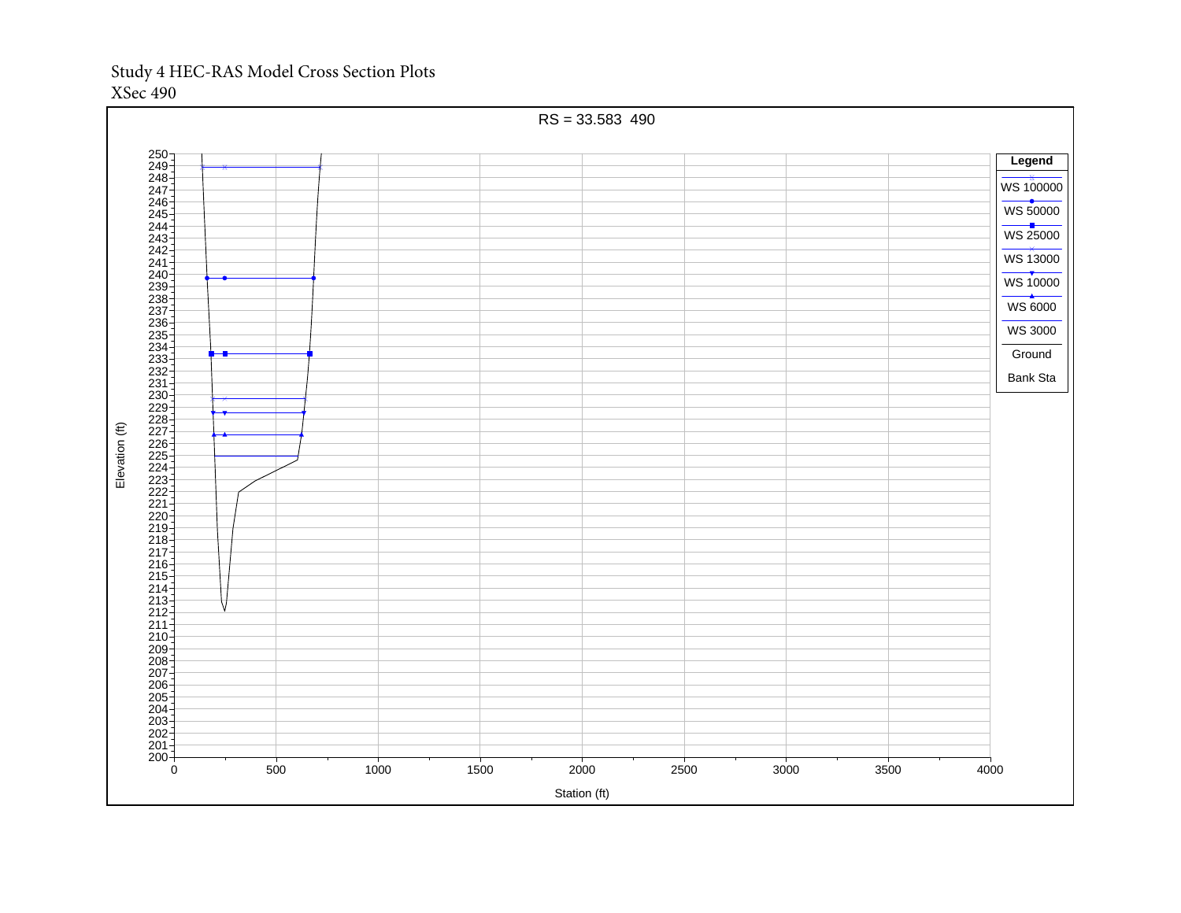Study 4 HEC-RAS Model Cross Section Plots
XSec 490

RS = 33.583 490

Legend: WS 100000, WS 50000, WS 25000, WS 13000, WS 10000, WS 6000, WS 3000, Ground, Bank Sta

Elevation (ft)

Station (ft)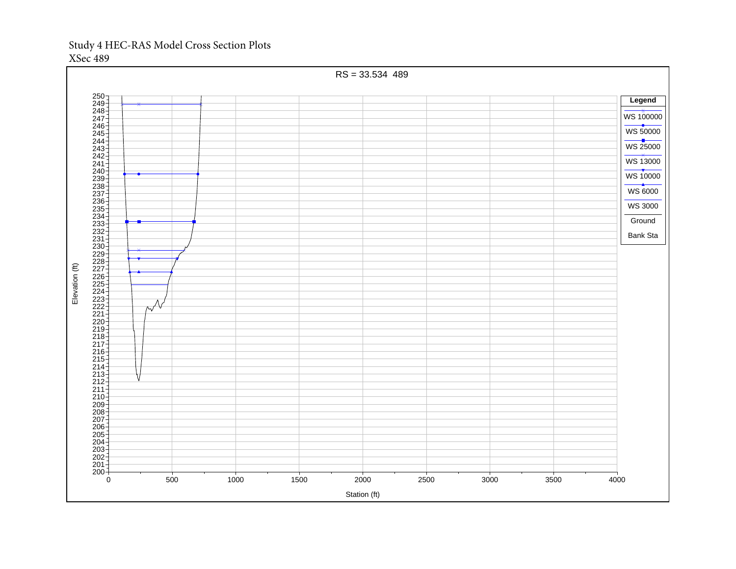Study 4 HEC-RAS Model Cross Section Plots
XSec 489

RS = 33.534 489

Legend

- WS 100000
- WS 50000
- WS 25000
- WS 13000
- WS 10000
- WS 6000
- WS 3000
- Ground
- Bank Sta

Elevation (ft)

Station (ft)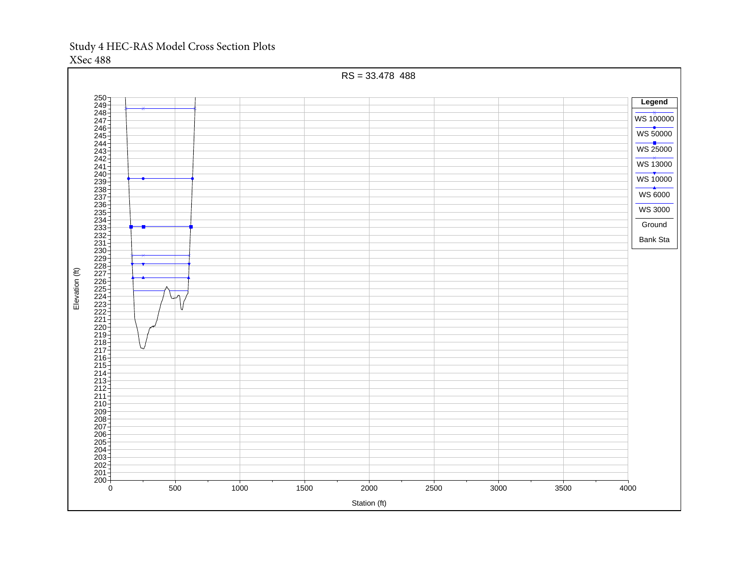Study 4 HEC-RAS Model Cross Section Plots
XSec 488

RS = 33.478 488

Legend

- WS 100000
- WS 50000
- WS 25000
- WS 13000
- WS 10000
- WS 6000
- WS 3000
- Ground
- Bank Sta

Elevation (ft)

Station (ft)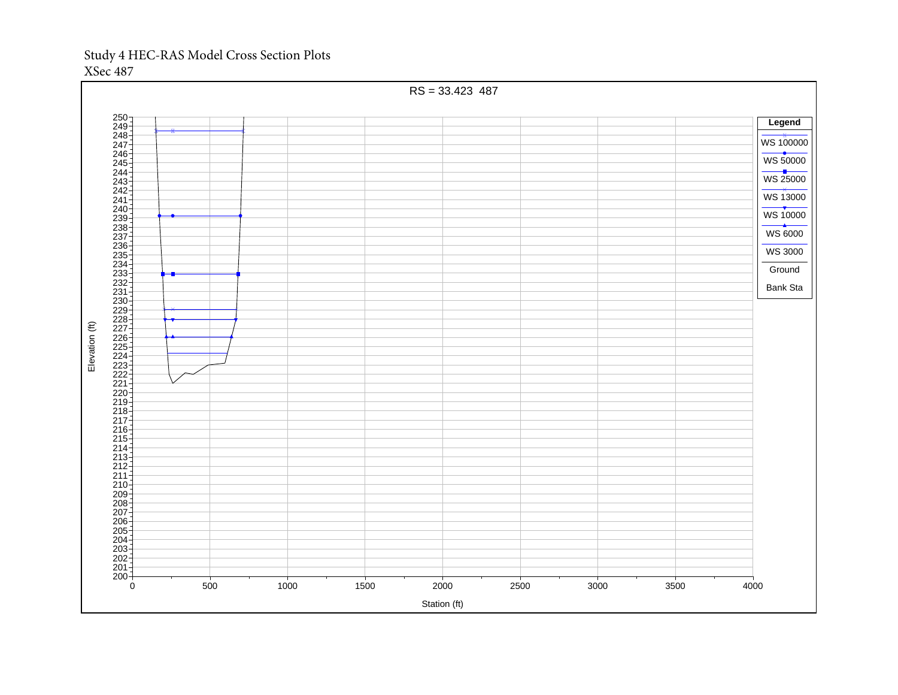Study 4 HEC-RAS Model Cross Section Plots
XSec 487

RS = 33.423 487

Legend

- WS 100000
- WS 50000
- WS 25000
- WS 13000
- WS 10000
- WS 6000
- WS 3000
- Ground
- Bank Sta

Elevation (ft)

Station (ft)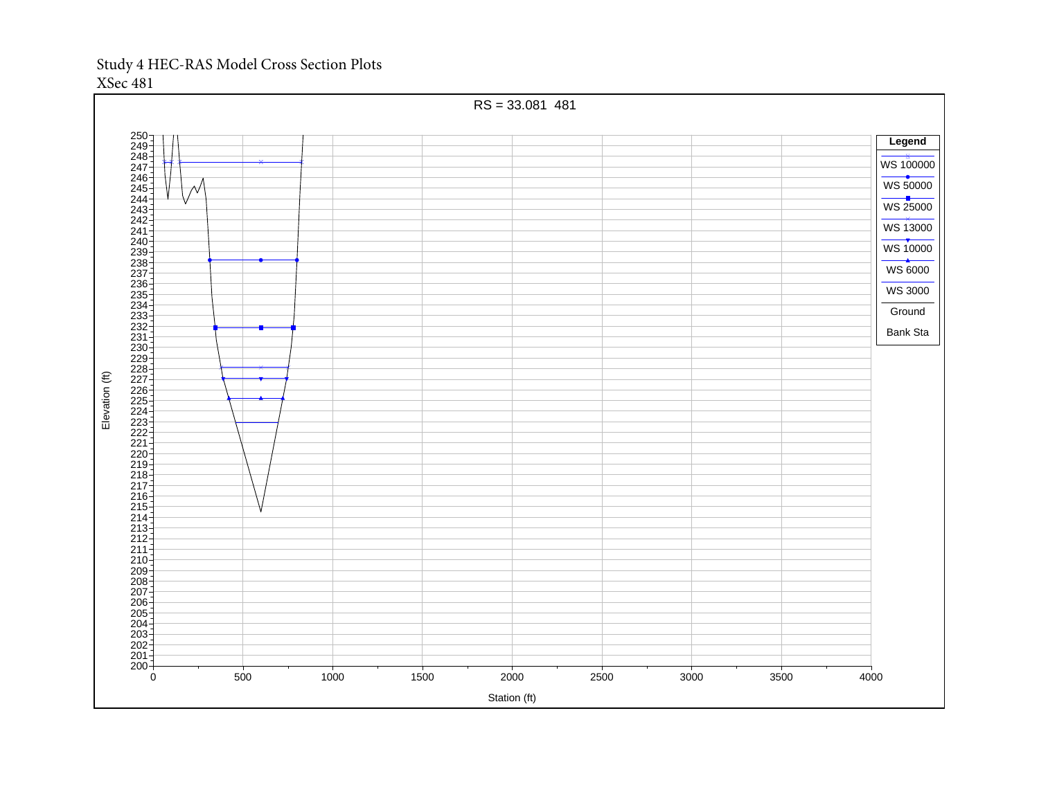Study 4 HEC-RAS Model Cross Section Plots

XSec 481

RS = 33.081 481

Legend

WS 100000

WS 50000

WS 25000

WS 13000

WS 10000

WS 6000

WS 3000

Ground

Bank Sta

Elevation (ft)

Station (ft)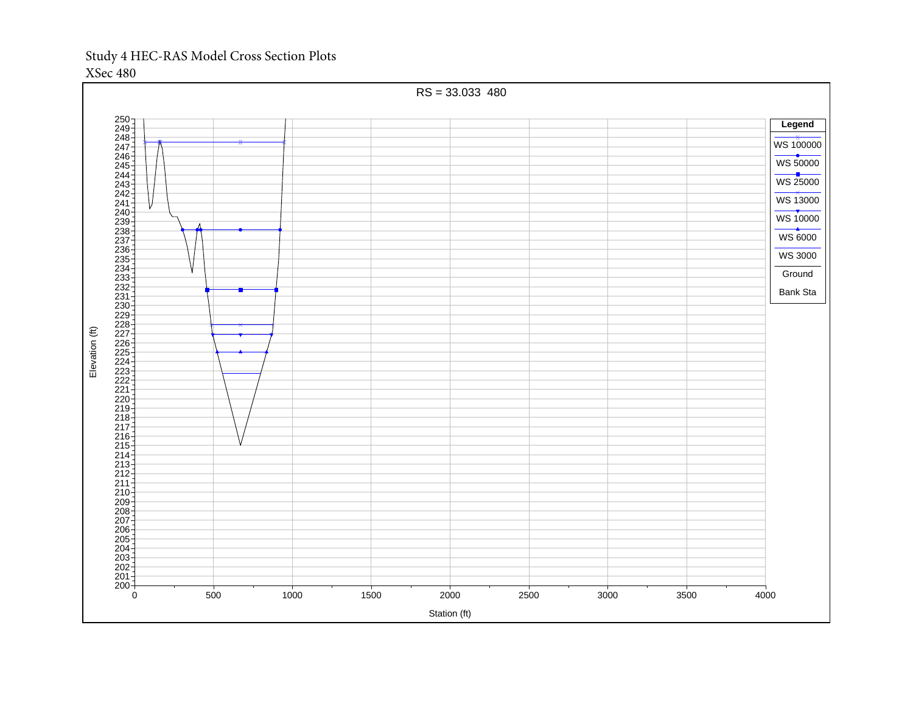Study 4 HEC-RAS Model Cross Section Plots

XSec 480

RS = 33.033 480

Legend

- WS 100000
- WS 50000
- WS 25000
- WS 13000
- WS 10000
- WS 6000
- WS 3000
- Ground
- Bank Sta

Elevation (ft)

Station (ft)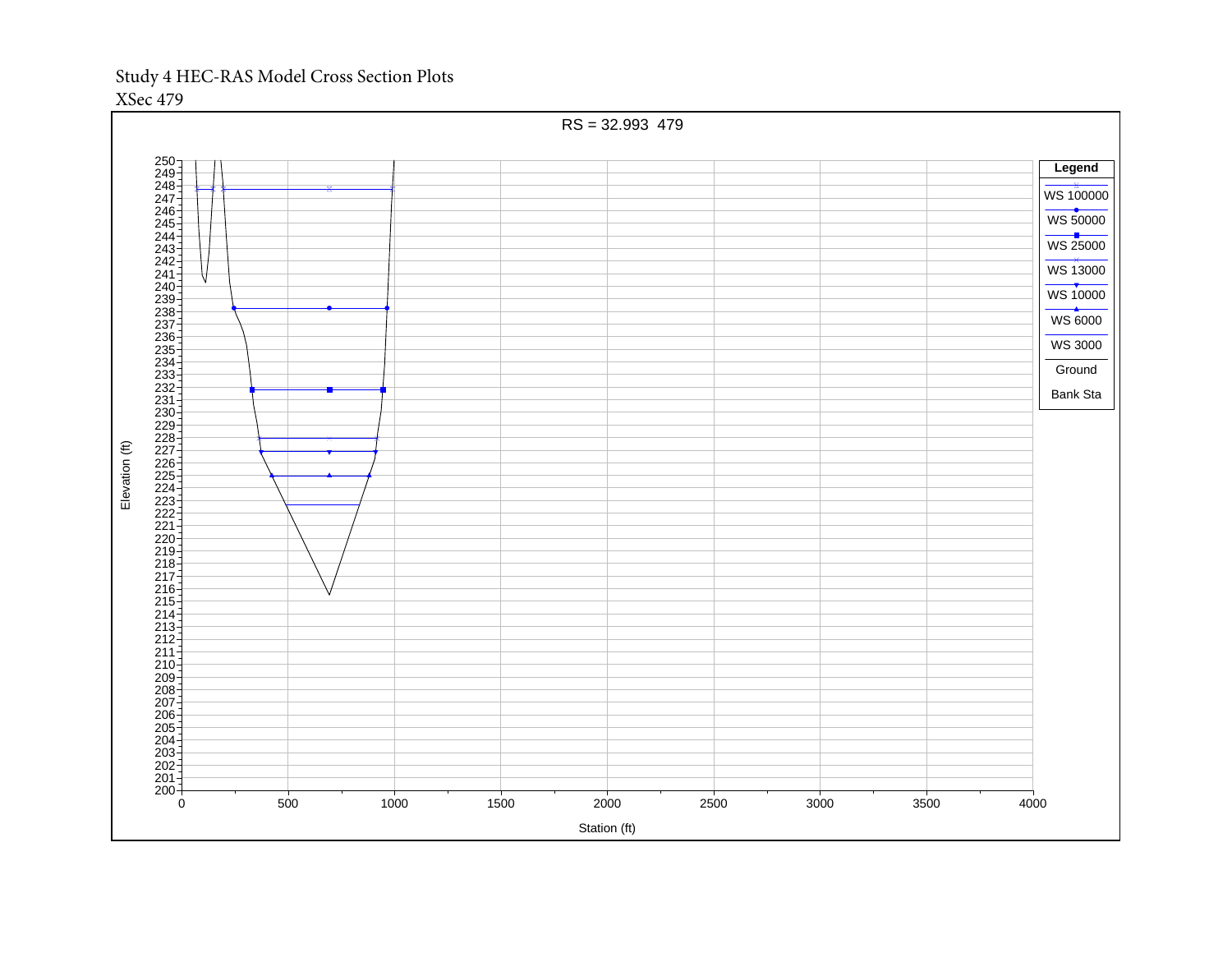Study 4 HEC-RAS Model Cross Section Plots

XSec 479

RS = 32.993 479

Legend

- WS 100000
- WS 50000
- WS 25000
- WS 13000
- WS 10000
- WS 6000
- WS 3000
- Ground
- Bank Sta

Elevation (ft)

Station (ft)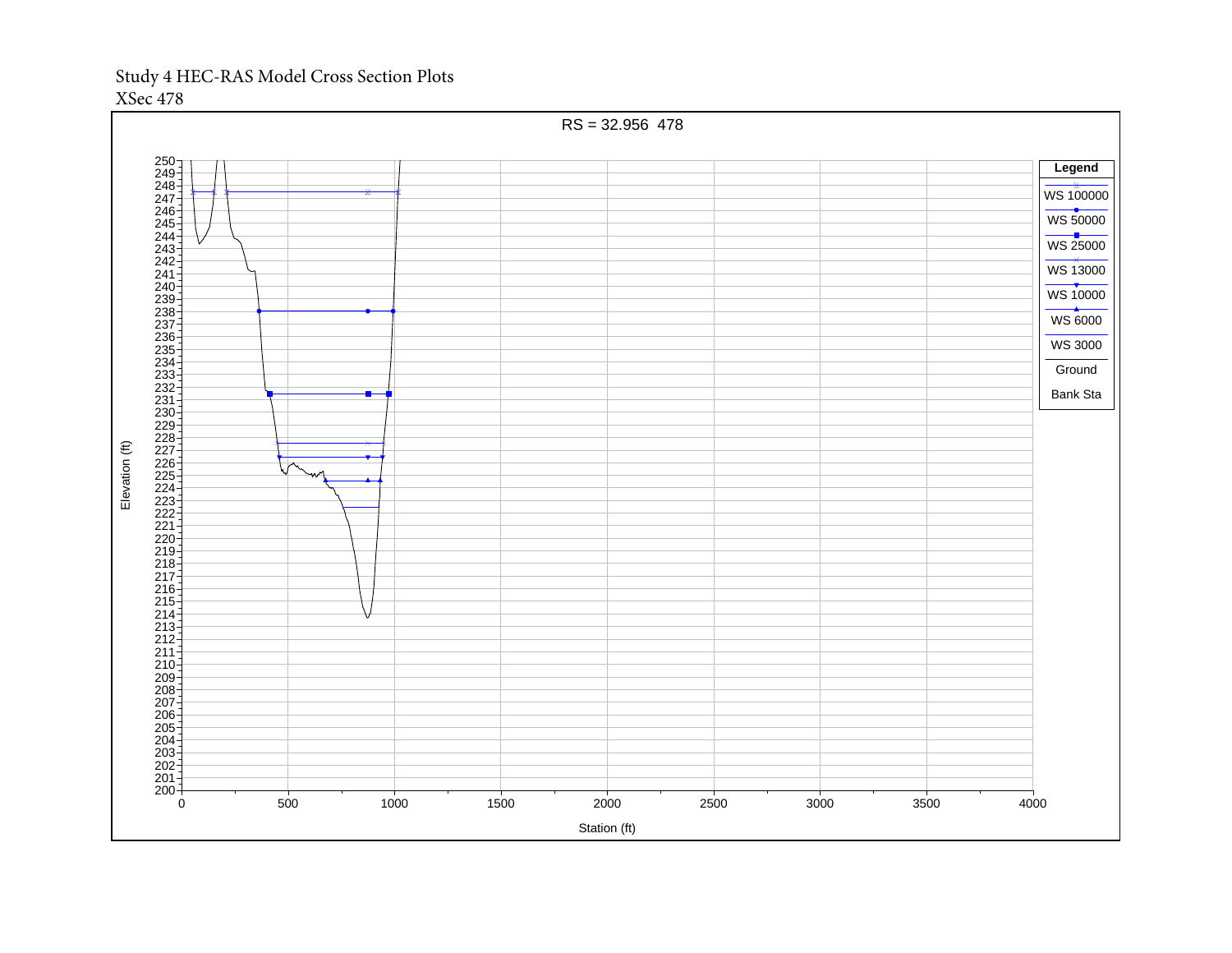Study 4 HEC-RAS Model Cross Section Plots
XSec 478

RS = 32.956 478

Legend

- WS 100000
- WS 50000
- WS 25000
- WS 13000
- WS 10000
- WS 6000
- WS 3000
- Ground
- Bank Sta

Elevation (ft)

Station (ft)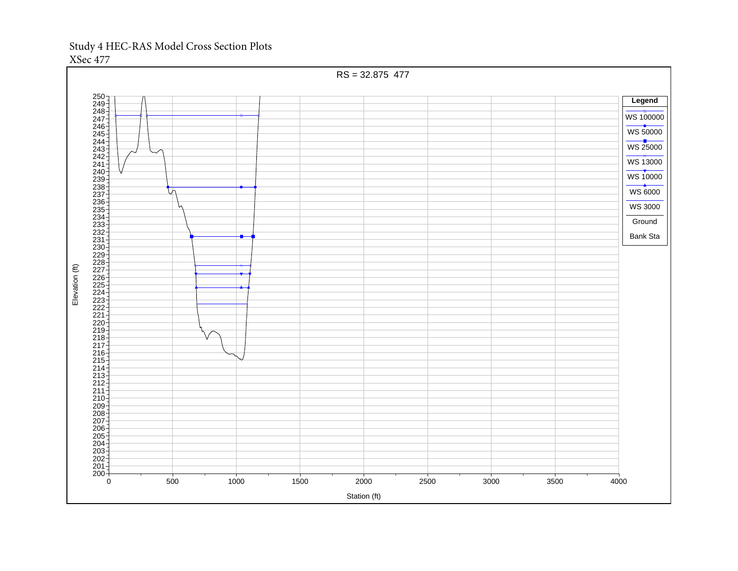Study 4 HEC-RAS Model Cross Section Plots
XSec 477

RS = 32.875 477

Legend: WS 100000, WS 50000, WS 25000, WS 13000, WS 10000, WS 6000, WS 3000, Ground, Bank Sta

Elevation (ft)

Station (ft)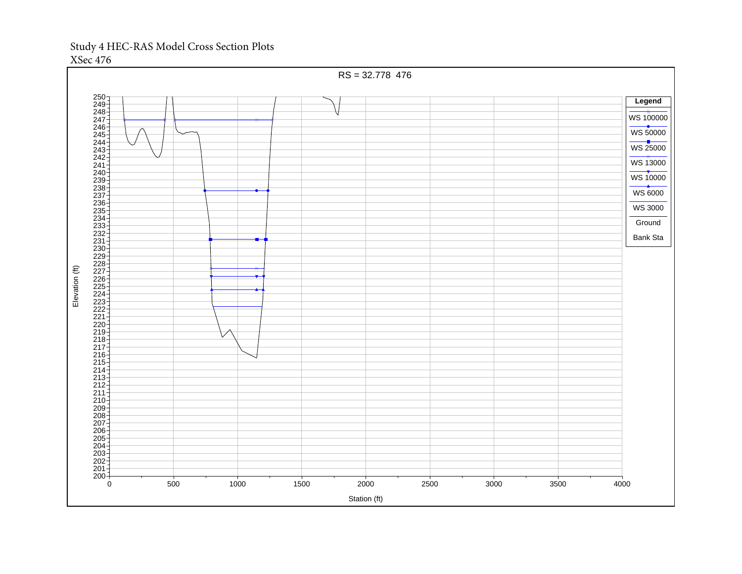Study 4 HEC-RAS Model Cross Section Plots

XSec 476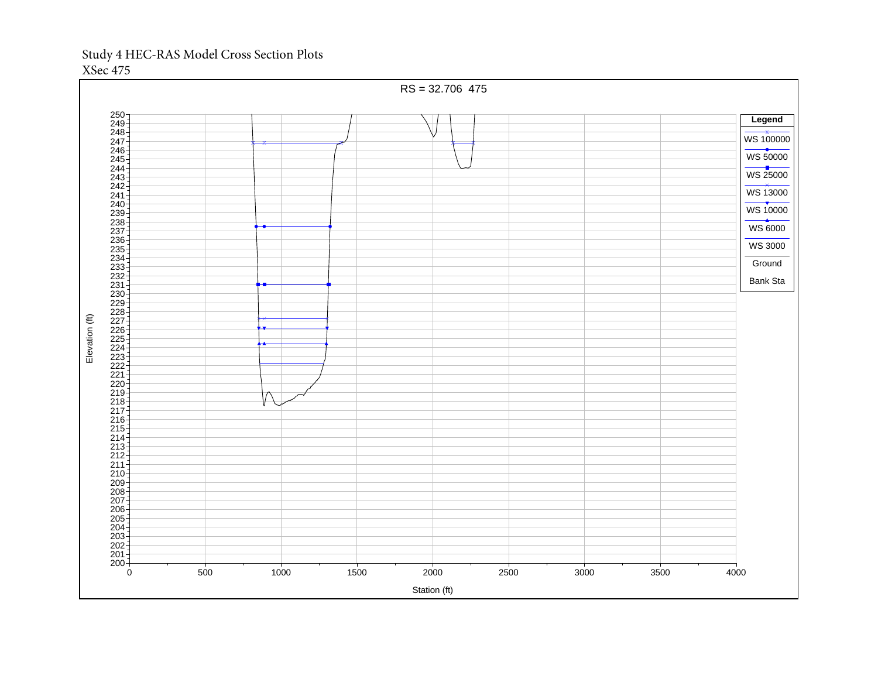Study 4 HEC-RAS Model Cross Section Plots
XSec 475

RS = 32.706 475

Legend

- WS 100000
- WS 50000
- WS 25000
- WS 13000
- WS 10000
- WS 6000
- WS 3000
- Ground
- Bank Sta

Elevation (ft)

Station (ft)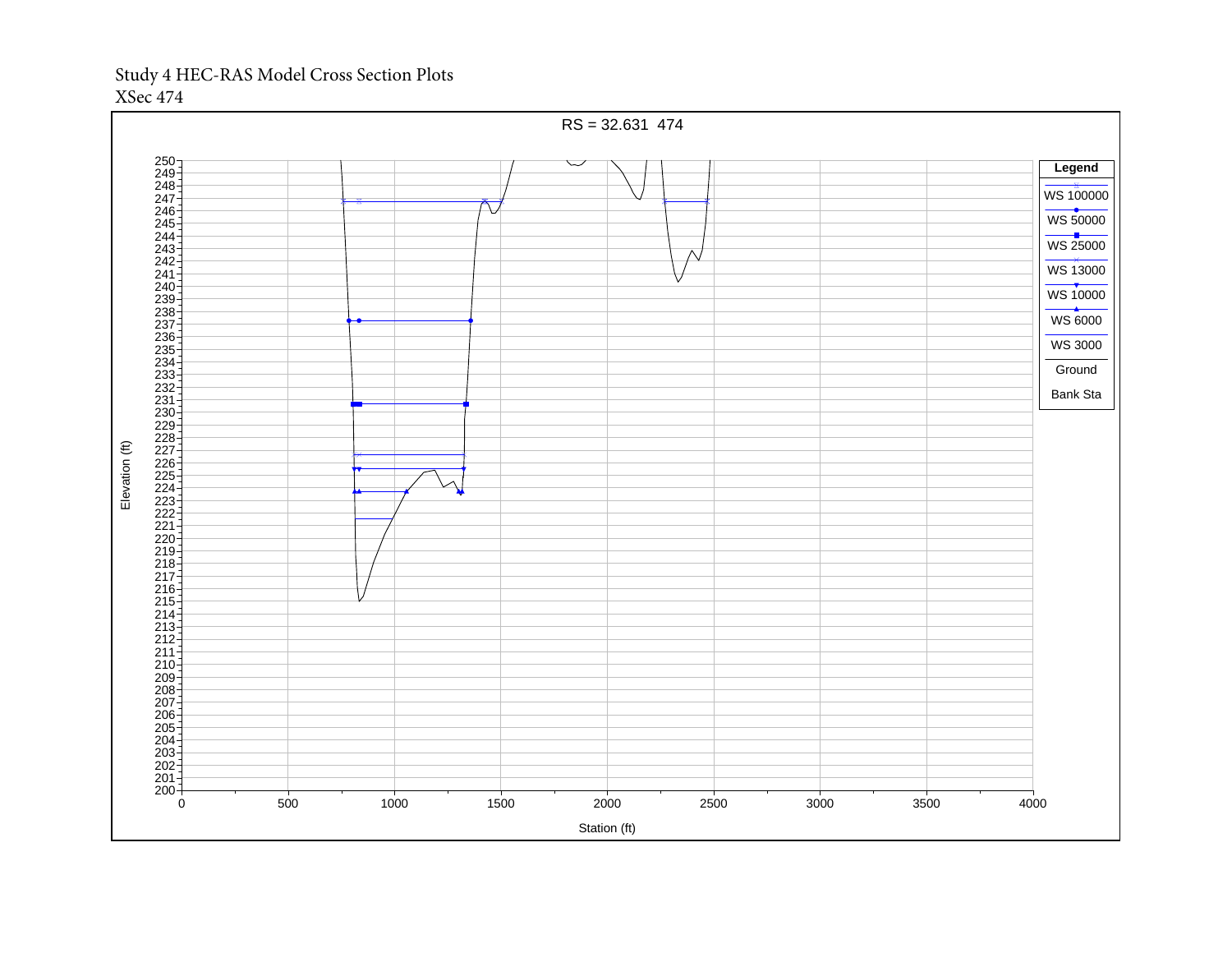Study 4 HEC-RAS Model Cross Section Plots
XSec 474

RS = 32.631 474

Legend

- WS 100000
- WS 50000
- WS 25000
- WS 13000
- WS 10000
- WS 6000
- WS 3000
- Ground
- Bank Sta

Elevation (ft)

Station (ft)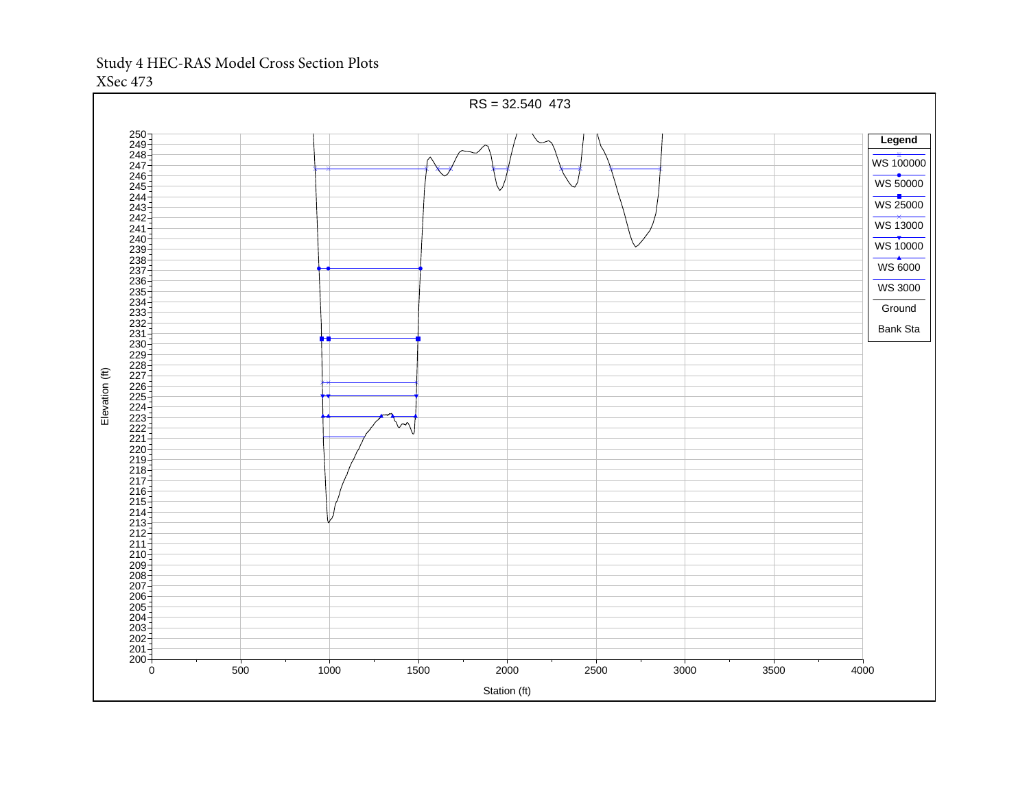Study 4 HEC-RAS Model Cross Section Plots

XSec 473

RS = 32.540 473

Legend

- WS 100000
- WS 50000
- WS 25000
- WS 13000
- WS 10000
- WS 6000
- WS 3000
- Ground
- Bank Sta

Elevation (ft)

Station (ft)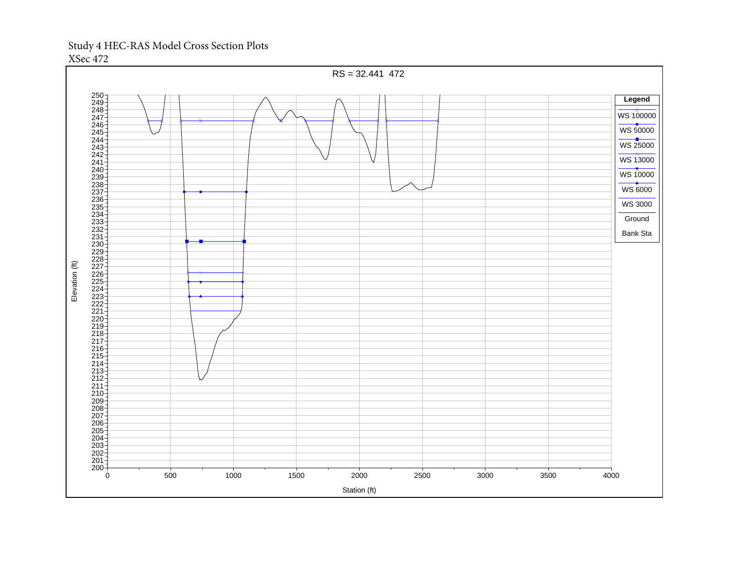Study 4 HEC-RAS Model Cross Section Plots

XSec 472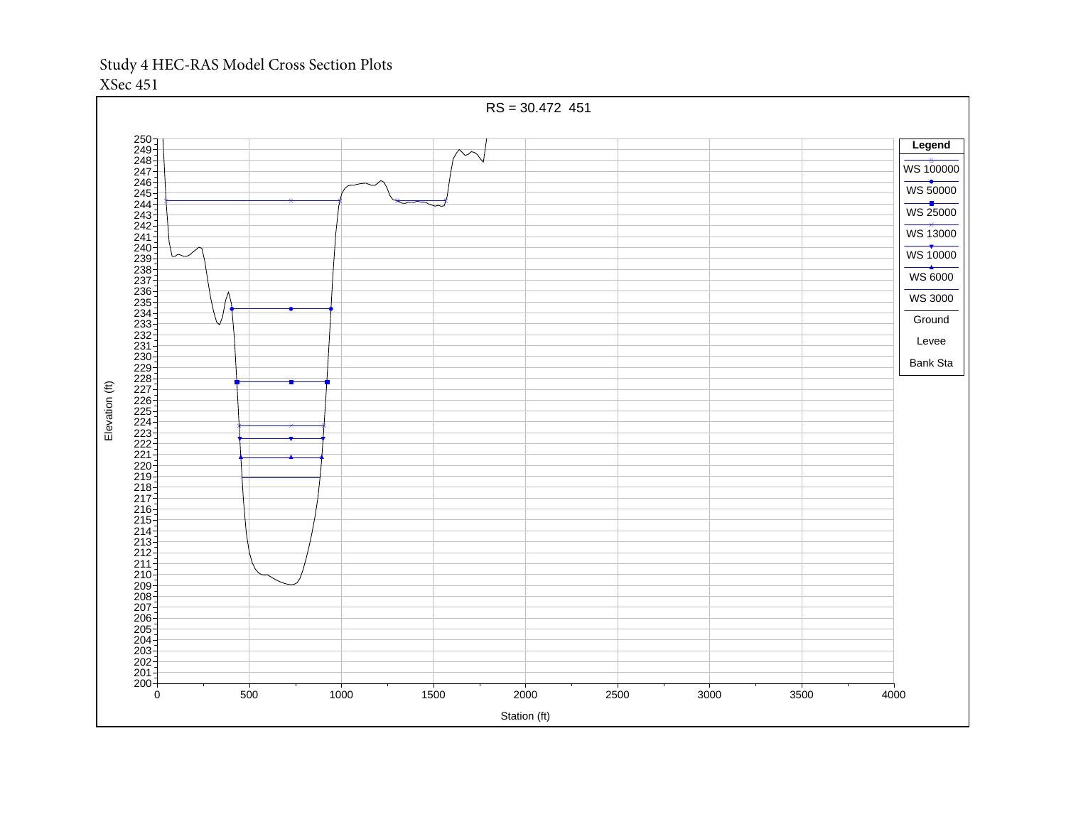Study 4 HEC-RAS Model Cross Section Plots

XSec 451

RS = 30.472 451

Legend

- WS 100000
- WS 50000
- WS 25000
- WS 13000
- WS 10000
- WS 6000
- WS 3000
- Ground
- Levee
- Bank Sta

Elevation (ft)

Station (ft)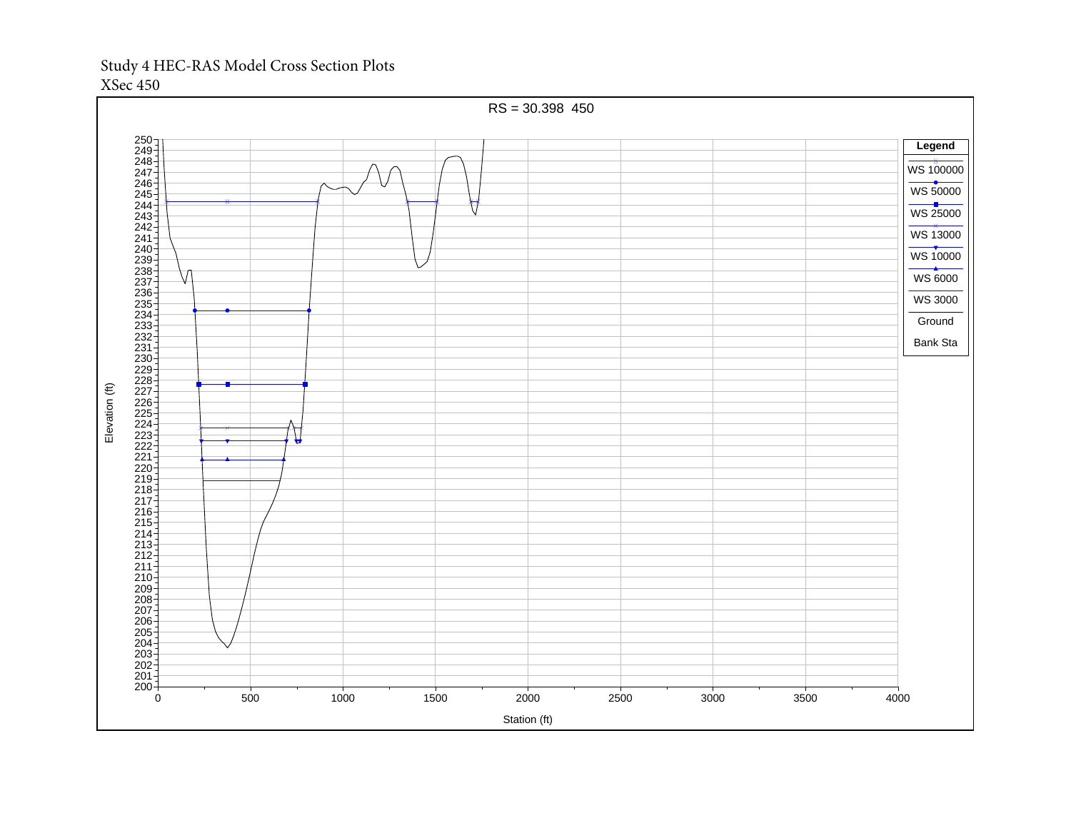Study 4 HEC-RAS Model Cross Section Plots
XSec 450

RS = 30.398 450

Legend

- WS 100000
- WS 50000
- WS 25000
- WS 13000
- WS 10000
- WS 6000
- WS 3000
- Ground
- Bank Sta

Elevation (ft)

Station (ft)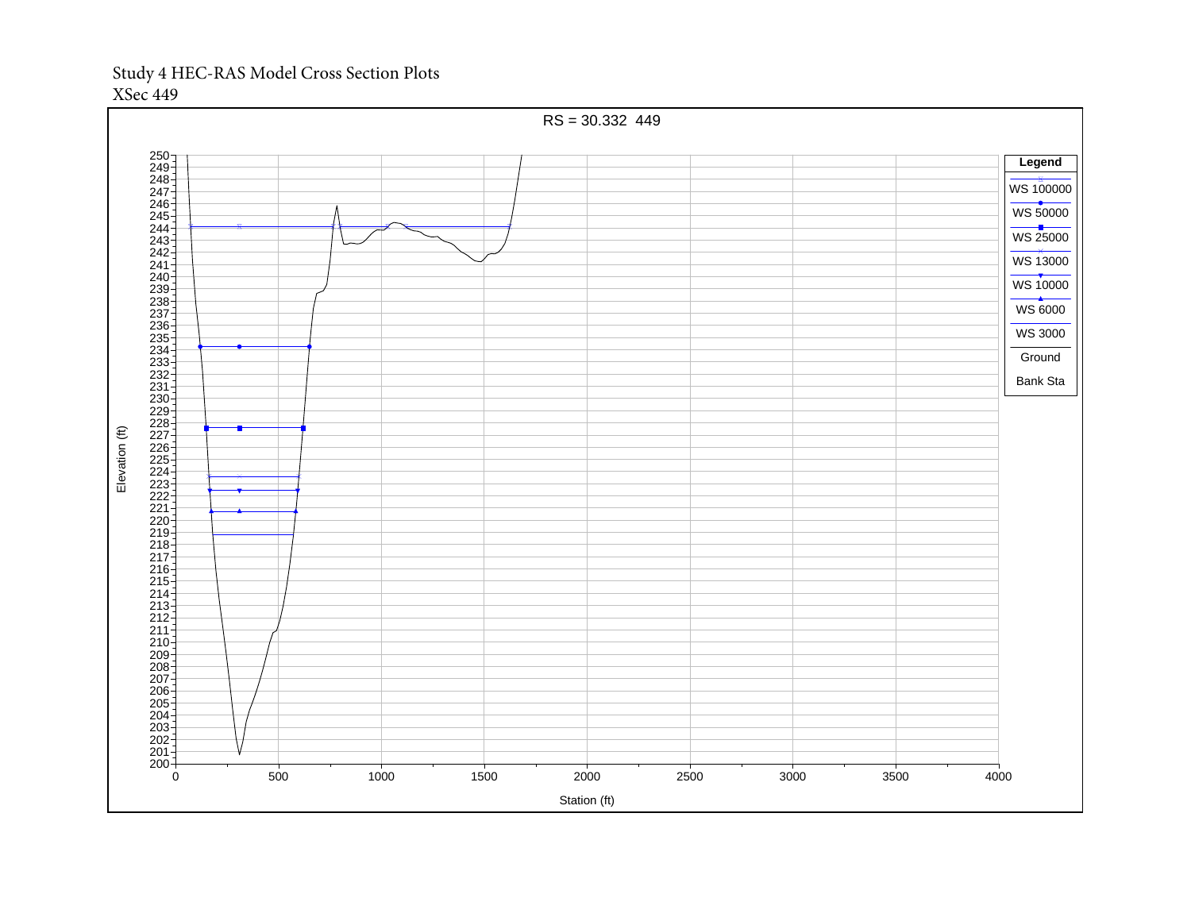Study 4 HEC-RAS Model Cross Section Plots

XSec 449

RS = 30.332 449

Legend

- WS 100000
- WS 50000
- WS 25000
- WS 13000
- WS 10000
- WS 6000
- WS 3000
- Ground
- Bank Sta

Elevation (ft)

Station (ft)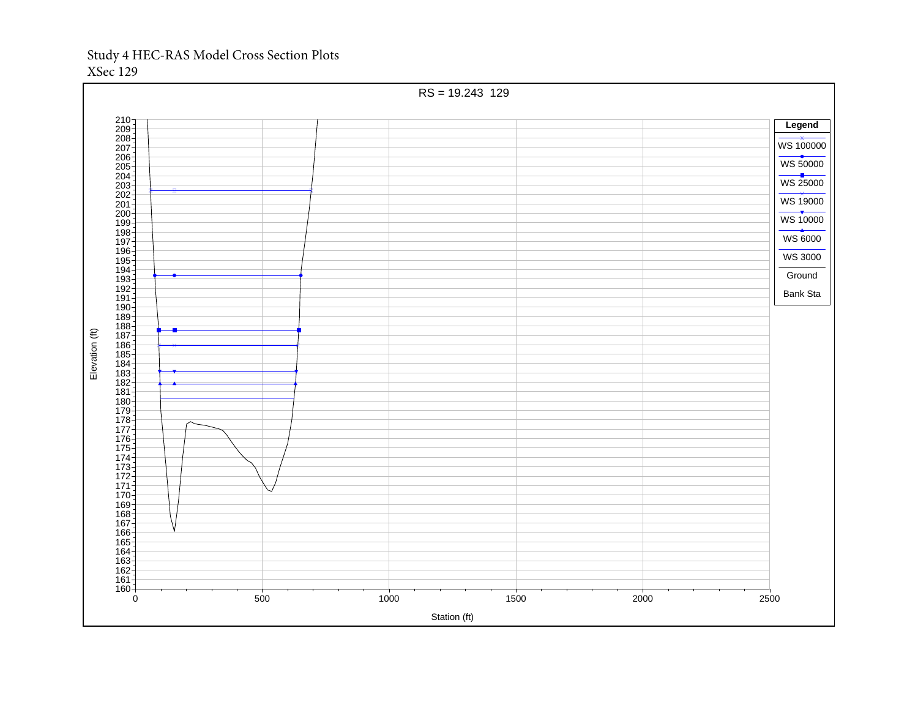Study 4 HEC-RAS Model Cross Section Plots
XSec 129

RS = 19.243 129

Legend

- WS 100000
- WS 50000
- WS 25000
- WS 19000
- WS 10000
- WS 6000
- WS 3000
- Ground
- Bank Sta

Elevation (ft)

Station (ft)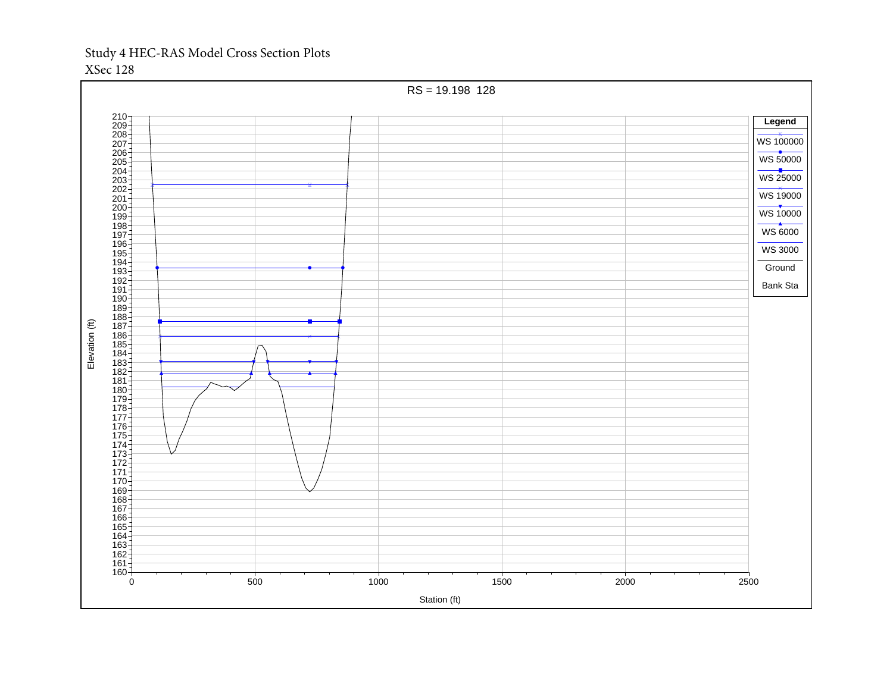Study 4 HEC-RAS Model Cross Section Plots
XSec 128

RS = 19.198 128

Legend: WS 100000, WS 50000, WS 25000, WS 19000, WS 10000, WS 6000, WS 3000, Ground, Bank Sta

Elevation (ft)

Station (ft)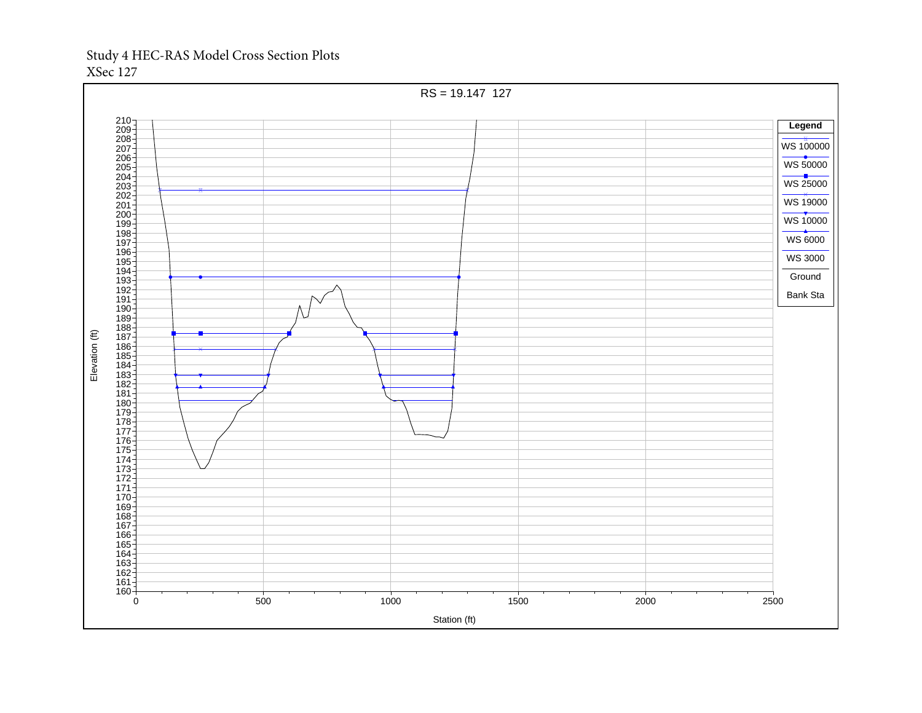Study 4 HEC-RAS Model Cross Section Plots
XSec 127

RS = 19.147 127

Legend

- WS 100000
- WS 50000
- WS 25000
- WS 19000
- WS 10000
- WS 6000
- WS 3000
- Ground
- Bank Sta

Elevation (ft)

Station (ft)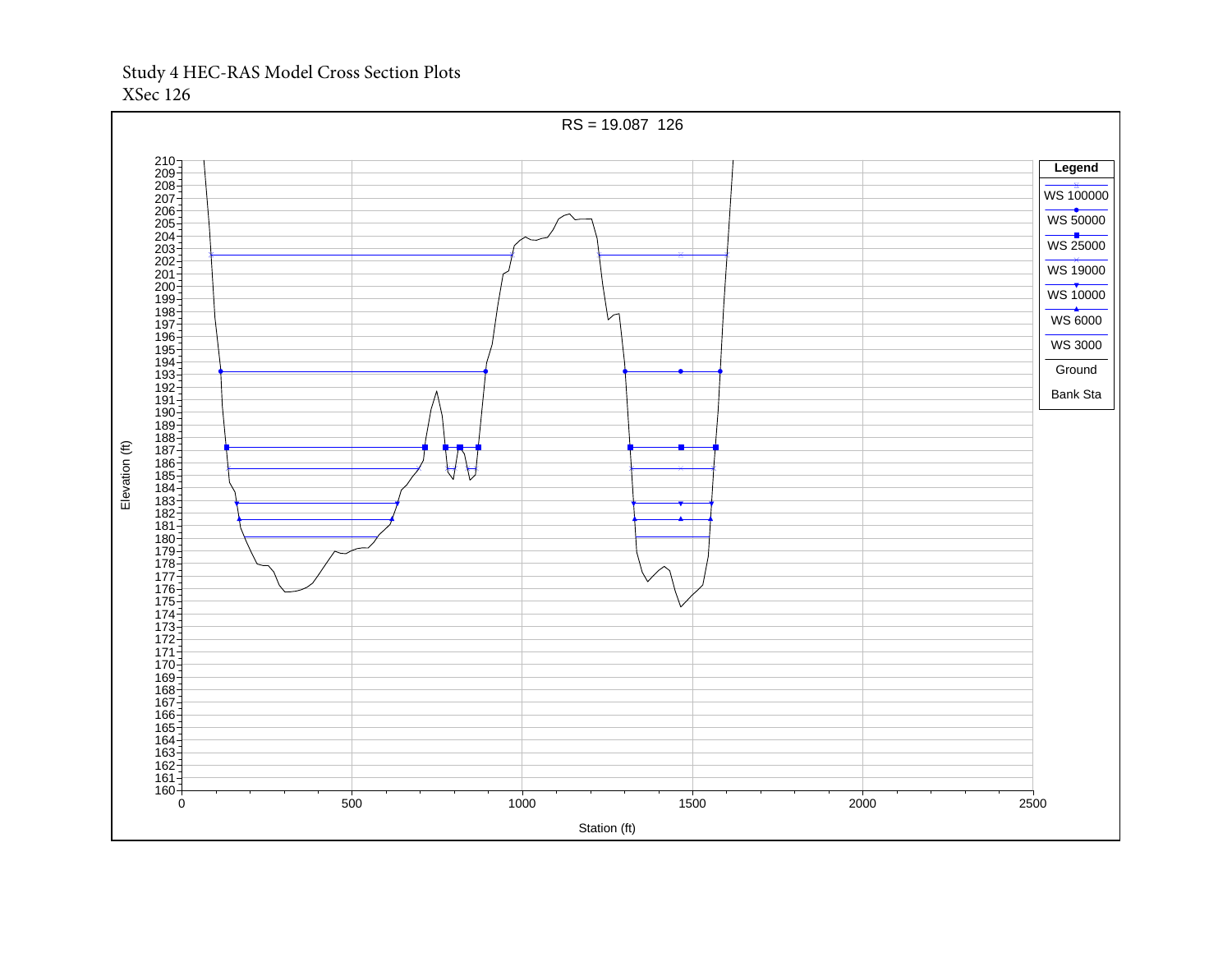Study 4 HEC-RAS Model Cross Section Plots
XSec 126

RS = 19.087 126

Legend

- WS 100000
- WS 50000
- WS 25000
- WS 19000
- WS 10000
- WS 6000
- WS 3000
- Ground
- Bank Sta

Elevation (ft)

Station (ft)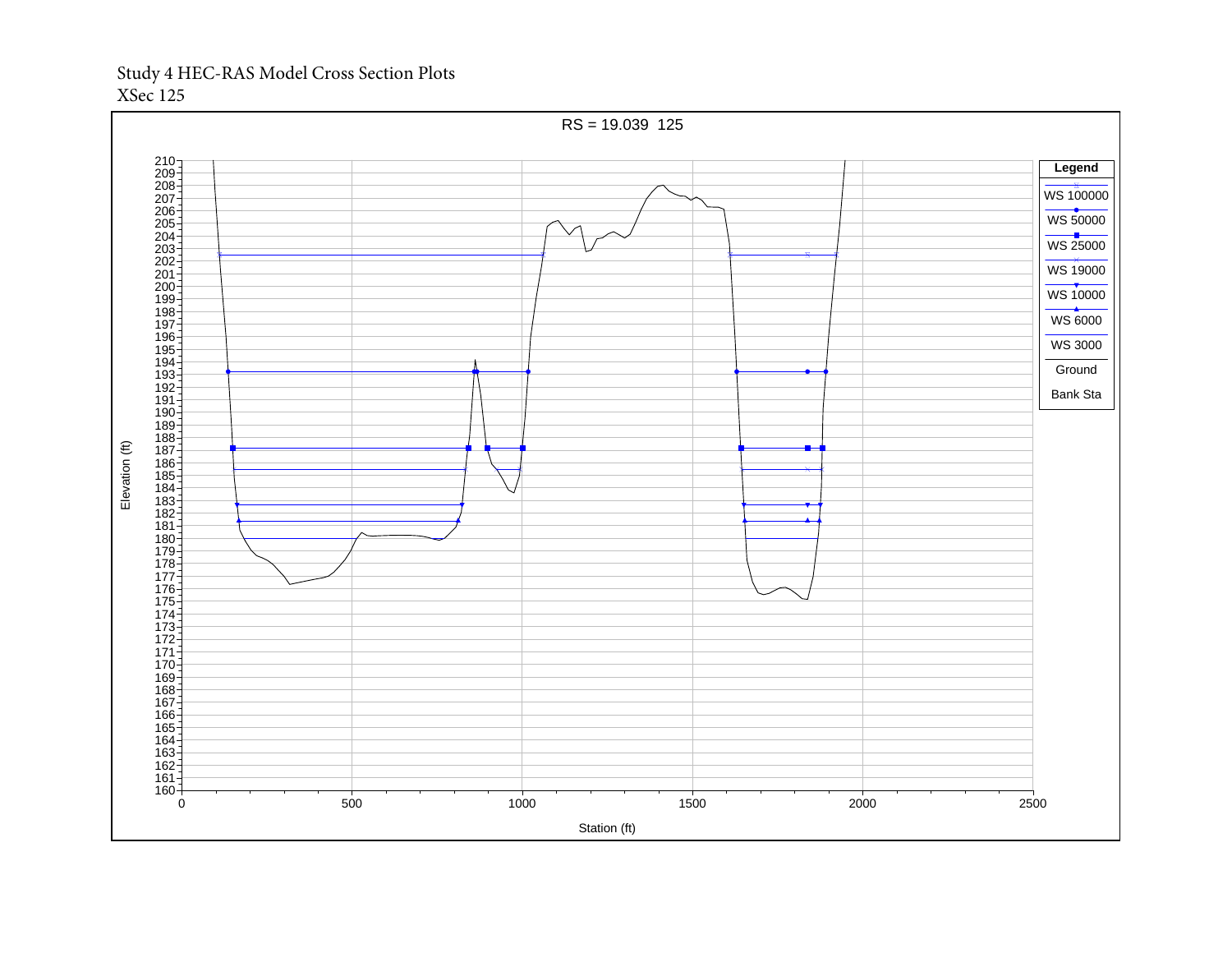Study 4 HEC-RAS Model Cross Section Plots
XSec 125

RS = 19.039 125

Legend
- WS 100000
- WS 50000
- WS 25000
- WS 19000
- WS 10000
- WS 6000
- WS 3000
- Ground
- Bank Sta

Elevation (ft)

Station (ft)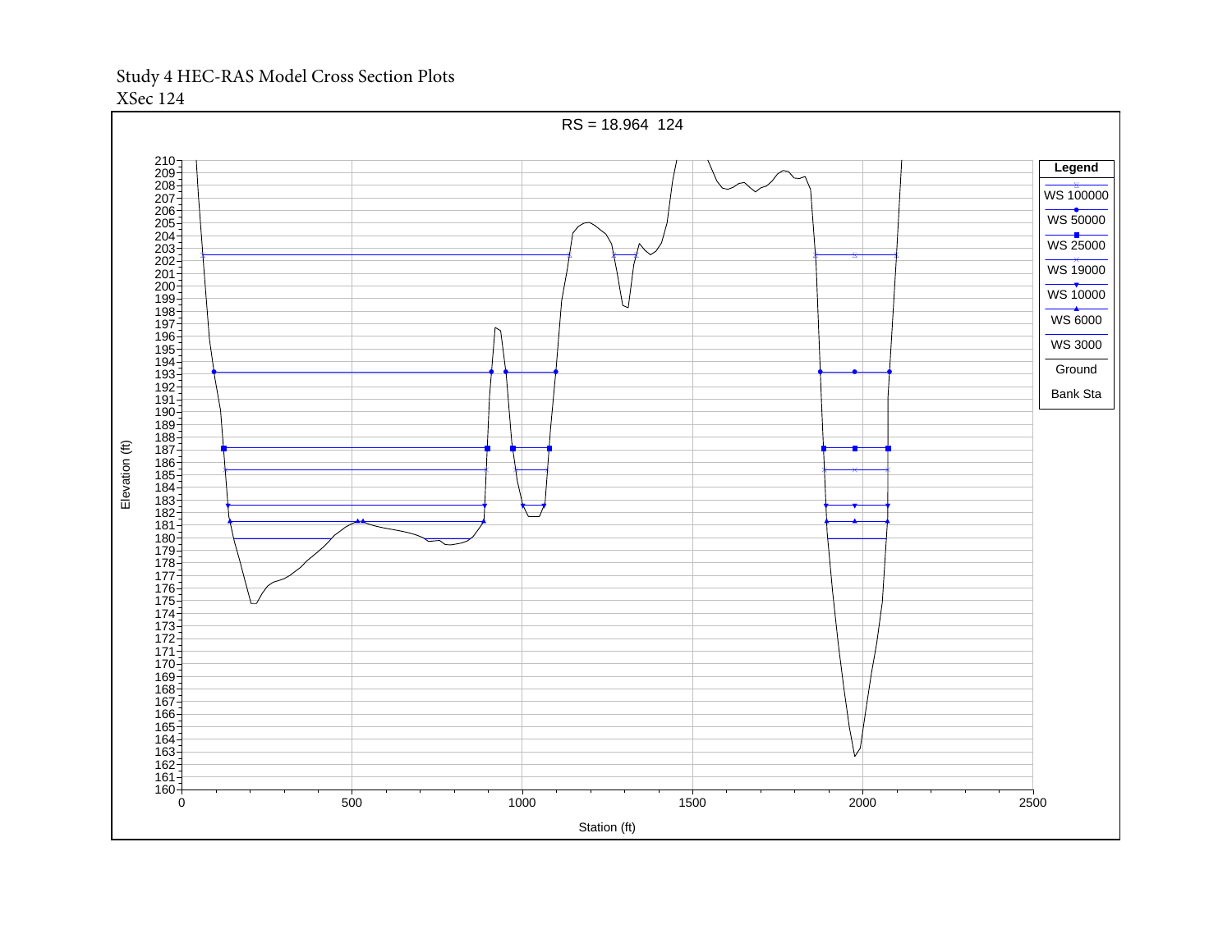Study 4 HEC-RAS Model Cross Section Plots
XSec 124

RS = 18.964 124

Legend

WS 100000

WS 50000

WS 25000

WS 19000

WS 10000

WS 6000

WS 3000

Ground

Bank Sta

Elevation (ft)

210
209
208
207
206
205
204
203
202
201
200
199
198
197
196
195
194
193
192
191
190
189
188
187
186
185
184
183
182
181
180
179
178
177
176
175
174
173
172
171
170
169
168
167
166
165
164
163
162
161
160

Station (ft)

0 500 1000 1500 2000 2500